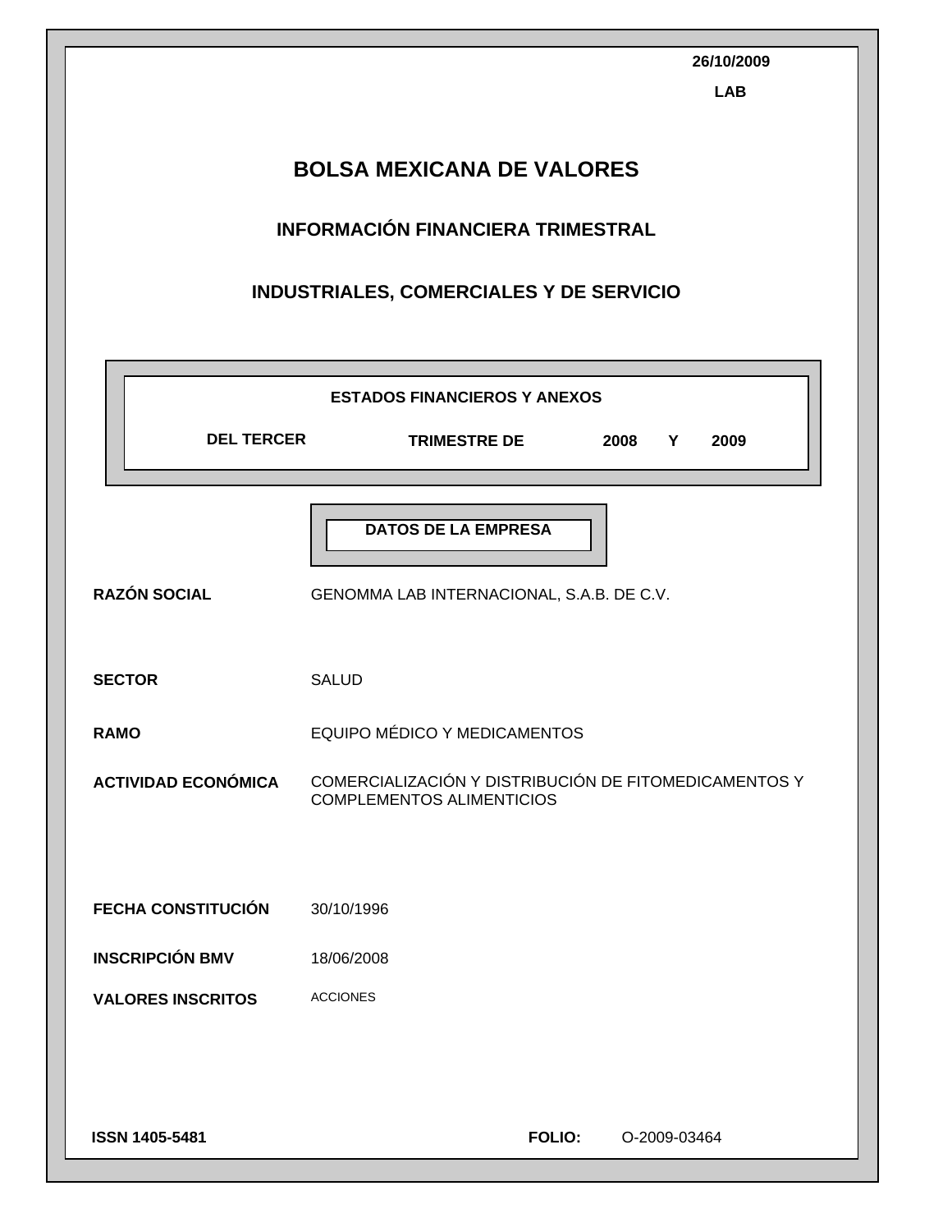26/10/2009

**LAB**

# BOLSA MEXICANA DE VALORES

## INFORMACIÓN FINANCIERA TRIMESTRAL

## INDUSTRIALES, COMERCIALES Y DE SERVICIO

**ESTADOS FINANCIEROS Y ANEXOS**

**DEL TERCER TRIMESTRE DE 2008 Y 2009**

**DATOS DE LA EMPRESA**

| | |
|---|---|
| **RAZÓN SOCIAL** | GENOMMA LAB INTERNACIONAL, S.A.B. DE C.V. |
| **SECTOR** | SALUD |
| **RAMO** | EQUIPO MÉDICO Y MEDICAMENTOS |
| **ACTIVIDAD ECONÓMICA** | COMERCIALIZACIÓN Y DISTRIBUCIÓN DE FITOMEDICAMENTOS Y COMPLEMENTOS ALIMENTICIOS |
| **FECHA CONSTITUCIÓN** | 30/10/1996 |
| **INSCRIPCIÓN BMV** | 18/06/2008 |
| **VALORES INSCRITOS** | ACCIONES |

**ISSN 1405-5481** **FOLIO:** O-2009-03464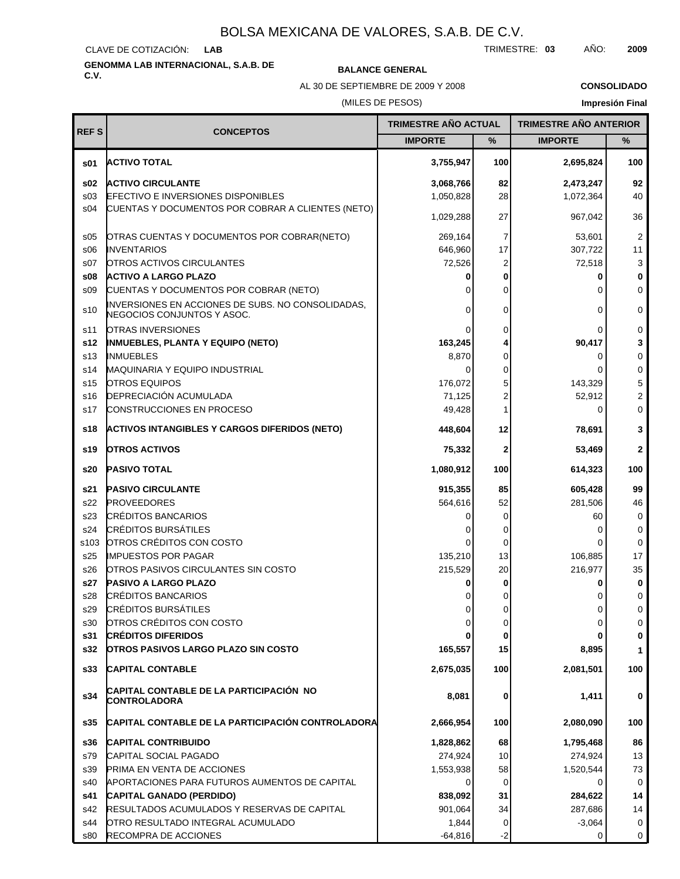# BOLSA MEXICANA DE VALORES, S.A.B. DE C.V.

CLAVE DE COTIZACIÓN: **LAB**

TRIMESTRE: **03** AÑO: **2009**

**GENOMMA LAB INTERNACIONAL, S.A.B. DE C.V.**

**BALANCE GENERAL**

AL 30 DE SEPTIEMBRE DE 2009 Y 2008

(MILES DE PESOS)

**CONSOLIDADO**

**Impresión Final**

| REF S | CONCEPTOS | TRIMESTRE AÑO ACTUAL | | TRIMESTRE AÑO ANTERIOR | |
|---|---|---|---|---|---|
| | | IMPORTE | % | IMPORTE | % |
| **s01** | **ACTIVO TOTAL** | **3,755,947** | **100** | **2,695,824** | **100** |
| **s02** | **ACTIVO CIRCULANTE** | **3,068,766** | **82** | **2,473,247** | **92** |
| s03 | EFECTIVO E INVERSIONES DISPONIBLES | 1,050,828 | 28 | 1,072,364 | 40 |
| s04 | CUENTAS Y DOCUMENTOS POR COBRAR A CLIENTES (NETO) | 1,029,288 | 27 | 967,042 | 36 |
| s05 | OTRAS CUENTAS Y DOCUMENTOS POR COBRAR(NETO) | 269,164 | 7 | 53,601 | 2 |
| s06 | INVENTARIOS | 646,960 | 17 | 307,722 | 11 |
| s07 | OTROS ACTIVOS CIRCULANTES | 72,526 | 2 | 72,518 | 3 |
| **s08** | **ACTIVO A LARGO PLAZO** | **0** | **0** | **0** | **0** |
| s09 | CUENTAS Y DOCUMENTOS POR COBRAR (NETO) | 0 | 0 | 0 | 0 |
| s10 | INVERSIONES EN ACCIONES DE SUBS. NO CONSOLIDADAS, NEGOCIOS CONJUNTOS Y ASOC. | 0 | 0 | 0 | 0 |
| s11 | OTRAS INVERSIONES | 0 | 0 | 0 | 0 |
| **s12** | **INMUEBLES, PLANTA Y EQUIPO (NETO)** | **163,245** | **4** | **90,417** | **3** |
| s13 | INMUEBLES | 8,870 | 0 | 0 | 0 |
| s14 | MAQUINARIA Y EQUIPO INDUSTRIAL | 0 | 0 | 0 | 0 |
| s15 | OTROS EQUIPOS | 176,072 | 5 | 143,329 | 5 |
| s16 | DEPRECIACIÓN ACUMULADA | 71,125 | 2 | 52,912 | 2 |
| s17 | CONSTRUCCIONES EN PROCESO | 49,428 | 1 | 0 | 0 |
| **s18** | **ACTIVOS INTANGIBLES Y CARGOS DIFERIDOS (NETO)** | **448,604** | **12** | **78,691** | **3** |
| **s19** | **OTROS ACTIVOS** | **75,332** | **2** | **53,469** | **2** |
| **s20** | **PASIVO TOTAL** | **1,080,912** | **100** | **614,323** | **100** |
| **s21** | **PASIVO CIRCULANTE** | **915,355** | **85** | **605,428** | **99** |
| s22 | PROVEEDORES | 564,616 | 52 | 281,506 | 46 |
| s23 | CRÉDITOS BANCARIOS | 0 | 0 | 60 | 0 |
| s24 | CRÉDITOS BURSÁTILES | 0 | 0 | 0 | 0 |
| s103 | OTROS CRÉDITOS CON COSTO | 0 | 0 | 0 | 0 |
| s25 | IMPUESTOS POR PAGAR | 135,210 | 13 | 106,885 | 17 |
| s26 | OTROS PASIVOS CIRCULANTES SIN COSTO | 215,529 | 20 | 216,977 | 35 |
| **s27** | **PASIVO A LARGO PLAZO** | **0** | **0** | **0** | **0** |
| s28 | CRÉDITOS BANCARIOS | 0 | 0 | 0 | 0 |
| s29 | CRÉDITOS BURSÁTILES | 0 | 0 | 0 | 0 |
| s30 | OTROS CRÉDITOS CON COSTO | 0 | 0 | 0 | 0 |
| **s31** | **CRÉDITOS DIFERIDOS** | **0** | **0** | **0** | **0** |
| **s32** | **OTROS PASIVOS LARGO PLAZO SIN COSTO** | **165,557** | **15** | **8,895** | **1** |
| **s33** | **CAPITAL CONTABLE** | **2,675,035** | **100** | **2,081,501** | **100** |
| **s34** | **CAPITAL CONTABLE DE LA PARTICIPACIÓN NO CONTROLADORA** | **8,081** | **0** | **1,411** | **0** |
| **s35** | **CAPITAL CONTABLE DE LA PARTICIPACIÓN CONTROLADORA** | **2,666,954** | **100** | **2,080,090** | **100** |
| **s36** | **CAPITAL CONTRIBUIDO** | **1,828,862** | **68** | **1,795,468** | **86** |
| s79 | CAPITAL SOCIAL PAGADO | 274,924 | 10 | 274,924 | 13 |
| s39 | PRIMA EN VENTA DE ACCIONES | 1,553,938 | 58 | 1,520,544 | 73 |
| s40 | APORTACIONES PARA FUTUROS AUMENTOS DE CAPITAL | 0 | 0 | 0 | 0 |
| **s41** | **CAPITAL GANADO (PERDIDO)** | **838,092** | **31** | **284,622** | **14** |
| s42 | RESULTADOS ACUMULADOS Y RESERVAS DE CAPITAL | 901,064 | 34 | 287,686 | 14 |
| s44 | OTRO RESULTADO INTEGRAL ACUMULADO | 1,844 | 0 | -3,064 | 0 |
| s80 | RECOMPRA DE ACCIONES | -64,816 | -2 | 0 | 0 |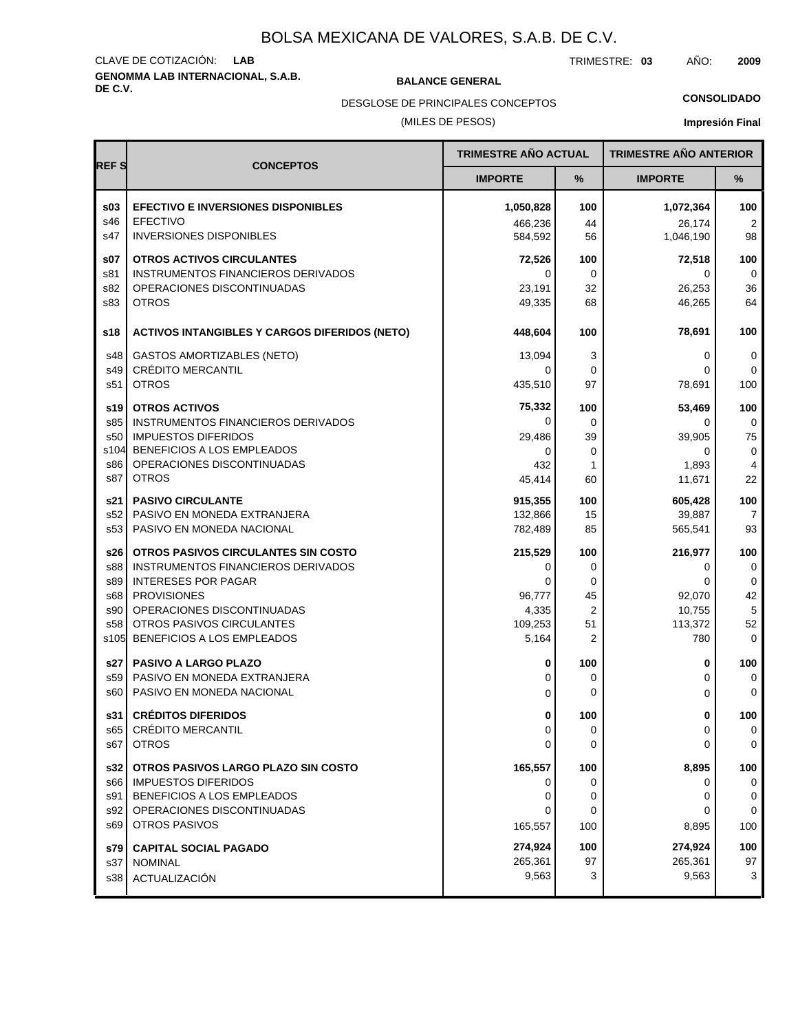# BOLSA MEXICANA DE VALORES, S.A.B. DE C.V.

CLAVE DE COTIZACIÓN: **LAB**

TRIMESTRE: **03** AÑO: **2009**

**GENOMMA LAB INTERNACIONAL, S.A.B. DE C.V.**

**BALANCE GENERAL**

DESGLOSE DE PRINCIPALES CONCEPTOS

(MILES DE PESOS)

**CONSOLIDADO**

**Impresión Final**

| REF S | CONCEPTOS | TRIMESTRE AÑO ACTUAL | | TRIMESTRE AÑO ANTERIOR | |
|---|---|---|---|---|---|
| | | IMPORTE | % | IMPORTE | % |
| **s03** | **EFECTIVO E INVERSIONES DISPONIBLES** | **1,050,828** | **100** | **1,072,364** | **100** |
| s46 | EFECTIVO | 466,236 | 44 | 26,174 | 2 |
| s47 | INVERSIONES DISPONIBLES | 584,592 | 56 | 1,046,190 | 98 |
| **s07** | **OTROS ACTIVOS CIRCULANTES** | **72,526** | **100** | **72,518** | **100** |
| s81 | INSTRUMENTOS FINANCIEROS DERIVADOS | 0 | 0 | 0 | 0 |
| s82 | OPERACIONES DISCONTINUADAS | 23,191 | 32 | 26,253 | 36 |
| s83 | OTROS | 49,335 | 68 | 46,265 | 64 |
| **s18** | **ACTIVOS INTANGIBLES Y CARGOS DIFERIDOS (NETO)** | **448,604** | **100** | **78,691** | **100** |
| s48 | GASTOS AMORTIZABLES (NETO) | 13,094 | 3 | 0 | 0 |
| s49 | CRÉDITO MERCANTIL | 0 | 0 | 0 | 0 |
| s51 | OTROS | 435,510 | 97 | 78,691 | 100 |
| **s19** | **OTROS ACTIVOS** | **75,332** | **100** | **53,469** | **100** |
| s85 | INSTRUMENTOS FINANCIEROS DERIVADOS | 0 | 0 | 0 | 0 |
| s50 | IMPUESTOS DIFERIDOS | 29,486 | 39 | 39,905 | 75 |
| s104 | BENEFICIOS A LOS EMPLEADOS | 0 | 0 | 0 | 0 |
| s86 | OPERACIONES DISCONTINUADAS | 432 | 1 | 1,893 | 4 |
| s87 | OTROS | 45,414 | 60 | 11,671 | 22 |
| **s21** | **PASIVO CIRCULANTE** | **915,355** | **100** | **605,428** | **100** |
| s52 | PASIVO EN MONEDA EXTRANJERA | 132,866 | 15 | 39,887 | 7 |
| s53 | PASIVO EN MONEDA NACIONAL | 782,489 | 85 | 565,541 | 93 |
| **s26** | **OTROS PASIVOS CIRCULANTES SIN COSTO** | **215,529** | **100** | **216,977** | **100** |
| s88 | INSTRUMENTOS FINANCIEROS DERIVADOS | 0 | 0 | 0 | 0 |
| s89 | INTERESES POR PAGAR | 0 | 0 | 0 | 0 |
| s68 | PROVISIONES | 96,777 | 45 | 92,070 | 42 |
| s90 | OPERACIONES DISCONTINUADAS | 4,335 | 2 | 10,755 | 5 |
| s58 | OTROS PASIVOS CIRCULANTES | 109,253 | 51 | 113,372 | 52 |
| s105 | BENEFICIOS A LOS EMPLEADOS | 5,164 | 2 | 780 | 0 |
| **s27** | **PASIVO A LARGO PLAZO** | **0** | **100** | **0** | **100** |
| s59 | PASIVO EN MONEDA EXTRANJERA | 0 | 0 | 0 | 0 |
| s60 | PASIVO EN MONEDA NACIONAL | 0 | 0 | 0 | 0 |
| **s31** | **CRÉDITOS DIFERIDOS** | **0** | **100** | **0** | **100** |
| s65 | CRÉDITO MERCANTIL | 0 | 0 | 0 | 0 |
| s67 | OTROS | 0 | 0 | 0 | 0 |
| **s32** | **OTROS PASIVOS LARGO PLAZO SIN COSTO** | **165,557** | **100** | **8,895** | **100** |
| s66 | IMPUESTOS DIFERIDOS | 0 | 0 | 0 | 0 |
| s91 | BENEFICIOS A LOS EMPLEADOS | 0 | 0 | 0 | 0 |
| s92 | OPERACIONES DISCONTINUADAS | 0 | 0 | 0 | 0 |
| s69 | OTROS PASIVOS | 165,557 | 100 | 8,895 | 100 |
| **s79** | **CAPITAL SOCIAL PAGADO** | **274,924** | **100** | **274,924** | **100** |
| s37 | NOMINAL | 265,361 | 97 | 265,361 | 97 |
| s38 | ACTUALIZACIÓN | 9,563 | 3 | 9,563 | 3 |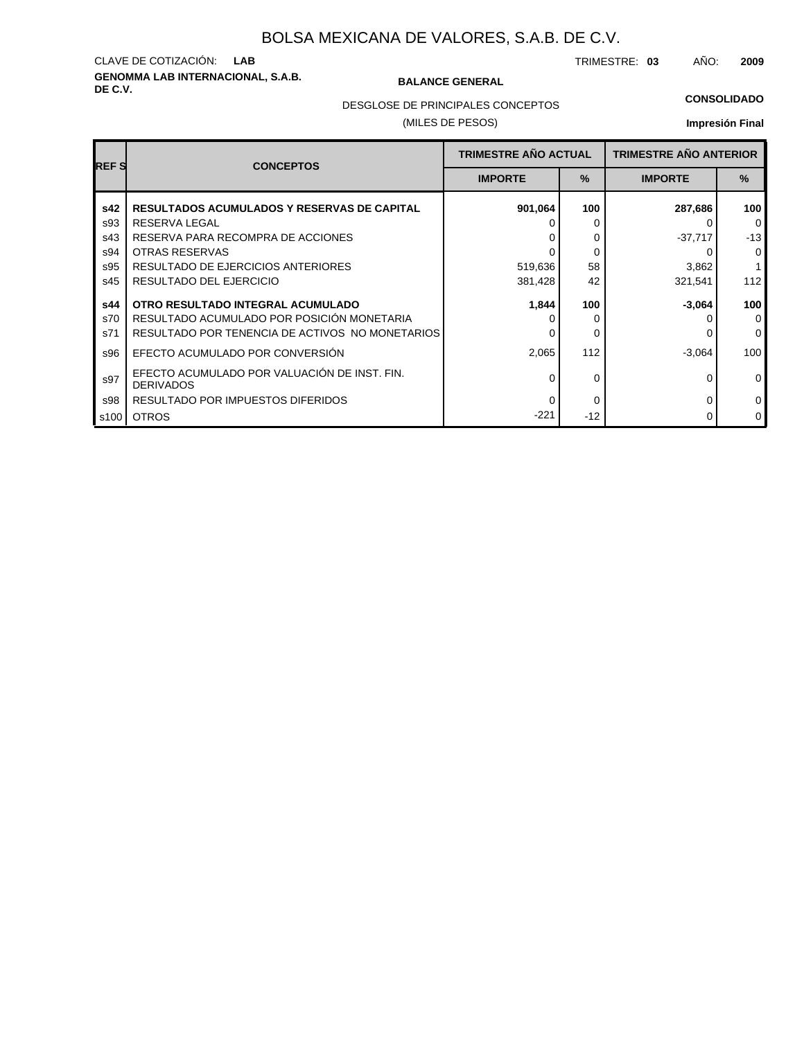# BOLSA MEXICANA DE VALORES, S.A.B. DE C.V.

CLAVE DE COTIZACIÓN: **LAB**

**GENOMMA LAB INTERNACIONAL, S.A.B. DE C.V.**

TRIMESTRE: **03** AÑO: **2009**

**BALANCE GENERAL**

DESGLOSE DE PRINCIPALES CONCEPTOS

(MILES DE PESOS)

**CONSOLIDADO**

**Impresión Final**

| REF S | CONCEPTOS | TRIMESTRE AÑO ACTUAL | | TRIMESTRE AÑO ANTERIOR | |
|---|---|---|---|---|---|
| | | IMPORTE | % | IMPORTE | % |
| **s42** | **RESULTADOS ACUMULADOS Y RESERVAS DE CAPITAL** | **901,064** | **100** | **287,686** | **100** |
| s93 | RESERVA LEGAL | 0 | 0 | 0 | 0 |
| s43 | RESERVA PARA RECOMPRA DE ACCIONES | 0 | 0 | -37,717 | -13 |
| s94 | OTRAS RESERVAS | 0 | 0 | 0 | 0 |
| s95 | RESULTADO DE EJERCICIOS ANTERIORES | 519,636 | 58 | 3,862 | 1 |
| s45 | RESULTADO DEL EJERCICIO | 381,428 | 42 | 321,541 | 112 |
| **s44** | **OTRO RESULTADO INTEGRAL ACUMULADO** | **1,844** | **100** | **-3,064** | **100** |
| s70 | RESULTADO ACUMULADO POR POSICIÓN MONETARIA | 0 | 0 | 0 | 0 |
| s71 | RESULTADO POR TENENCIA DE ACTIVOS NO MONETARIOS | 0 | 0 | 0 | 0 |
| s96 | EFECTO ACUMULADO POR CONVERSIÓN | 2,065 | 112 | -3,064 | 100 |
| s97 | EFECTO ACUMULADO POR VALUACIÓN DE INST. FIN. DERIVADOS | 0 | 0 | 0 | 0 |
| s98 | RESULTADO POR IMPUESTOS DIFERIDOS | 0 | 0 | 0 | 0 |
| s100 | OTROS | -221 | -12 | 0 | 0 |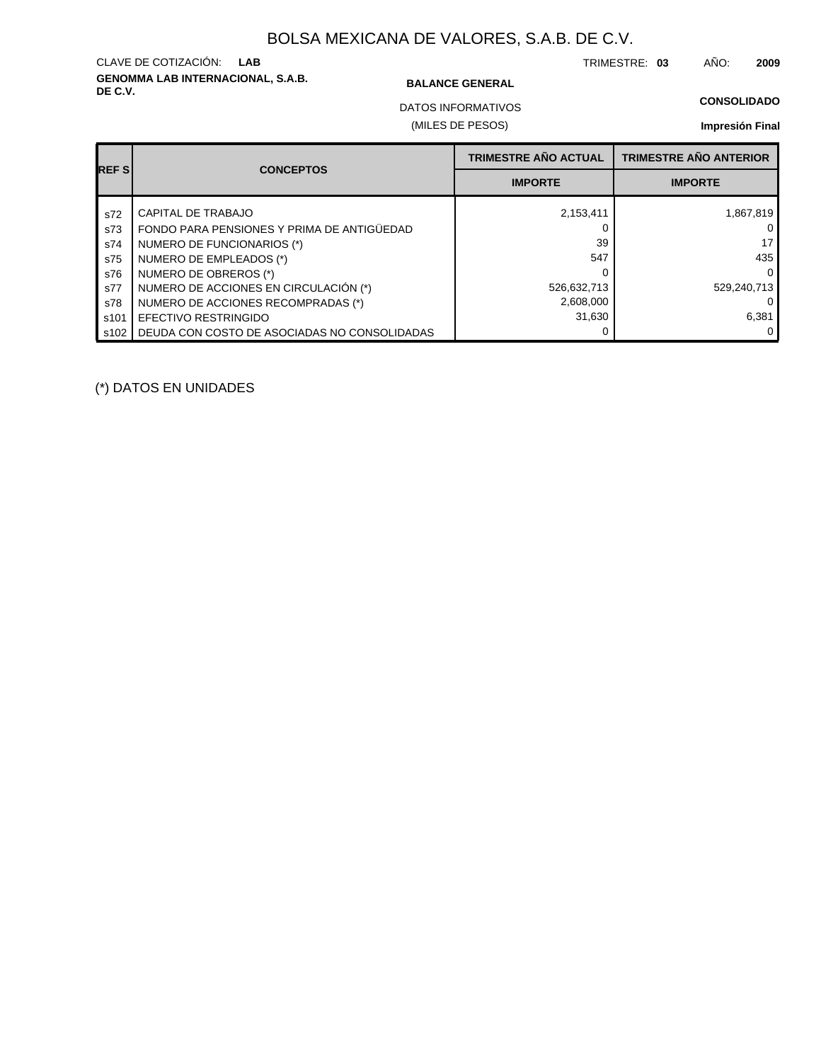# BOLSA MEXICANA DE VALORES, S.A.B. DE C.V.

CLAVE DE COTIZACIÓN: **LAB**

TRIMESTRE: **03** AÑO: **2009**

**GENOMMA LAB INTERNACIONAL, S.A.B. DE C.V.**

**BALANCE GENERAL**

DATOS INFORMATIVOS

(MILES DE PESOS)

**CONSOLIDADO**

**Impresión Final**

| REF S | CONCEPTOS | TRIMESTRE AÑO ACTUAL | TRIMESTRE AÑO ANTERIOR |
|---|---|---|---|
| | | IMPORTE | IMPORTE |
| s72 | CAPITAL DE TRABAJO | 2,153,411 | 1,867,819 |
| s73 | FONDO PARA PENSIONES Y PRIMA DE ANTIGÜEDAD | 0 | 0 |
| s74 | NUMERO DE FUNCIONARIOS (*) | 39 | 17 |
| s75 | NUMERO DE EMPLEADOS (*) | 547 | 435 |
| s76 | NUMERO DE OBREROS (*) | 0 | 0 |
| s77 | NUMERO DE ACCIONES EN CIRCULACIÓN (*) | 526,632,713 | 529,240,713 |
| s78 | NUMERO DE ACCIONES RECOMPRADAS (*) | 2,608,000 | 0 |
| s101 | EFECTIVO RESTRINGIDO | 31,630 | 6,381 |
| s102 | DEUDA CON COSTO DE ASOCIADAS NO CONSOLIDADAS | 0 | 0 |

(*) DATOS EN UNIDADES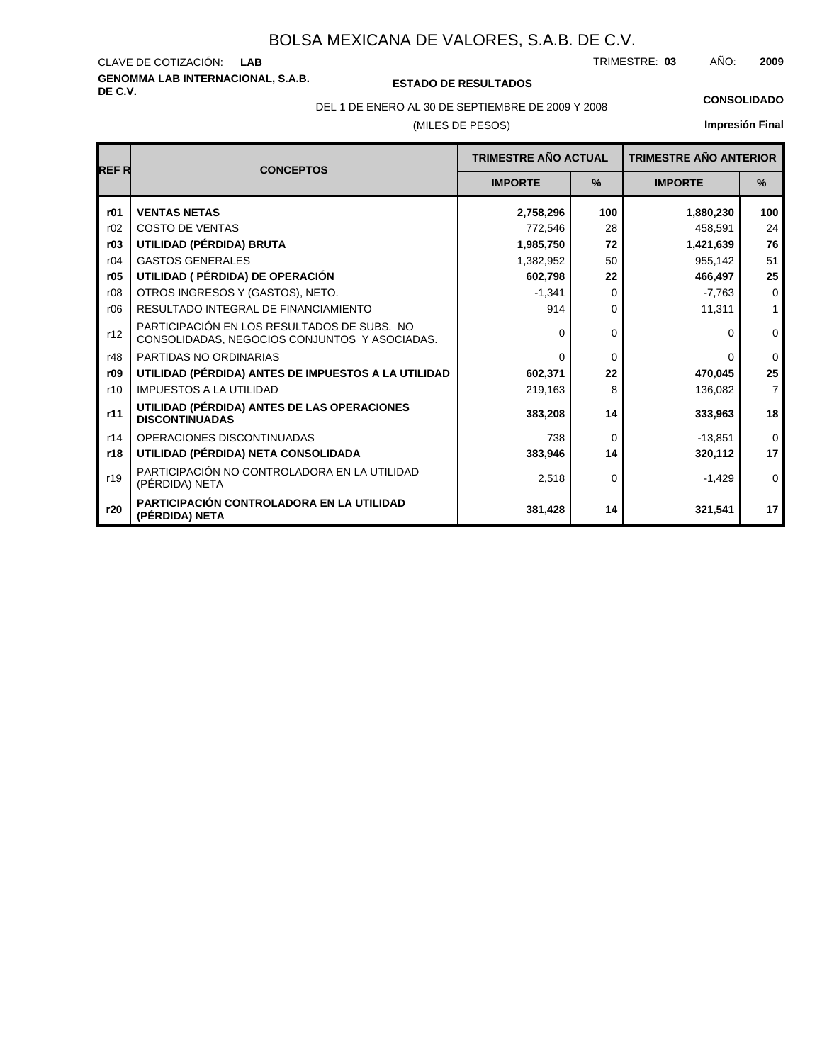# BOLSA MEXICANA DE VALORES, S.A.B. DE C.V.

CLAVE DE COTIZACIÓN: **LAB**

TRIMESTRE: **03** AÑO: **2009**

**GENOMMA LAB INTERNACIONAL, S.A.B. DE C.V.**

**ESTADO DE RESULTADOS**

**CONSOLIDADO**

DEL 1 DE ENERO AL 30 DE SEPTIEMBRE DE 2009 Y 2008

(MILES DE PESOS)

**Impresión Final**

| REF R | CONCEPTOS | TRIMESTRE AÑO ACTUAL | | TRIMESTRE AÑO ANTERIOR | |
|---|---|---|---|---|---|
| | | IMPORTE | % | IMPORTE | % |
| **r01** | **VENTAS NETAS** | **2,758,296** | **100** | **1,880,230** | **100** |
| r02 | COSTO DE VENTAS | 772,546 | 28 | 458,591 | 24 |
| **r03** | **UTILIDAD (PÉRDIDA) BRUTA** | **1,985,750** | **72** | **1,421,639** | **76** |
| r04 | GASTOS GENERALES | 1,382,952 | 50 | 955,142 | 51 |
| **r05** | **UTILIDAD ( PÉRDIDA) DE OPERACIÓN** | **602,798** | **22** | **466,497** | **25** |
| r08 | OTROS INGRESOS Y (GASTOS), NETO. | -1,341 | 0 | -7,763 | 0 |
| r06 | RESULTADO INTEGRAL DE FINANCIAMIENTO | 914 | 0 | 11,311 | 1 |
| r12 | PARTICIPACIÓN EN LOS RESULTADOS DE SUBS. NO CONSOLIDADAS, NEGOCIOS CONJUNTOS Y ASOCIADAS. | 0 | 0 | 0 | 0 |
| r48 | PARTIDAS NO ORDINARIAS | 0 | 0 | 0 | 0 |
| **r09** | **UTILIDAD (PÉRDIDA) ANTES DE IMPUESTOS A LA UTILIDAD** | **602,371** | **22** | **470,045** | **25** |
| r10 | IMPUESTOS A LA UTILIDAD | 219,163 | 8 | 136,082 | 7 |
| **r11** | **UTILIDAD (PÉRDIDA) ANTES DE LAS OPERACIONES DISCONTINUADAS** | **383,208** | **14** | **333,963** | **18** |
| r14 | OPERACIONES DISCONTINUADAS | 738 | 0 | -13,851 | 0 |
| **r18** | **UTILIDAD (PÉRDIDA) NETA CONSOLIDADA** | **383,946** | **14** | **320,112** | **17** |
| r19 | PARTICIPACIÓN NO CONTROLADORA EN LA UTILIDAD (PÉRDIDA) NETA | 2,518 | 0 | -1,429 | 0 |
| **r20** | **PARTICIPACIÓN CONTROLADORA EN LA UTILIDAD (PÉRDIDA) NETA** | **381,428** | **14** | **321,541** | **17** |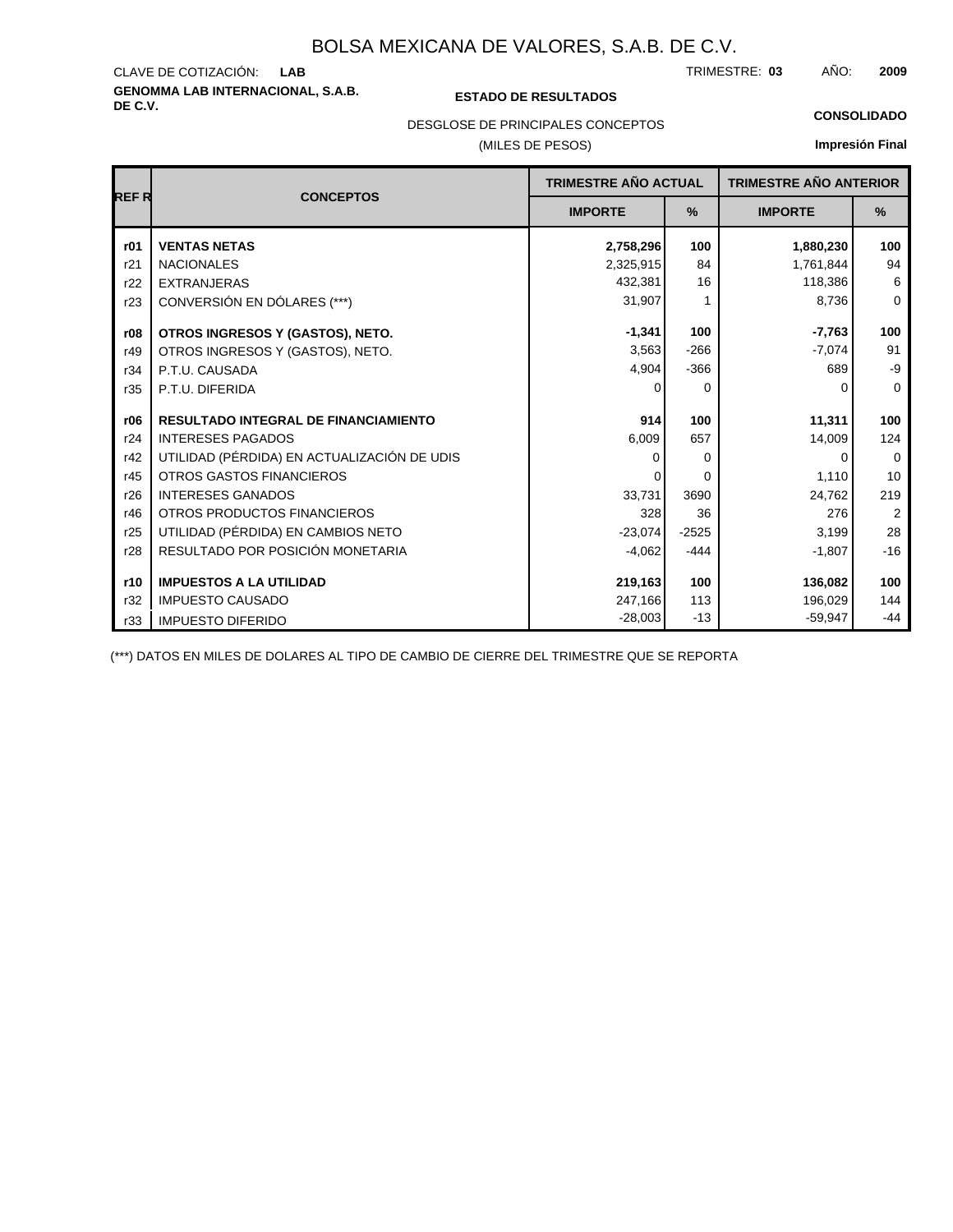# BOLSA MEXICANA DE VALORES, S.A.B. DE C.V.

CLAVE DE COTIZACIÓN: **LAB**

TRIMESTRE: **03** AÑO: **2009**

**GENOMMA LAB INTERNACIONAL, S.A.B. DE C.V.**

**ESTADO DE RESULTADOS**

**CONSOLIDADO**

DESGLOSE DE PRINCIPALES CONCEPTOS

(MILES DE PESOS)

**Impresión Final**

| REF R | CONCEPTOS | TRIMESTRE AÑO ACTUAL | | TRIMESTRE AÑO ANTERIOR | |
|---|---|---|---|---|---|
| | | IMPORTE | % | IMPORTE | % |
| **r01** | **VENTAS NETAS** | **2,758,296** | **100** | **1,880,230** | **100** |
| r21 | NACIONALES | 2,325,915 | 84 | 1,761,844 | 94 |
| r22 | EXTRANJERAS | 432,381 | 16 | 118,386 | 6 |
| r23 | CONVERSIÓN EN DÓLARES (***) | 31,907 | 1 | 8,736 | 0 |
| **r08** | **OTROS INGRESOS Y (GASTOS), NETO.** | **-1,341** | **100** | **-7,763** | **100** |
| r49 | OTROS INGRESOS Y (GASTOS), NETO. | 3,563 | -266 | -7,074 | 91 |
| r34 | P.T.U. CAUSADA | 4,904 | -366 | 689 | -9 |
| r35 | P.T.U. DIFERIDA | 0 | 0 | 0 | 0 |
| **r06** | **RESULTADO INTEGRAL DE FINANCIAMIENTO** | **914** | **100** | **11,311** | **100** |
| r24 | INTERESES PAGADOS | 6,009 | 657 | 14,009 | 124 |
| r42 | UTILIDAD (PÉRDIDA) EN ACTUALIZACIÓN DE UDIS | 0 | 0 | 0 | 0 |
| r45 | OTROS GASTOS FINANCIEROS | 0 | 0 | 1,110 | 10 |
| r26 | INTERESES GANADOS | 33,731 | 3690 | 24,762 | 219 |
| r46 | OTROS PRODUCTOS FINANCIEROS | 328 | 36 | 276 | 2 |
| r25 | UTILIDAD (PÉRDIDA) EN CAMBIOS NETO | -23,074 | -2525 | 3,199 | 28 |
| r28 | RESULTADO POR POSICIÓN MONETARIA | -4,062 | -444 | -1,807 | -16 |
| **r10** | **IMPUESTOS A LA UTILIDAD** | **219,163** | **100** | **136,082** | **100** |
| r32 | IMPUESTO CAUSADO | 247,166 | 113 | 196,029 | 144 |
| r33 | IMPUESTO DIFERIDO | -28,003 | -13 | -59,947 | -44 |

(***) DATOS EN MILES DE DOLARES AL TIPO DE CAMBIO DE CIERRE DEL TRIMESTRE QUE SE REPORTA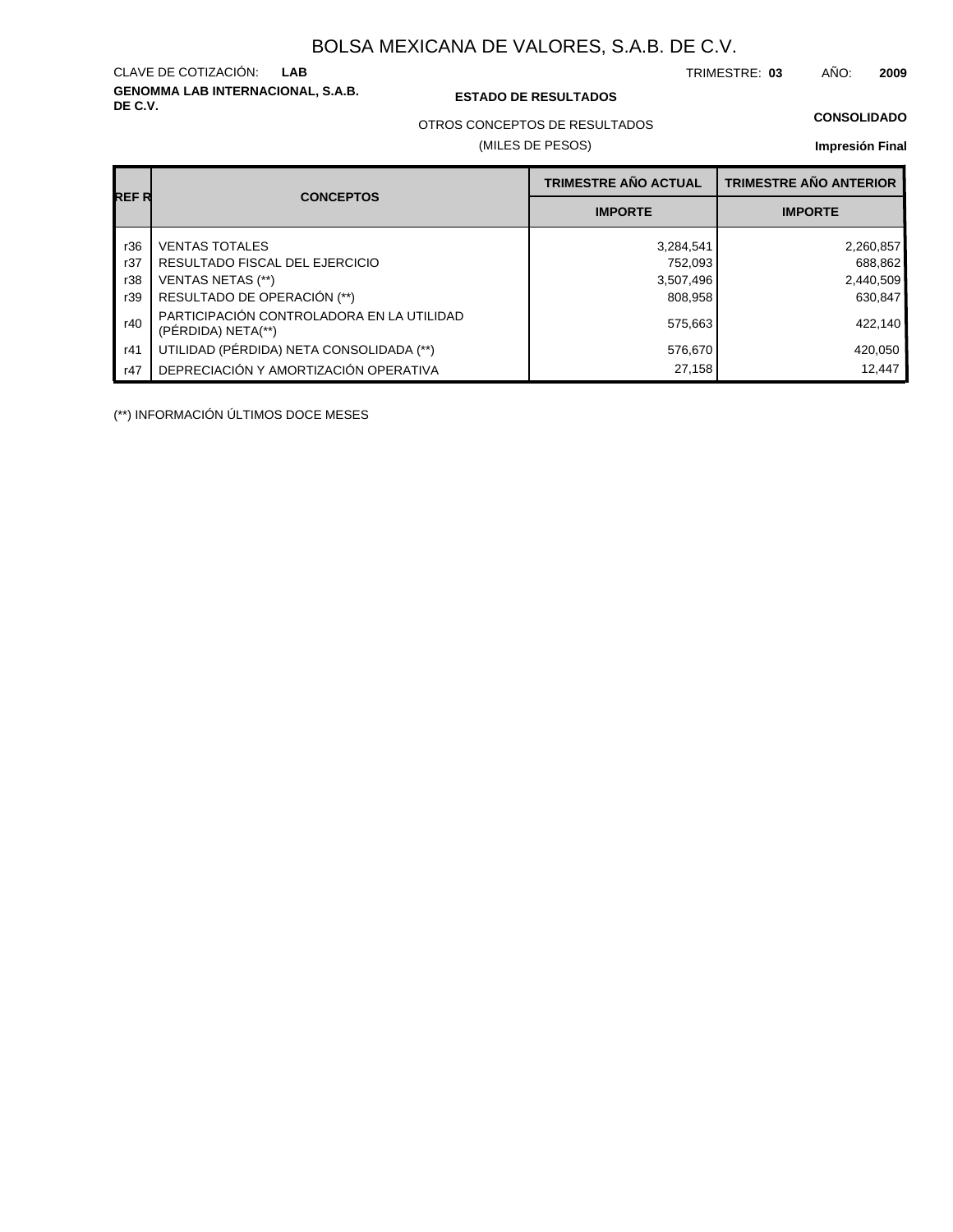# BOLSA MEXICANA DE VALORES, S.A.B. DE C.V.

CLAVE DE COTIZACIÓN: **LAB**

TRIMESTRE: **03** AÑO: **2009**

**GENOMMA LAB INTERNACIONAL, S.A.B. DE C.V.**

**ESTADO DE RESULTADOS**

**CONSOLIDADO**

OTROS CONCEPTOS DE RESULTADOS

(MILES DE PESOS)

**Impresión Final**

| REF R | CONCEPTOS | TRIMESTRE AÑO ACTUAL | TRIMESTRE AÑO ANTERIOR |
|---|---|---|---|
| | | IMPORTE | IMPORTE |
| r36 | VENTAS TOTALES | 3,284,541 | 2,260,857 |
| r37 | RESULTADO FISCAL DEL EJERCICIO | 752,093 | 688,862 |
| r38 | VENTAS NETAS (**) | 3,507,496 | 2,440,509 |
| r39 | RESULTADO DE OPERACIÓN (**) | 808,958 | 630,847 |
| r40 | PARTICIPACIÓN CONTROLADORA EN LA UTILIDAD (PÉRDIDA) NETA(**) | 575,663 | 422,140 |
| r41 | UTILIDAD (PÉRDIDA) NETA CONSOLIDADA (**) | 576,670 | 420,050 |
| r47 | DEPRECIACIÓN Y AMORTIZACIÓN OPERATIVA | 27,158 | 12,447 |

(**) INFORMACIÓN ÚLTIMOS DOCE MESES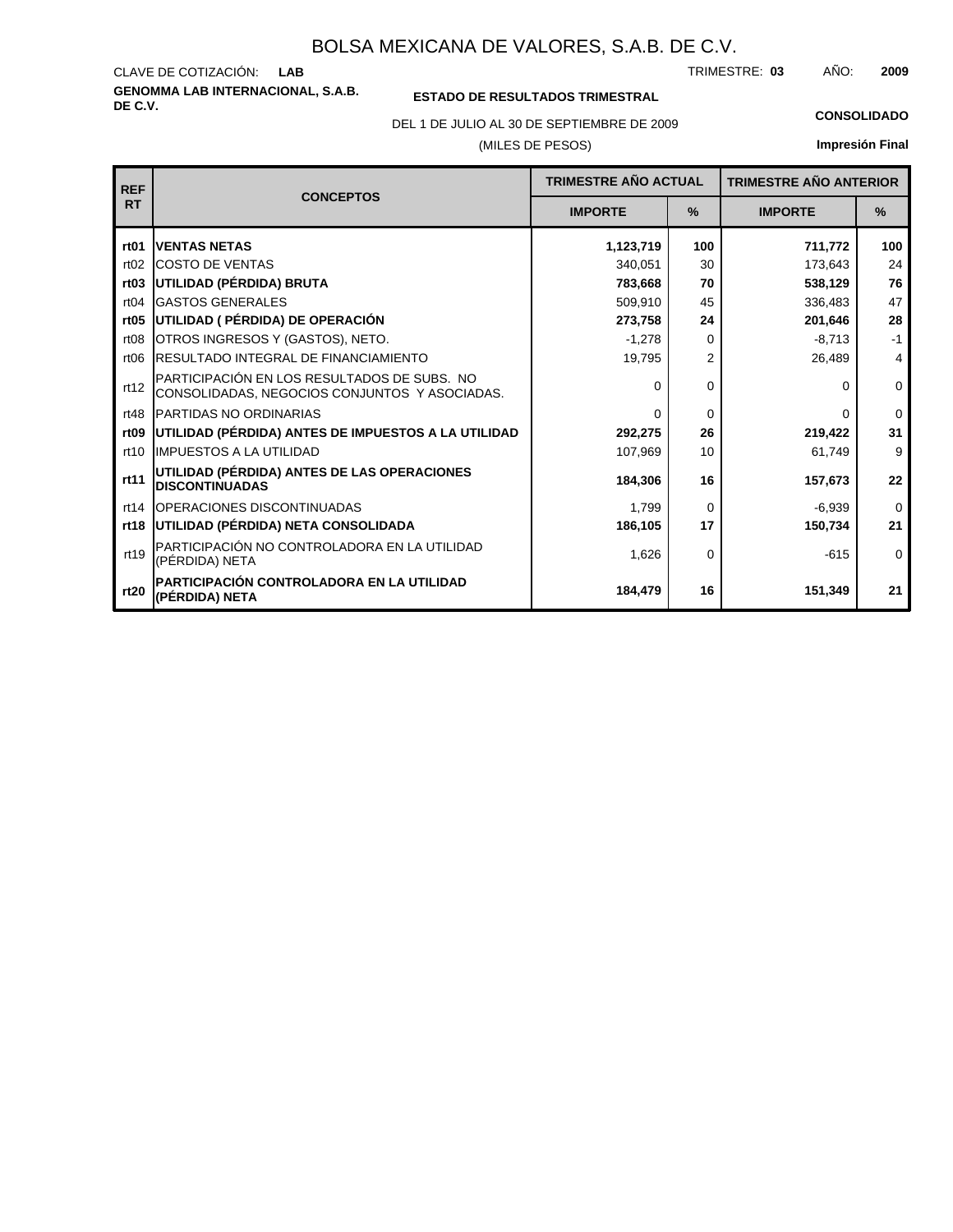# BOLSA MEXICANA DE VALORES, S.A.B. DE C.V.

CLAVE DE COTIZACIÓN: **LAB**

TRIMESTRE: **03** AÑO: **2009**

**GENOMMA LAB INTERNACIONAL, S.A.B. DE C.V.**

**ESTADO DE RESULTADOS TRIMESTRAL**

DEL 1 DE JULIO AL 30 DE SEPTIEMBRE DE 2009

(MILES DE PESOS)

**CONSOLIDADO**

**Impresión Final**

| REF RT | CONCEPTOS | TRIMESTRE AÑO ACTUAL | | TRIMESTRE AÑO ANTERIOR | |
|---|---|---|---|---|---|
| | | IMPORTE | % | IMPORTE | % |
| **rt01** | **VENTAS NETAS** | **1,123,719** | **100** | **711,772** | **100** |
| rt02 | COSTO DE VENTAS | 340,051 | 30 | 173,643 | 24 |
| **rt03** | **UTILIDAD (PÉRDIDA) BRUTA** | **783,668** | **70** | **538,129** | **76** |
| rt04 | GASTOS GENERALES | 509,910 | 45 | 336,483 | 47 |
| **rt05** | **UTILIDAD ( PÉRDIDA) DE OPERACIÓN** | **273,758** | **24** | **201,646** | **28** |
| rt08 | OTROS INGRESOS Y (GASTOS), NETO. | -1,278 | 0 | -8,713 | -1 |
| rt06 | RESULTADO INTEGRAL DE FINANCIAMIENTO | 19,795 | 2 | 26,489 | 4 |
| rt12 | PARTICIPACIÓN EN LOS RESULTADOS DE SUBS. NO CONSOLIDADAS, NEGOCIOS CONJUNTOS Y ASOCIADAS. | 0 | 0 | 0 | 0 |
| rt48 | PARTIDAS NO ORDINARIAS | 0 | 0 | 0 | 0 |
| **rt09** | **UTILIDAD (PÉRDIDA) ANTES DE IMPUESTOS A LA UTILIDAD** | **292,275** | **26** | **219,422** | **31** |
| rt10 | IMPUESTOS A LA UTILIDAD | 107,969 | 10 | 61,749 | 9 |
| **rt11** | **UTILIDAD (PÉRDIDA) ANTES DE LAS OPERACIONES DISCONTINUADAS** | **184,306** | **16** | **157,673** | **22** |
| rt14 | OPERACIONES DISCONTINUADAS | 1,799 | 0 | -6,939 | 0 |
| **rt18** | **UTILIDAD (PÉRDIDA) NETA CONSOLIDADA** | **186,105** | **17** | **150,734** | **21** |
| rt19 | PARTICIPACIÓN NO CONTROLADORA EN LA UTILIDAD (PÉRDIDA) NETA | 1,626 | 0 | -615 | 0 |
| **rt20** | **PARTICIPACIÓN CONTROLADORA EN LA UTILIDAD (PÉRDIDA) NETA** | **184,479** | **16** | **151,349** | **21** |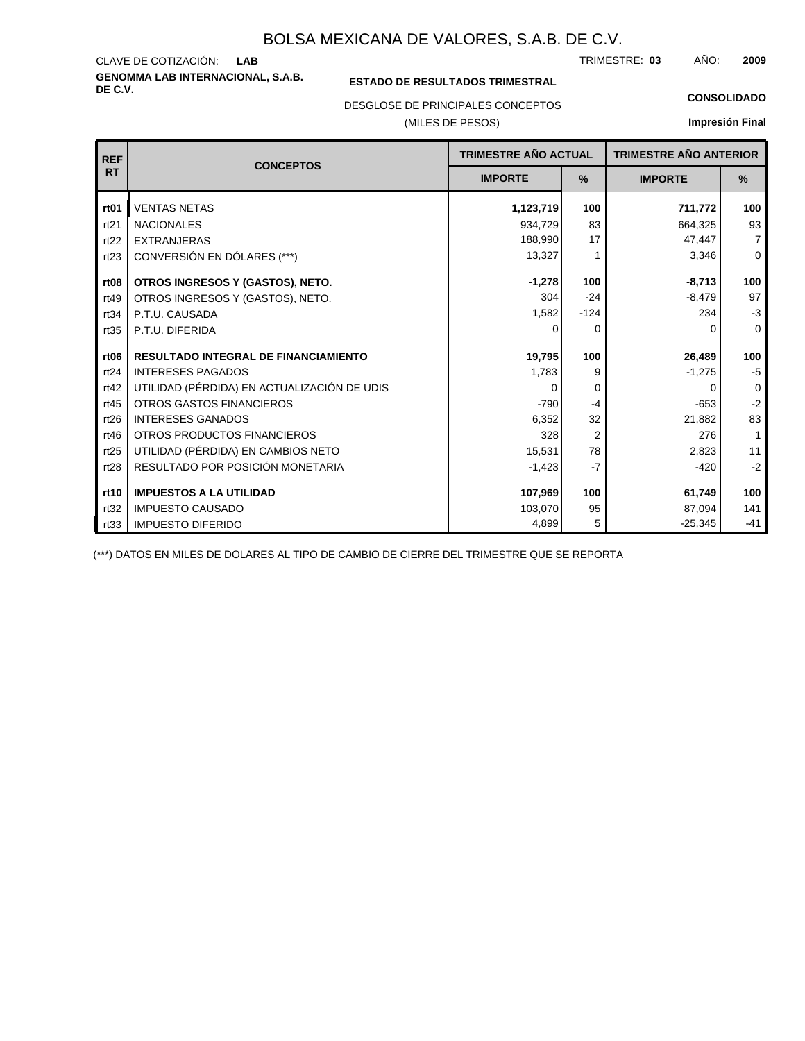# BOLSA MEXICANA DE VALORES, S.A.B. DE C.V.

CLAVE DE COTIZACIÓN: **LAB**

TRIMESTRE: **03** AÑO: **2009**

**GENOMMA LAB INTERNACIONAL, S.A.B. DE C.V.**

**ESTADO DE RESULTADOS TRIMESTRAL**

**CONSOLIDADO**

DESGLOSE DE PRINCIPALES CONCEPTOS

(MILES DE PESOS)

**Impresión Final**

| REF RT | CONCEPTOS | TRIMESTRE AÑO ACTUAL | | TRIMESTRE AÑO ANTERIOR | |
|---|---|---|---|---|---|
| | | IMPORTE | % | IMPORTE | % |
| **rt01** | **VENTAS NETAS** | **1,123,719** | **100** | **711,772** | **100** |
| rt21 | NACIONALES | 934,729 | 83 | 664,325 | 93 |
| rt22 | EXTRANJERAS | 188,990 | 17 | 47,447 | 7 |
| rt23 | CONVERSIÓN EN DÓLARES (***) | 13,327 | 1 | 3,346 | 0 |
| **rt08** | **OTROS INGRESOS Y (GASTOS), NETO.** | **-1,278** | **100** | **-8,713** | **100** |
| rt49 | OTROS INGRESOS Y (GASTOS), NETO. | 304 | -24 | -8,479 | 97 |
| rt34 | P.T.U. CAUSADA | 1,582 | -124 | 234 | -3 |
| rt35 | P.T.U. DIFERIDA | 0 | 0 | 0 | 0 |
| **rt06** | **RESULTADO INTEGRAL DE FINANCIAMIENTO** | **19,795** | **100** | **26,489** | **100** |
| rt24 | INTERESES PAGADOS | 1,783 | 9 | -1,275 | -5 |
| rt42 | UTILIDAD (PÉRDIDA) EN ACTUALIZACIÓN DE UDIS | 0 | 0 | 0 | 0 |
| rt45 | OTROS GASTOS FINANCIEROS | -790 | -4 | -653 | -2 |
| rt26 | INTERESES GANADOS | 6,352 | 32 | 21,882 | 83 |
| rt46 | OTROS PRODUCTOS FINANCIEROS | 328 | 2 | 276 | 1 |
| rt25 | UTILIDAD (PÉRDIDA) EN CAMBIOS NETO | 15,531 | 78 | 2,823 | 11 |
| rt28 | RESULTADO POR POSICIÓN MONETARIA | -1,423 | -7 | -420 | -2 |
| **rt10** | **IMPUESTOS A LA UTILIDAD** | **107,969** | **100** | **61,749** | **100** |
| rt32 | IMPUESTO CAUSADO | 103,070 | 95 | 87,094 | 141 |
| rt33 | IMPUESTO DIFERIDO | 4,899 | 5 | -25,345 | -41 |

(***) DATOS EN MILES DE DOLARES AL TIPO DE CAMBIO DE CIERRE DEL TRIMESTRE QUE SE REPORTA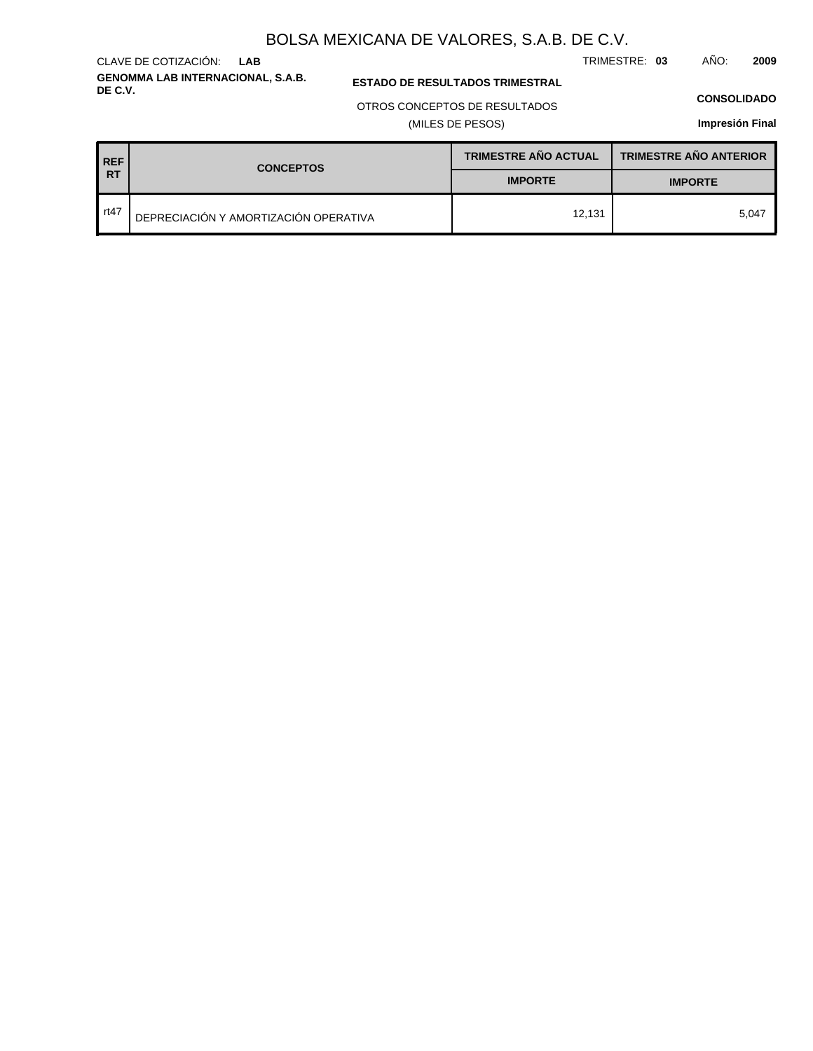# BOLSA MEXICANA DE VALORES, S.A.B. DE C.V.

CLAVE DE COTIZACIÓN: **LAB**

TRIMESTRE: **03** AÑO: **2009**

**GENOMMA LAB INTERNACIONAL, S.A.B. DE C.V.**

**ESTADO DE RESULTADOS TRIMESTRAL**

OTROS CONCEPTOS DE RESULTADOS

(MILES DE PESOS)

**CONSOLIDADO**

**Impresión Final**

| REF RT | CONCEPTOS | TRIMESTRE AÑO ACTUAL | TRIMESTRE AÑO ANTERIOR |
|---|---|---|---|
| | | IMPORTE | IMPORTE |
| rt47 | DEPRECIACIÓN Y AMORTIZACIÓN OPERATIVA | 12,131 | 5,047 |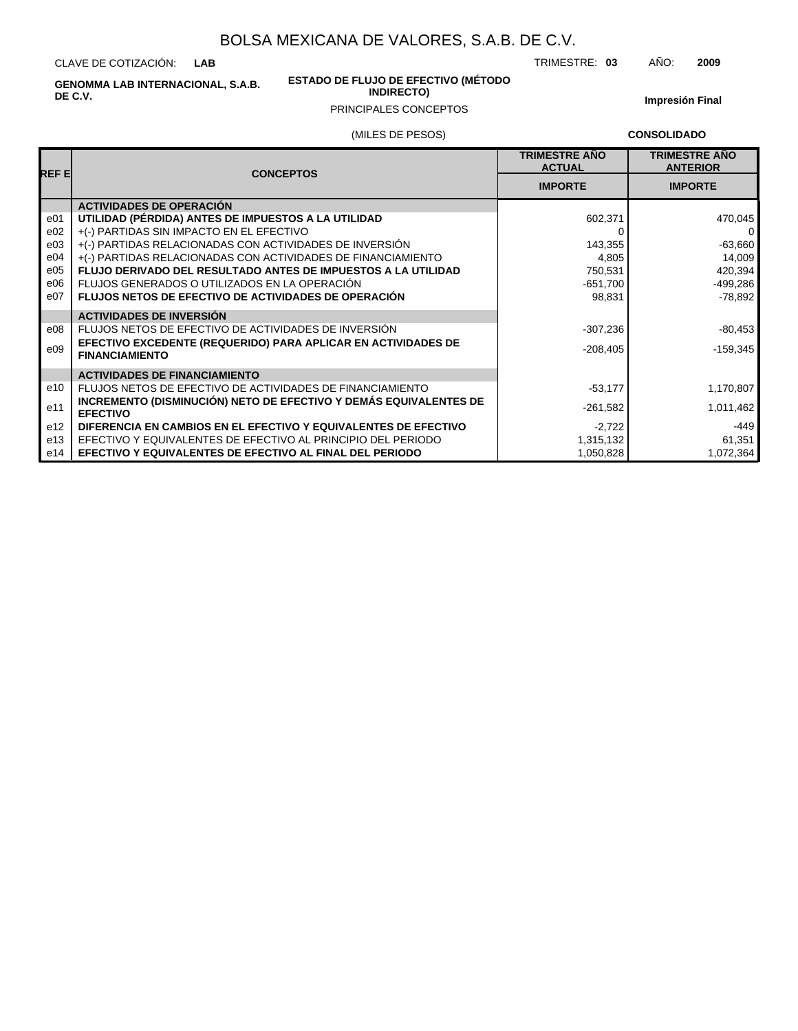# BOLSA MEXICANA DE VALORES, S.A.B. DE C.V.

CLAVE DE COTIZACIÓN: **LAB**

TRIMESTRE: **03** AÑO: **2009**

**GENOMMA LAB INTERNACIONAL, S.A.B. DE C.V.**

**ESTADO DE FLUJO DE EFECTIVO (MÉTODO INDIRECTO)**

PRINCIPALES CONCEPTOS

**Impresión Final**

(MILES DE PESOS)

**CONSOLIDADO**

| REF E | CONCEPTOS | TRIMESTRE AÑO ACTUAL IMPORTE | TRIMESTRE AÑO ANTERIOR IMPORTE |
|---|---|---|---|
| | **ACTIVIDADES DE OPERACIÓN** | | |
| e01 | **UTILIDAD (PÉRDIDA) ANTES DE IMPUESTOS A LA UTILIDAD** | 602,371 | 470,045 |
| e02 | +(-) PARTIDAS SIN IMPACTO EN EL EFECTIVO | 0 | 0 |
| e03 | +(-) PARTIDAS RELACIONADAS CON ACTIVIDADES DE INVERSIÓN | 143,355 | -63,660 |
| e04 | +(-) PARTIDAS RELACIONADAS CON ACTIVIDADES DE FINANCIAMIENTO | 4,805 | 14,009 |
| e05 | **FLUJO DERIVADO DEL RESULTADO ANTES DE IMPUESTOS A LA UTILIDAD** | 750,531 | 420,394 |
| e06 | FLUJOS GENERADOS O UTILIZADOS EN LA OPERACIÓN | -651,700 | -499,286 |
| e07 | **FLUJOS NETOS DE EFECTIVO DE ACTIVIDADES DE OPERACIÓN** | 98,831 | -78,892 |
| | **ACTIVIDADES DE INVERSIÓN** | | |
| e08 | FLUJOS NETOS DE EFECTIVO DE ACTIVIDADES DE INVERSIÓN | -307,236 | -80,453 |
| e09 | **EFECTIVO EXCEDENTE (REQUERIDO) PARA APLICAR EN ACTIVIDADES DE FINANCIAMIENTO** | -208,405 | -159,345 |
| | **ACTIVIDADES DE FINANCIAMIENTO** | | |
| e10 | FLUJOS NETOS DE EFECTIVO DE ACTIVIDADES DE FINANCIAMIENTO | -53,177 | 1,170,807 |
| e11 | **INCREMENTO (DISMINUCIÓN) NETO DE EFECTIVO Y DEMÁS EQUIVALENTES DE EFECTIVO** | -261,582 | 1,011,462 |
| e12 | **DIFERENCIA EN CAMBIOS EN EL EFECTIVO Y EQUIVALENTES DE EFECTIVO** | -2,722 | -449 |
| e13 | EFECTIVO Y EQUIVALENTES DE EFECTIVO AL PRINCIPIO DEL PERIODO | 1,315,132 | 61,351 |
| e14 | **EFECTIVO Y EQUIVALENTES DE EFECTIVO AL FINAL DEL PERIODO** | 1,050,828 | 1,072,364 |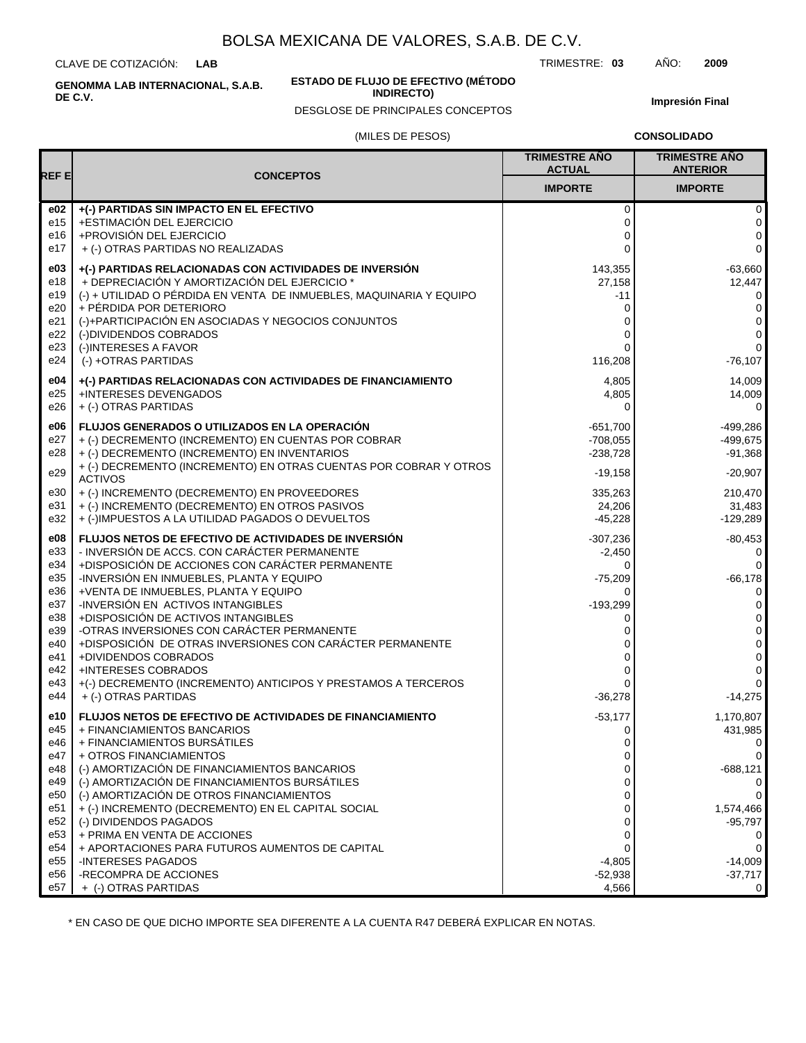# BOLSA MEXICANA DE VALORES, S.A.B. DE C.V.

CLAVE DE COTIZACIÓN: **LAB**

TRIMESTRE: **03** AÑO: **2009**

**GENOMMA LAB INTERNACIONAL, S.A.B. DE C.V.**

**ESTADO DE FLUJO DE EFECTIVO (MÉTODO INDIRECTO)**

DESGLOSE DE PRINCIPALES CONCEPTOS

**Impresión Final**

(MILES DE PESOS)

**CONSOLIDADO**

| REF E | CONCEPTOS | TRIMESTRE AÑO ACTUAL IMPORTE | TRIMESTRE AÑO ANTERIOR IMPORTE |
|---|---|---|---|
| **e02** | **+(-) PARTIDAS SIN IMPACTO EN EL EFECTIVO** | 0 | 0 |
| e15 | +ESTIMACIÓN DEL EJERCICIO | 0 | 0 |
| e16 | +PROVISIÓN DEL EJERCICIO | 0 | 0 |
| e17 | + (-) OTRAS PARTIDAS NO REALIZADAS | 0 | 0 |
| **e03** | **+(-) PARTIDAS RELACIONADAS CON ACTIVIDADES DE INVERSIÓN** | 143,355 | -63,660 |
| e18 | + DEPRECIACIÓN Y AMORTIZACIÓN DEL EJERCICIO * | 27,158 | 12,447 |
| e19 | (-) + UTILIDAD O PÉRDIDA EN VENTA DE INMUEBLES, MAQUINARIA Y EQUIPO | -11 | 0 |
| e20 | + PÉRDIDA POR DETERIORO | 0 | 0 |
| e21 | (-)+PARTICIPACIÓN EN ASOCIADAS Y NEGOCIOS CONJUNTOS | 0 | 0 |
| e22 | (-)DIVIDENDOS COBRADOS | 0 | 0 |
| e23 | (-)INTERESES A FAVOR | 0 | 0 |
| e24 | (-) +OTRAS PARTIDAS | 116,208 | -76,107 |
| **e04** | **+(-) PARTIDAS RELACIONADAS CON ACTIVIDADES DE FINANCIAMIENTO** | 4,805 | 14,009 |
| e25 | +INTERESES DEVENGADOS | 4,805 | 14,009 |
| e26 | + (-) OTRAS PARTIDAS | 0 | 0 |
| **e06** | **FLUJOS GENERADOS O UTILIZADOS EN LA OPERACIÓN** | -651,700 | -499,286 |
| e27 | + (-) DECREMENTO (INCREMENTO) EN CUENTAS POR COBRAR | -708,055 | -499,675 |
| e28 | + (-) DECREMENTO (INCREMENTO) EN INVENTARIOS | -238,728 | -91,368 |
| e29 | + (-) DECREMENTO (INCREMENTO) EN OTRAS CUENTAS POR COBRAR Y OTROS ACTIVOS | -19,158 | -20,907 |
| e30 | + (-) INCREMENTO (DECREMENTO) EN PROVEEDORES | 335,263 | 210,470 |
| e31 | + (-) INCREMENTO (DECREMENTO) EN OTROS PASIVOS | 24,206 | 31,483 |
| e32 | + (-)IMPUESTOS A LA UTILIDAD PAGADOS O DEVUELTOS | -45,228 | -129,289 |
| **e08** | **FLUJOS NETOS DE EFECTIVO DE ACTIVIDADES DE INVERSIÓN** | -307,236 | -80,453 |
| e33 | - INVERSIÓN DE ACCS. CON CARÁCTER PERMANENTE | -2,450 | 0 |
| e34 | +DISPOSICIÓN DE ACCIONES CON CARÁCTER PERMANENTE | 0 | 0 |
| e35 | -INVERSIÓN EN INMUEBLES, PLANTA Y EQUIPO | -75,209 | -66,178 |
| e36 | +VENTA DE INMUEBLES, PLANTA Y EQUIPO | 0 | 0 |
| e37 | -INVERSIÓN EN ACTIVOS INTANGIBLES | -193,299 | 0 |
| e38 | +DISPOSICIÓN DE ACTIVOS INTANGIBLES | 0 | 0 |
| e39 | -OTRAS INVERSIONES CON CARÁCTER PERMANENTE | 0 | 0 |
| e40 | +DISPOSICIÓN DE OTRAS INVERSIONES CON CARÁCTER PERMANENTE | 0 | 0 |
| e41 | +DIVIDENDOS COBRADOS | 0 | 0 |
| e42 | +INTERESES COBRADOS | 0 | 0 |
| e43 | +(-) DECREMENTO (INCREMENTO) ANTICIPOS Y PRESTAMOS A TERCEROS | 0 | 0 |
| e44 | + (-) OTRAS PARTIDAS | -36,278 | -14,275 |
| **e10** | **FLUJOS NETOS DE EFECTIVO DE ACTIVIDADES DE FINANCIAMIENTO** | -53,177 | 1,170,807 |
| e45 | + FINANCIAMIENTOS BANCARIOS | 0 | 431,985 |
| e46 | + FINANCIAMIENTOS BURSÁTILES | 0 | 0 |
| e47 | + OTROS FINANCIAMIENTOS | 0 | 0 |
| e48 | (-) AMORTIZACIÓN DE FINANCIAMIENTOS BANCARIOS | 0 | -688,121 |
| e49 | (-) AMORTIZACIÓN DE FINANCIAMIENTOS BURSÁTILES | 0 | 0 |
| e50 | (-) AMORTIZACIÓN DE OTROS FINANCIAMIENTOS | 0 | 0 |
| e51 | + (-) INCREMENTO (DECREMENTO) EN EL CAPITAL SOCIAL | 0 | 1,574,466 |
| e52 | (-) DIVIDENDOS PAGADOS | 0 | -95,797 |
| e53 | + PRIMA EN VENTA DE ACCIONES | 0 | 0 |
| e54 | + APORTACIONES PARA FUTUROS AUMENTOS DE CAPITAL | 0 | 0 |
| e55 | -INTERESES PAGADOS | -4,805 | -14,009 |
| e56 | -RECOMPRA DE ACCIONES | -52,938 | -37,717 |
| e57 | + (-) OTRAS PARTIDAS | 4,566 | 0 |

* EN CASO DE QUE DICHO IMPORTE SEA DIFERENTE A LA CUENTA R47 DEBERÁ EXPLICAR EN NOTAS.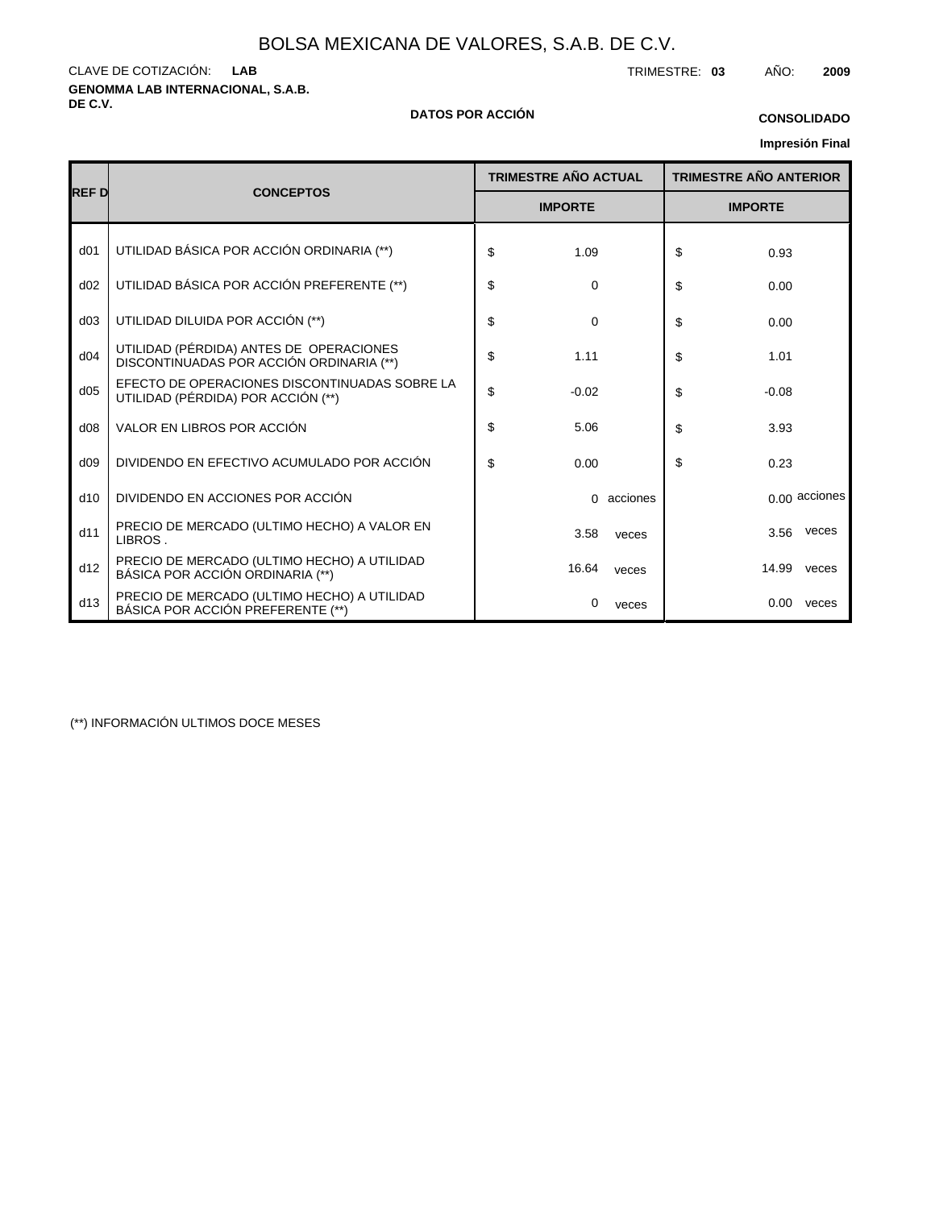# BOLSA MEXICANA DE VALORES, S.A.B. DE C.V.

CLAVE DE COTIZACIÓN: **LAB** TRIMESTRE: **03** AÑO: **2009**

**GENOMMA LAB INTERNACIONAL, S.A.B. DE C.V.**

**DATOS POR ACCIÓN**

**CONSOLIDADO**

**Impresión Final**

| REF D | CONCEPTOS | TRIMESTRE AÑO ACTUAL | TRIMESTRE AÑO ANTERIOR |
|---|---|---|---|
| | | IMPORTE | IMPORTE |
| d01 | UTILIDAD BÁSICA POR ACCIÓN ORDINARIA (**) | $ 1.09 | $ 0.93 |
| d02 | UTILIDAD BÁSICA POR ACCIÓN PREFERENTE (**) | $ 0 | $ 0.00 |
| d03 | UTILIDAD DILUIDA POR ACCIÓN (**) | $ 0 | $ 0.00 |
| d04 | UTILIDAD (PÉRDIDA) ANTES DE OPERACIONES DISCONTINUADAS POR ACCIÓN ORDINARIA (**) | $ 1.11 | $ 1.01 |
| d05 | EFECTO DE OPERACIONES DISCONTINUADAS SOBRE LA UTILIDAD (PÉRDIDA) POR ACCIÓN (**) | $ -0.02 | $ -0.08 |
| d08 | VALOR EN LIBROS POR ACCIÓN | $ 5.06 | $ 3.93 |
| d09 | DIVIDENDO EN EFECTIVO ACUMULADO POR ACCIÓN | $ 0.00 | $ 0.23 |
| d10 | DIVIDENDO EN ACCIONES POR ACCIÓN | 0 acciones | 0.00 acciones |
| d11 | PRECIO DE MERCADO (ULTIMO HECHO) A VALOR EN LIBROS . | 3.58 veces | 3.56 veces |
| d12 | PRECIO DE MERCADO (ULTIMO HECHO) A UTILIDAD BÁSICA POR ACCIÓN ORDINARIA (**) | 16.64 veces | 14.99 veces |
| d13 | PRECIO DE MERCADO (ULTIMO HECHO) A UTILIDAD BÁSICA POR ACCIÓN PREFERENTE (**) | 0 veces | 0.00 veces |

(**) INFORMACIÓN ULTIMOS DOCE MESES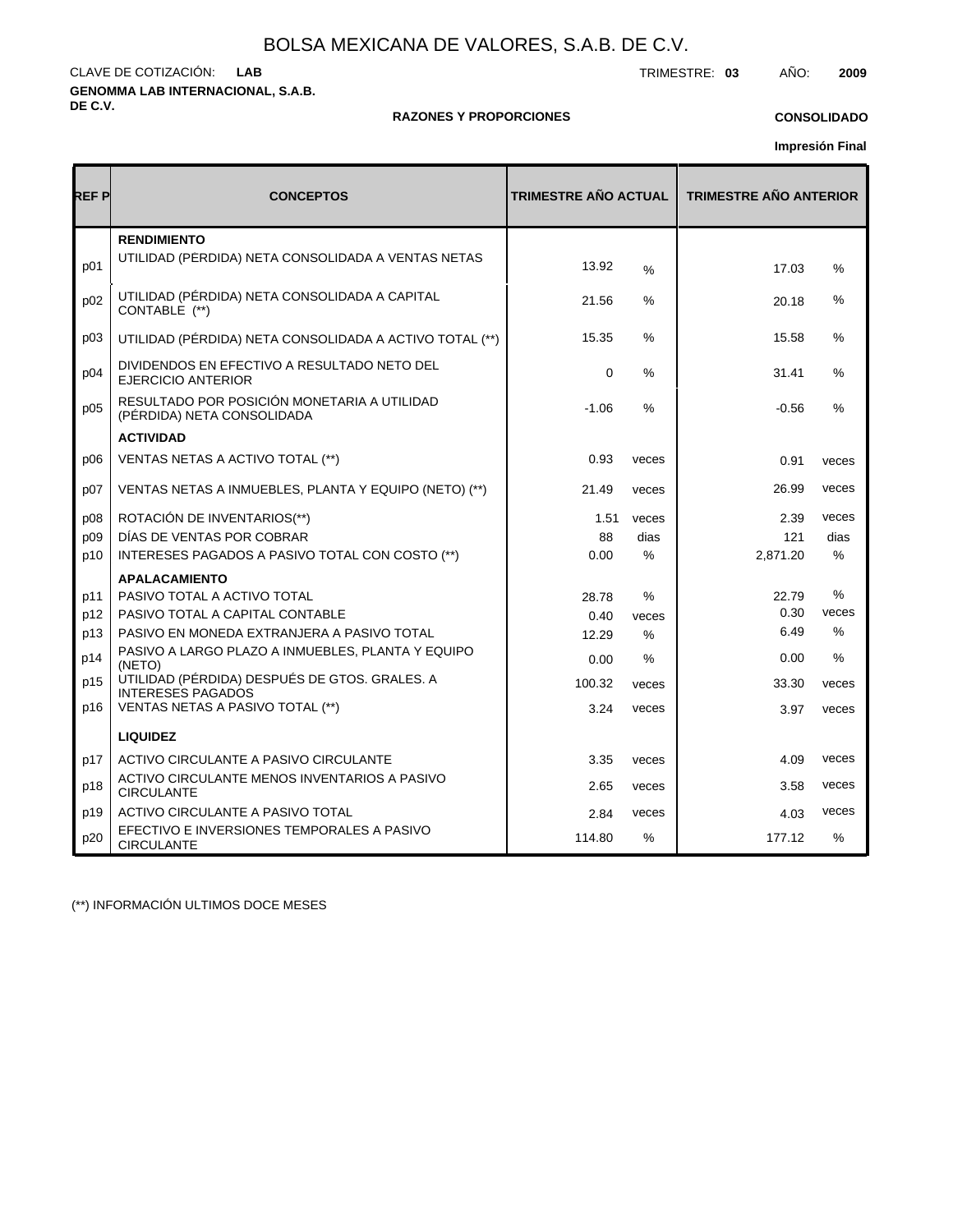# BOLSA MEXICANA DE VALORES, S.A.B. DE C.V.

CLAVE DE COTIZACIÓN: **LAB**

TRIMESTRE: **03** AÑO: **2009**

**GENOMMA LAB INTERNACIONAL, S.A.B. DE C.V.**

**RAZONES Y PROPORCIONES**

**CONSOLIDADO**

**Impresión Final**

| REF P | CONCEPTOS | TRIMESTRE AÑO ACTUAL | | TRIMESTRE AÑO ANTERIOR | |
|---|---|---|---|---|---|
| | **RENDIMIENTO** | | | | |
| p01 | UTILIDAD (PÉRDIDA) NETA CONSOLIDADA A VENTAS NETAS | 13.92 | % | 17.03 | % |
| p02 | UTILIDAD (PÉRDIDA) NETA CONSOLIDADA A CAPITAL CONTABLE (**) | 21.56 | % | 20.18 | % |
| p03 | UTILIDAD (PÉRDIDA) NETA CONSOLIDADA A ACTIVO TOTAL (**) | 15.35 | % | 15.58 | % |
| p04 | DIVIDENDOS EN EFECTIVO A RESULTADO NETO DEL EJERCICIO ANTERIOR | 0 | % | 31.41 | % |
| p05 | RESULTADO POR POSICIÓN MONETARIA A UTILIDAD (PÉRDIDA) NETA CONSOLIDADA | -1.06 | % | -0.56 | % |
| | **ACTIVIDAD** | | | | |
| p06 | VENTAS NETAS A ACTIVO TOTAL (**) | 0.93 | veces | 0.91 | veces |
| p07 | VENTAS NETAS A INMUEBLES, PLANTA Y EQUIPO (NETO) (**) | 21.49 | veces | 26.99 | veces |
| p08 | ROTACIÓN DE INVENTARIOS(**) | 1.51 | veces | 2.39 | veces |
| p09 | DÍAS DE VENTAS POR COBRAR | 88 | dias | 121 | dias |
| p10 | INTERESES PAGADOS A PASIVO TOTAL CON COSTO (**) | 0.00 | % | 2,871.20 | % |
| | **APALACAMIENTO** | | | | |
| p11 | PASIVO TOTAL A ACTIVO TOTAL | 28.78 | % | 22.79 | % |
| p12 | PASIVO TOTAL A CAPITAL CONTABLE | 0.40 | veces | 0.30 | veces |
| p13 | PASIVO EN MONEDA EXTRANJERA A PASIVO TOTAL | 12.29 | % | 6.49 | % |
| p14 | PASIVO A LARGO PLAZO A INMUEBLES, PLANTA Y EQUIPO (NETO) | 0.00 | % | 0.00 | % |
| p15 | UTILIDAD (PÉRDIDA) DESPUÉS DE GTOS. GRALES. A INTERESES PAGADOS | 100.32 | veces | 33.30 | veces |
| p16 | VENTAS NETAS A PASIVO TOTAL (**) | 3.24 | veces | 3.97 | veces |
| | **LIQUIDEZ** | | | | |
| p17 | ACTIVO CIRCULANTE A PASIVO CIRCULANTE | 3.35 | veces | 4.09 | veces |
| p18 | ACTIVO CIRCULANTE MENOS INVENTARIOS A PASIVO CIRCULANTE | 2.65 | veces | 3.58 | veces |
| p19 | ACTIVO CIRCULANTE A PASIVO TOTAL | 2.84 | veces | 4.03 | veces |
| p20 | EFECTIVO E INVERSIONES TEMPORALES A PASIVO CIRCULANTE | 114.80 | % | 177.12 | % |

(**) INFORMACIÓN ULTIMOS DOCE MESES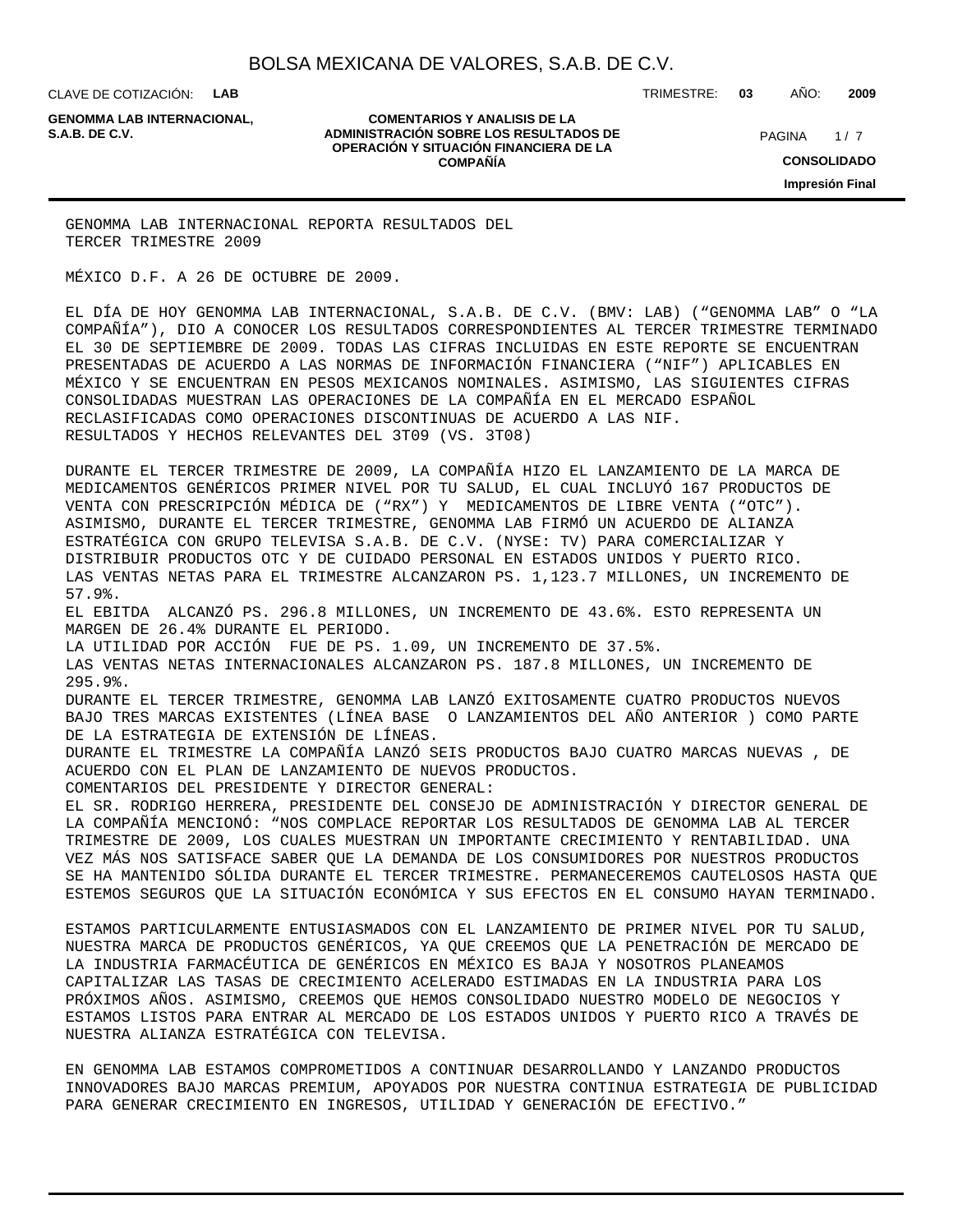GENOMMA LAB INTERNACIONAL REPORTA RESULTADOS DEL TERCER TRIMESTRE 2009

MÉXICO D.F. A 26 DE OCTUBRE DE 2009.

EL DÍA DE HOY GENOMMA LAB INTERNACIONAL, S.A.B. DE C.V. (BMV: LAB) (“GENOMMA LAB” O “LA COMPAÑÍA”), DIO A CONOCER LOS RESULTADOS CORRESPONDIENTES AL TERCER TRIMESTRE TERMINADO EL 30 DE SEPTIEMBRE DE 2009. TODAS LAS CIFRAS INCLUIDAS EN ESTE REPORTE SE ENCUENTRAN PRESENTADAS DE ACUERDO A LAS NORMAS DE INFORMACIÓN FINANCIERA (“NIF”) APLICABLES EN MÉXICO Y SE ENCUENTRAN EN PESOS MEXICANOS NOMINALES. ASIMISMO, LAS SIGUIENTES CIFRAS CONSOLIDADAS MUESTRAN LAS OPERACIONES DE LA COMPAÑÍA EN EL MERCADO ESPAÑOL RECLASIFICADAS COMO OPERACIONES DISCONTINUAS DE ACUERDO A LAS NIF.
RESULTADOS Y HECHOS RELEVANTES DEL 3T09 (VS. 3T08)

DURANTE EL TERCER TRIMESTRE DE 2009, LA COMPAÑÍA HIZO EL LANZAMIENTO DE LA MARCA DE MEDICAMENTOS GENÉRICOS PRIMER NIVEL POR TU SALUD, EL CUAL INCLUYÓ 167 PRODUCTOS DE VENTA CON PRESCRIPCIÓN MÉDICA DE (“RX”) Y MEDICAMENTOS DE LIBRE VENTA (“OTC”). ASIMISMO, DURANTE EL TERCER TRIMESTRE, GENOMMA LAB FIRMÓ UN ACUERDO DE ALIANZA ESTRATÉGICA CON GRUPO TELEVISA S.A.B. DE C.V. (NYSE: TV) PARA COMERCIALIZAR Y DISTRIBUIR PRODUCTOS OTC Y DE CUIDADO PERSONAL EN ESTADOS UNIDOS Y PUERTO RICO.
LAS VENTAS NETAS PARA EL TRIMESTRE ALCANZARON PS. 1,123.7 MILLONES, UN INCREMENTO DE 57.9%.
EL EBITDA ALCANZÓ PS. 296.8 MILLONES, UN INCREMENTO DE 43.6%. ESTO REPRESENTA UN MARGEN DE 26.4% DURANTE EL PERIODO.
LA UTILIDAD POR ACCIÓN FUE DE PS. 1.09, UN INCREMENTO DE 37.5%.
LAS VENTAS NETAS INTERNACIONALES ALCANZARON PS. 187.8 MILLONES, UN INCREMENTO DE 295.9%.
DURANTE EL TERCER TRIMESTRE, GENOMMA LAB LANZÓ EXITOSAMENTE CUATRO PRODUCTOS NUEVOS BAJO TRES MARCAS EXISTENTES (LÍNEA BASE O LANZAMIENTOS DEL AÑO ANTERIOR ) COMO PARTE DE LA ESTRATEGIA DE EXTENSIÓN DE LÍNEAS.
DURANTE EL TRIMESTRE LA COMPAÑÍA LANZÓ SEIS PRODUCTOS BAJO CUATRO MARCAS NUEVAS , DE ACUERDO CON EL PLAN DE LANZAMIENTO DE NUEVOS PRODUCTOS.
COMENTARIOS DEL PRESIDENTE Y DIRECTOR GENERAL:
EL SR. RODRIGO HERRERA, PRESIDENTE DEL CONSEJO DE ADMINISTRACIÓN Y DIRECTOR GENERAL DE LA COMPAÑÍA MENCIONÓ: “NOS COMPLACE REPORTAR LOS RESULTADOS DE GENOMMA LAB AL TERCER TRIMESTRE DE 2009, LOS CUALES MUESTRAN UN IMPORTANTE CRECIMIENTO Y RENTABILIDAD. UNA VEZ MÁS NOS SATISFACE SABER QUE LA DEMANDA DE LOS CONSUMIDORES POR NUESTROS PRODUCTOS SE HA MANTENIDO SÓLIDA DURANTE EL TERCER TRIMESTRE. PERMANECEREMOS CAUTELOSOS HASTA QUE ESTEMOS SEGUROS QUE LA SITUACIÓN ECONÓMICA Y SUS EFECTOS EN EL CONSUMO HAYAN TERMINADO.

ESTAMOS PARTICULARMENTE ENTUSIASMADOS CON EL LANZAMIENTO DE PRIMER NIVEL POR TU SALUD, NUESTRA MARCA DE PRODUCTOS GENÉRICOS, YA QUE CREEMOS QUE LA PENETRACIÓN DE MERCADO DE LA INDUSTRIA FARMACÉUTICA DE GENÉRICOS EN MÉXICO ES BAJA Y NOSOTROS PLANEAMOS CAPITALIZAR LAS TASAS DE CRECIMIENTO ACELERADO ESTIMADAS EN LA INDUSTRIA PARA LOS PRÓXIMOS AÑOS. ASIMISMO, CREEMOS QUE HEMOS CONSOLIDADO NUESTRO MODELO DE NEGOCIOS Y ESTAMOS LISTOS PARA ENTRAR AL MERCADO DE LOS ESTADOS UNIDOS Y PUERTO RICO A TRAVÉS DE NUESTRA ALIANZA ESTRATÉGICA CON TELEVISA.

EN GENOMMA LAB ESTAMOS COMPROMETIDOS A CONTINUAR DESARROLLANDO Y LANZANDO PRODUCTOS INNOVADORES BAJO MARCAS PREMIUM, APOYADOS POR NUESTRA CONTINUA ESTRATEGIA DE PUBLICIDAD PARA GENERAR CRECIMIENTO EN INGRESOS, UTILIDAD Y GENERACIÓN DE EFECTIVO.”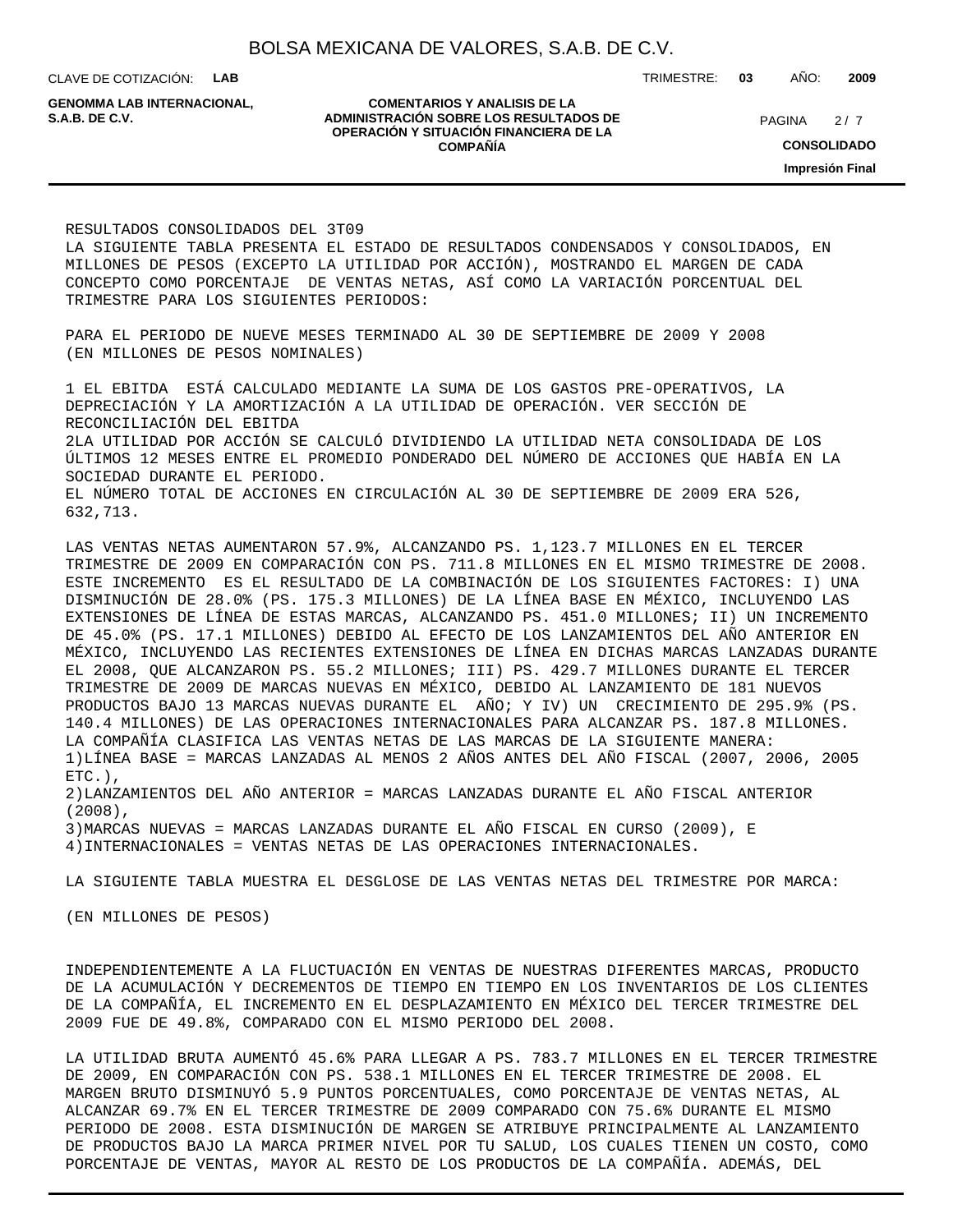RESULTADOS CONSOLIDADOS DEL 3T09

LA SIGUIENTE TABLA PRESENTA EL ESTADO DE RESULTADOS CONDENSADOS Y CONSOLIDADOS, EN MILLONES DE PESOS (EXCEPTO LA UTILIDAD POR ACCIÓN), MOSTRANDO EL MARGEN DE CADA CONCEPTO COMO PORCENTAJE DE VENTAS NETAS, ASÍ COMO LA VARIACIÓN PORCENTUAL DEL TRIMESTRE PARA LOS SIGUIENTES PERIODOS:

PARA EL PERIODO DE NUEVE MESES TERMINADO AL 30 DE SEPTIEMBRE DE 2009 Y 2008 (EN MILLONES DE PESOS NOMINALES)

1 EL EBITDA ESTÁ CALCULADO MEDIANTE LA SUMA DE LOS GASTOS PRE-OPERATIVOS, LA DEPRECIACIÓN Y LA AMORTIZACIÓN A LA UTILIDAD DE OPERACIÓN. VER SECCIÓN DE RECONCILIACIÓN DEL EBITDA

2LA UTILIDAD POR ACCIÓN SE CALCULÓ DIVIDIENDO LA UTILIDAD NETA CONSOLIDADA DE LOS ÚLTIMOS 12 MESES ENTRE EL PROMEDIO PONDERADO DEL NÚMERO DE ACCIONES QUE HABÍA EN LA SOCIEDAD DURANTE EL PERIODO.

EL NÚMERO TOTAL DE ACCIONES EN CIRCULACIÓN AL 30 DE SEPTIEMBRE DE 2009 ERA 526, 632,713.

LAS VENTAS NETAS AUMENTARON 57.9%, ALCANZANDO PS. 1,123.7 MILLONES EN EL TERCER TRIMESTRE DE 2009 EN COMPARACIÓN CON PS. 711.8 MILLONES EN EL MISMO TRIMESTRE DE 2008. ESTE INCREMENTO ES EL RESULTADO DE LA COMBINACIÓN DE LOS SIGUIENTES FACTORES: I) UNA DISMINUCIÓN DE 28.0% (PS. 175.3 MILLONES) DE LA LÍNEA BASE EN MÉXICO, INCLUYENDO LAS EXTENSIONES DE LÍNEA DE ESTAS MARCAS, ALCANZANDO PS. 451.0 MILLONES; II) UN INCREMENTO DE 45.0% (PS. 17.1 MILLONES) DEBIDO AL EFECTO DE LOS LANZAMIENTOS DEL AÑO ANTERIOR EN MÉXICO, INCLUYENDO LAS RECIENTES EXTENSIONES DE LÍNEA EN DICHAS MARCAS LANZADAS DURANTE EL 2008, QUE ALCANZARON PS. 55.2 MILLONES; III) PS. 429.7 MILLONES DURANTE EL TERCER TRIMESTRE DE 2009 DE MARCAS NUEVAS EN MÉXICO, DEBIDO AL LANZAMIENTO DE 181 NUEVOS PRODUCTOS BAJO 13 MARCAS NUEVAS DURANTE EL AÑO; Y IV) UN CRECIMIENTO DE 295.9% (PS. 140.4 MILLONES) DE LAS OPERACIONES INTERNACIONALES PARA ALCANZAR PS. 187.8 MILLONES.

LA COMPAÑÍA CLASIFICA LAS VENTAS NETAS DE LAS MARCAS DE LA SIGUIENTE MANERA:

1)LÍNEA BASE = MARCAS LANZADAS AL MENOS 2 AÑOS ANTES DEL AÑO FISCAL (2007, 2006, 2005 ETC.),

2)LANZAMIENTOS DEL AÑO ANTERIOR = MARCAS LANZADAS DURANTE EL AÑO FISCAL ANTERIOR (2008),

3)MARCAS NUEVAS = MARCAS LANZADAS DURANTE EL AÑO FISCAL EN CURSO (2009), E

4)INTERNACIONALES = VENTAS NETAS DE LAS OPERACIONES INTERNACIONALES.

LA SIGUIENTE TABLA MUESTRA EL DESGLOSE DE LAS VENTAS NETAS DEL TRIMESTRE POR MARCA:

(EN MILLONES DE PESOS)

INDEPENDIENTEMENTE A LA FLUCTUACIÓN EN VENTAS DE NUESTRAS DIFERENTES MARCAS, PRODUCTO DE LA ACUMULACIÓN Y DECREMENTOS DE TIEMPO EN TIEMPO EN LOS INVENTARIOS DE LOS CLIENTES DE LA COMPAÑÍA, EL INCREMENTO EN EL DESPLAZAMIENTO EN MÉXICO DEL TERCER TRIMESTRE DEL 2009 FUE DE 49.8%, COMPARADO CON EL MISMO PERIODO DEL 2008.

LA UTILIDAD BRUTA AUMENTÓ 45.6% PARA LLEGAR A PS. 783.7 MILLONES EN EL TERCER TRIMESTRE DE 2009, EN COMPARACIÓN CON PS. 538.1 MILLONES EN EL TERCER TRIMESTRE DE 2008. EL MARGEN BRUTO DISMINUYÓ 5.9 PUNTOS PORCENTUALES, COMO PORCENTAJE DE VENTAS NETAS, AL ALCANZAR 69.7% EN EL TERCER TRIMESTRE DE 2009 COMPARADO CON 75.6% DURANTE EL MISMO PERIODO DE 2008. ESTA DISMINUCIÓN DE MARGEN SE ATRIBUYE PRINCIPALMENTE AL LANZAMIENTO DE PRODUCTOS BAJO LA MARCA PRIMER NIVEL POR TU SALUD, LOS CUALES TIENEN UN COSTO, COMO PORCENTAJE DE VENTAS, MAYOR AL RESTO DE LOS PRODUCTOS DE LA COMPAÑÍA. ADEMÁS, DEL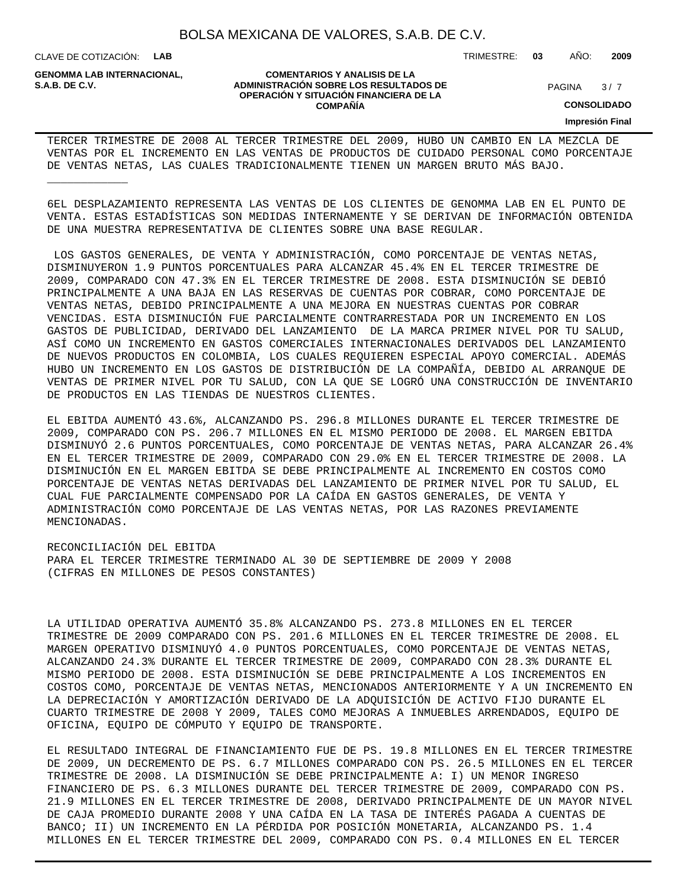TERCER TRIMESTRE DE 2008 AL TERCER TRIMESTRE DEL 2009, HUBO UN CAMBIO EN LA MEZCLA DE VENTAS POR EL INCREMENTO EN LAS VENTAS DE PRODUCTOS DE CUIDADO PERSONAL COMO PORCENTAJE DE VENTAS NETAS, LAS CUALES TRADICIONALMENTE TIENEN UN MARGEN BRUTO MÁS BAJO.

______________

6EL DESPLAZAMIENTO REPRESENTA LAS VENTAS DE LOS CLIENTES DE GENOMMA LAB EN EL PUNTO DE VENTA. ESTAS ESTADÍSTICAS SON MEDIDAS INTERNAMENTE Y SE DERIVAN DE INFORMACIÓN OBTENIDA DE UNA MUESTRA REPRESENTATIVA DE CLIENTES SOBRE UNA BASE REGULAR.

LOS GASTOS GENERALES, DE VENTA Y ADMINISTRACIÓN, COMO PORCENTAJE DE VENTAS NETAS, DISMINUYERON 1.9 PUNTOS PORCENTUALES PARA ALCANZAR 45.4% EN EL TERCER TRIMESTRE DE 2009, COMPARADO CON 47.3% EN EL TERCER TRIMESTRE DE 2008. ESTA DISMINUCIÓN SE DEBIÓ PRINCIPALMENTE A UNA BAJA EN LAS RESERVAS DE CUENTAS POR COBRAR, COMO PORCENTAJE DE VENTAS NETAS, DEBIDO PRINCIPALMENTE A UNA MEJORA EN NUESTRAS CUENTAS POR COBRAR VENCIDAS. ESTA DISMINUCIÓN FUE PARCIALMENTE CONTRARRESTADA POR UN INCREMENTO EN LOS GASTOS DE PUBLICIDAD, DERIVADO DEL LANZAMIENTO DE LA MARCA PRIMER NIVEL POR TU SALUD, ASÍ COMO UN INCREMENTO EN GASTOS COMERCIALES INTERNACIONALES DERIVADOS DEL LANZAMIENTO DE NUEVOS PRODUCTOS EN COLOMBIA, LOS CUALES REQUIEREN ESPECIAL APOYO COMERCIAL. ADEMÁS HUBO UN INCREMENTO EN LOS GASTOS DE DISTRIBUCIÓN DE LA COMPAÑÍA, DEBIDO AL ARRANQUE DE VENTAS DE PRIMER NIVEL POR TU SALUD, CON LA QUE SE LOGRÓ UNA CONSTRUCCIÓN DE INVENTARIO DE PRODUCTOS EN LAS TIENDAS DE NUESTROS CLIENTES.

EL EBITDA AUMENTÓ 43.6%, ALCANZANDO PS. 296.8 MILLONES DURANTE EL TERCER TRIMESTRE DE 2009, COMPARADO CON PS. 206.7 MILLONES EN EL MISMO PERIODO DE 2008. EL MARGEN EBITDA DISMINUYÓ 2.6 PUNTOS PORCENTUALES, COMO PORCENTAJE DE VENTAS NETAS, PARA ALCANZAR 26.4% EN EL TERCER TRIMESTRE DE 2009, COMPARADO CON 29.0% EN EL TERCER TRIMESTRE DE 2008. LA DISMINUCIÓN EN EL MARGEN EBITDA SE DEBE PRINCIPALMENTE AL INCREMENTO EN COSTOS COMO PORCENTAJE DE VENTAS NETAS DERIVADAS DEL LANZAMIENTO DE PRIMER NIVEL POR TU SALUD, EL CUAL FUE PARCIALMENTE COMPENSADO POR LA CAÍDA EN GASTOS GENERALES, DE VENTA Y ADMINISTRACIÓN COMO PORCENTAJE DE LAS VENTAS NETAS, POR LAS RAZONES PREVIAMENTE MENCIONADAS.

RECONCILIACIÓN DEL EBITDA
PARA EL TERCER TRIMESTRE TERMINADO AL 30 DE SEPTIEMBRE DE 2009 Y 2008
(CIFRAS EN MILLONES DE PESOS CONSTANTES)

LA UTILIDAD OPERATIVA AUMENTÓ 35.8% ALCANZANDO PS. 273.8 MILLONES EN EL TERCER TRIMESTRE DE 2009 COMPARADO CON PS. 201.6 MILLONES EN EL TERCER TRIMESTRE DE 2008. EL MARGEN OPERATIVO DISMINUYÓ 4.0 PUNTOS PORCENTUALES, COMO PORCENTAJE DE VENTAS NETAS, ALCANZANDO 24.3% DURANTE EL TERCER TRIMESTRE DE 2009, COMPARADO CON 28.3% DURANTE EL MISMO PERIODO DE 2008. ESTA DISMINUCIÓN SE DEBE PRINCIPALMENTE A LOS INCREMENTOS EN COSTOS COMO, PORCENTAJE DE VENTAS NETAS, MENCIONADOS ANTERIORMENTE Y A UN INCREMENTO EN LA DEPRECIACIÓN Y AMORTIZACIÓN DERIVADO DE LA ADQUISICIÓN DE ACTIVO FIJO DURANTE EL CUARTO TRIMESTRE DE 2008 Y 2009, TALES COMO MEJORAS A INMUEBLES ARRENDADOS, EQUIPO DE OFICINA, EQUIPO DE CÓMPUTO Y EQUIPO DE TRANSPORTE.

EL RESULTADO INTEGRAL DE FINANCIAMIENTO FUE DE PS. 19.8 MILLONES EN EL TERCER TRIMESTRE DE 2009, UN DECREMENTO DE PS. 6.7 MILLONES COMPARADO CON PS. 26.5 MILLONES EN EL TERCER TRIMESTRE DE 2008. LA DISMINUCIÓN SE DEBE PRINCIPALMENTE A: I) UN MENOR INGRESO FINANCIERO DE PS. 6.3 MILLONES DURANTE DEL TERCER TRIMESTRE DE 2009, COMPARADO CON PS. 21.9 MILLONES EN EL TERCER TRIMESTRE DE 2008, DERIVADO PRINCIPALMENTE DE UN MAYOR NIVEL DE CAJA PROMEDIO DURANTE 2008 Y UNA CAÍDA EN LA TASA DE INTERÉS PAGADA A CUENTAS DE BANCO; II) UN INCREMENTO EN LA PÉRDIDA POR POSICIÓN MONETARIA, ALCANZANDO PS. 1.4 MILLONES EN EL TERCER TRIMESTRE DEL 2009, COMPARADO CON PS. 0.4 MILLONES EN EL TERCER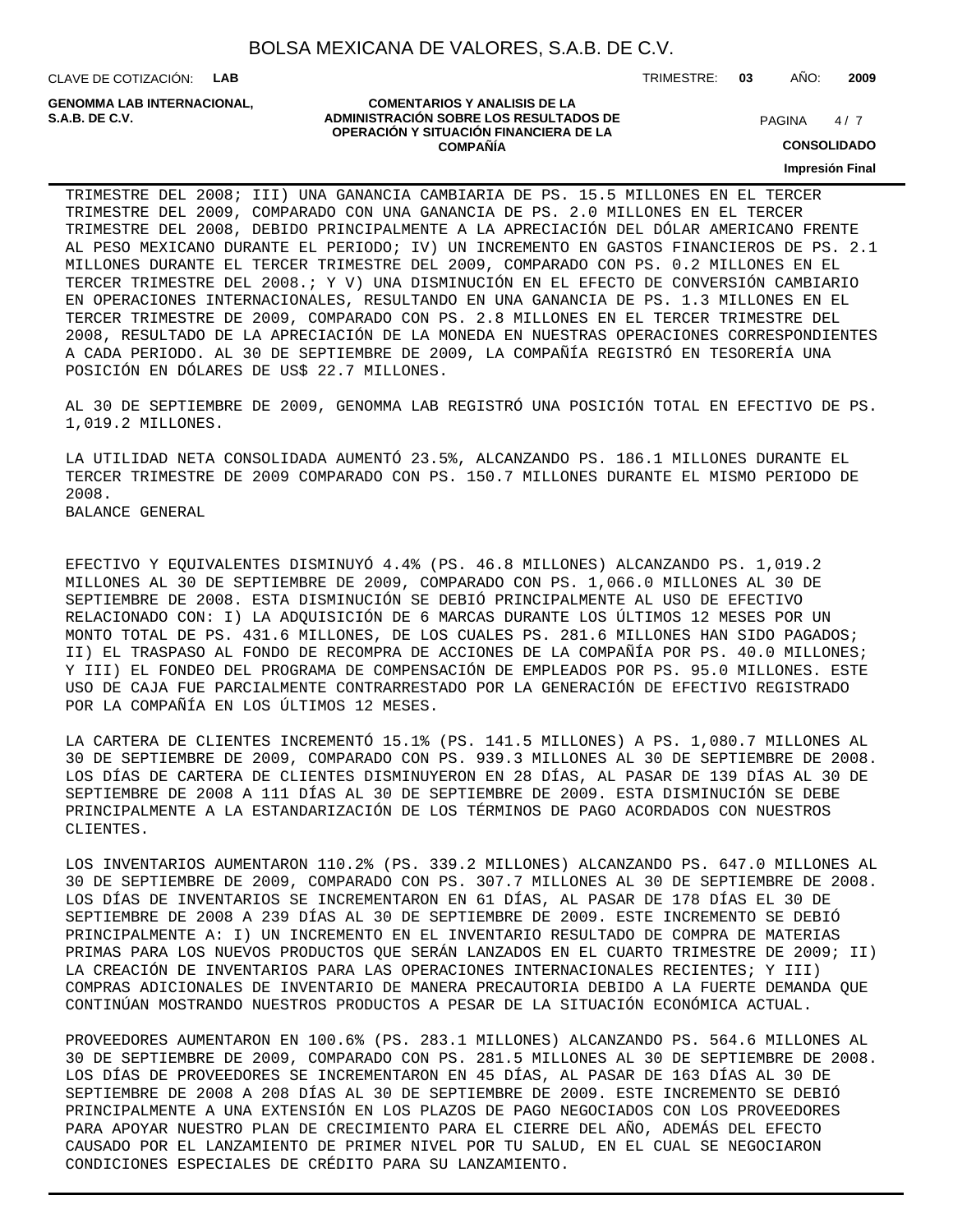TRIMESTRE DEL 2008; III) UNA GANANCIA CAMBIARIA DE PS. 15.5 MILLONES EN EL TERCER TRIMESTRE DEL 2009, COMPARADO CON UNA GANANCIA DE PS. 2.0 MILLONES EN EL TERCER TRIMESTRE DEL 2008, DEBIDO PRINCIPALMENTE A LA APRECIACIÓN DEL DÓLAR AMERICANO FRENTE AL PESO MEXICANO DURANTE EL PERIODO; IV) UN INCREMENTO EN GASTOS FINANCIEROS DE PS. 2.1 MILLONES DURANTE EL TERCER TRIMESTRE DEL 2009, COMPARADO CON PS. 0.2 MILLONES EN EL TERCER TRIMESTRE DEL 2008.; Y V) UNA DISMINUCIÓN EN EL EFECTO DE CONVERSIÓN CAMBIARIO EN OPERACIONES INTERNACIONALES, RESULTANDO EN UNA GANANCIA DE PS. 1.3 MILLONES EN EL TERCER TRIMESTRE DE 2009, COMPARADO CON PS. 2.8 MILLONES EN EL TERCER TRIMESTRE DEL 2008, RESULTADO DE LA APRECIACIÓN DE LA MONEDA EN NUESTRAS OPERACIONES CORRESPONDIENTES A CADA PERIODO. AL 30 DE SEPTIEMBRE DE 2009, LA COMPAÑÍA REGISTRÓ EN TESORERÍA UNA POSICIÓN EN DÓLARES DE US$ 22.7 MILLONES.

AL 30 DE SEPTIEMBRE DE 2009, GENOMMA LAB REGISTRÓ UNA POSICIÓN TOTAL EN EFECTIVO DE PS. 1,019.2 MILLONES.

LA UTILIDAD NETA CONSOLIDADA AUMENTÓ 23.5%, ALCANZANDO PS. 186.1 MILLONES DURANTE EL TERCER TRIMESTRE DE 2009 COMPARADO CON PS. 150.7 MILLONES DURANTE EL MISMO PERIODO DE 2008.

BALANCE GENERAL

EFECTIVO Y EQUIVALENTES DISMINUYÓ 4.4% (PS. 46.8 MILLONES) ALCANZANDO PS. 1,019.2 MILLONES AL 30 DE SEPTIEMBRE DE 2009, COMPARADO CON PS. 1,066.0 MILLONES AL 30 DE SEPTIEMBRE DE 2008. ESTA DISMINUCIÓN SE DEBIÓ PRINCIPALMENTE AL USO DE EFECTIVO RELACIONADO CON: I) LA ADQUISICIÓN DE 6 MARCAS DURANTE LOS ÚLTIMOS 12 MESES POR UN MONTO TOTAL DE PS. 431.6 MILLONES, DE LOS CUALES PS. 281.6 MILLONES HAN SIDO PAGADOS; II) EL TRASPASO AL FONDO DE RECOMPRA DE ACCIONES DE LA COMPAÑÍA POR PS. 40.0 MILLONES; Y III) EL FONDEO DEL PROGRAMA DE COMPENSACIÓN DE EMPLEADOS POR PS. 95.0 MILLONES. ESTE USO DE CAJA FUE PARCIALMENTE CONTRARRESTADO POR LA GENERACIÓN DE EFECTIVO REGISTRADO POR LA COMPAÑÍA EN LOS ÚLTIMOS 12 MESES.

LA CARTERA DE CLIENTES INCREMENTÓ 15.1% (PS. 141.5 MILLONES) A PS. 1,080.7 MILLONES AL 30 DE SEPTIEMBRE DE 2009, COMPARADO CON PS. 939.3 MILLONES AL 30 DE SEPTIEMBRE DE 2008. LOS DÍAS DE CARTERA DE CLIENTES DISMINUYERON EN 28 DÍAS, AL PASAR DE 139 DÍAS AL 30 DE SEPTIEMBRE DE 2008 A 111 DÍAS AL 30 DE SEPTIEMBRE DE 2009. ESTA DISMINUCIÓN SE DEBE PRINCIPALMENTE A LA ESTANDARIZACIÓN DE LOS TÉRMINOS DE PAGO ACORDADOS CON NUESTROS CLIENTES.

LOS INVENTARIOS AUMENTARON 110.2% (PS. 339.2 MILLONES) ALCANZANDO PS. 647.0 MILLONES AL 30 DE SEPTIEMBRE DE 2009, COMPARADO CON PS. 307.7 MILLONES AL 30 DE SEPTIEMBRE DE 2008. LOS DÍAS DE INVENTARIOS SE INCREMENTARON EN 61 DÍAS, AL PASAR DE 178 DÍAS EL 30 DE SEPTIEMBRE DE 2008 A 239 DÍAS AL 30 DE SEPTIEMBRE DE 2009. ESTE INCREMENTO SE DEBIÓ PRINCIPALMENTE A: I) UN INCREMENTO EN EL INVENTARIO RESULTADO DE COMPRA DE MATERIAS PRIMAS PARA LOS NUEVOS PRODUCTOS QUE SERÁN LANZADOS EN EL CUARTO TRIMESTRE DE 2009; II) LA CREACIÓN DE INVENTARIOS PARA LAS OPERACIONES INTERNACIONALES RECIENTES; Y III) COMPRAS ADICIONALES DE INVENTARIO DE MANERA PRECAUTORIA DEBIDO A LA FUERTE DEMANDA QUE CONTINÚAN MOSTRANDO NUESTROS PRODUCTOS A PESAR DE LA SITUACIÓN ECONÓMICA ACTUAL.

PROVEEDORES AUMENTARON EN 100.6% (PS. 283.1 MILLONES) ALCANZANDO PS. 564.6 MILLONES AL 30 DE SEPTIEMBRE DE 2009, COMPARADO CON PS. 281.5 MILLONES AL 30 DE SEPTIEMBRE DE 2008. LOS DÍAS DE PROVEEDORES SE INCREMENTARON EN 45 DÍAS, AL PASAR DE 163 DÍAS AL 30 DE SEPTIEMBRE DE 2008 A 208 DÍAS AL 30 DE SEPTIEMBRE DE 2009. ESTE INCREMENTO SE DEBIÓ PRINCIPALMENTE A UNA EXTENSIÓN EN LOS PLAZOS DE PAGO NEGOCIADOS CON LOS PROVEEDORES PARA APOYAR NUESTRO PLAN DE CRECIMIENTO PARA EL CIERRE DEL AÑO, ADEMÁS DEL EFECTO CAUSADO POR EL LANZAMIENTO DE PRIMER NIVEL POR TU SALUD, EN EL CUAL SE NEGOCIARON CONDICIONES ESPECIALES DE CRÉDITO PARA SU LANZAMIENTO.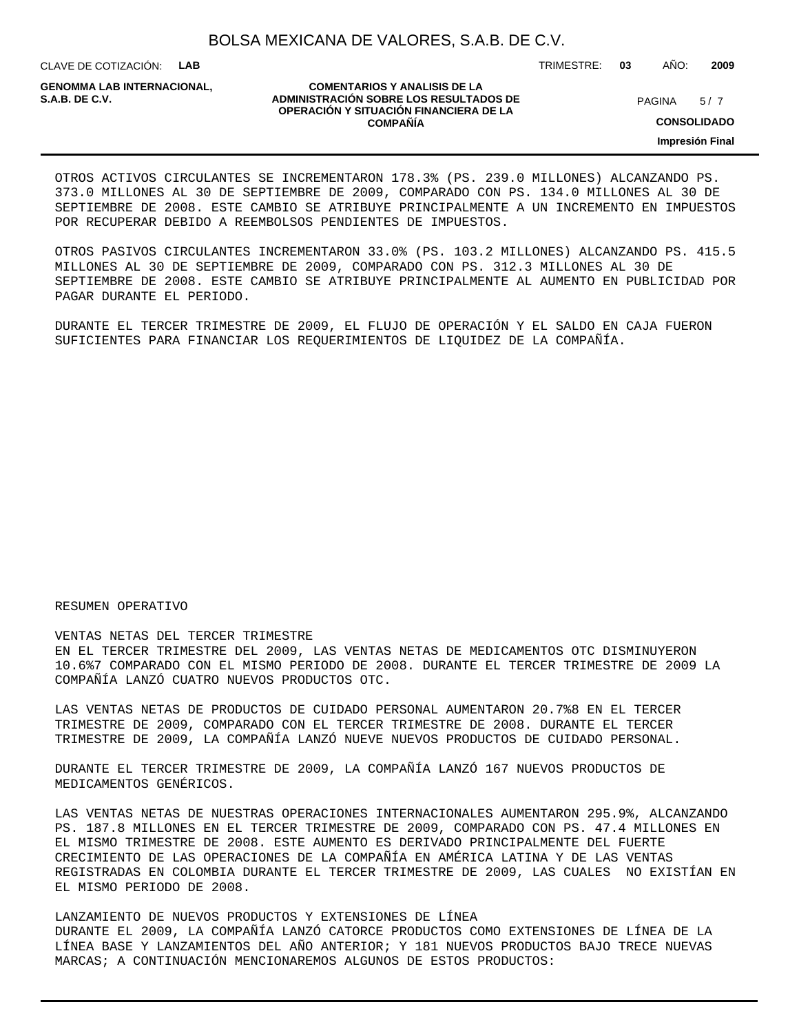OTROS ACTIVOS CIRCULANTES SE INCREMENTARON 178.3% (PS. 239.0 MILLONES) ALCANZANDO PS. 373.0 MILLONES AL 30 DE SEPTIEMBRE DE 2009, COMPARADO CON PS. 134.0 MILLONES AL 30 DE SEPTIEMBRE DE 2008. ESTE CAMBIO SE ATRIBUYE PRINCIPALMENTE A UN INCREMENTO EN IMPUESTOS POR RECUPERAR DEBIDO A REEMBOLSOS PENDIENTES DE IMPUESTOS.

OTROS PASIVOS CIRCULANTES INCREMENTARON 33.0% (PS. 103.2 MILLONES) ALCANZANDO PS. 415.5 MILLONES AL 30 DE SEPTIEMBRE DE 2009, COMPARADO CON PS. 312.3 MILLONES AL 30 DE SEPTIEMBRE DE 2008. ESTE CAMBIO SE ATRIBUYE PRINCIPALMENTE AL AUMENTO EN PUBLICIDAD POR PAGAR DURANTE EL PERIODO.

DURANTE EL TERCER TRIMESTRE DE 2009, EL FLUJO DE OPERACIÓN Y EL SALDO EN CAJA FUERON SUFICIENTES PARA FINANCIAR LOS REQUERIMIENTOS DE LIQUIDEZ DE LA COMPAÑÍA.

RESUMEN OPERATIVO

VENTAS NETAS DEL TERCER TRIMESTRE
EN EL TERCER TRIMESTRE DEL 2009, LAS VENTAS NETAS DE MEDICAMENTOS OTC DISMINUYERON 10.6%7 COMPARADO CON EL MISMO PERIODO DE 2008. DURANTE EL TERCER TRIMESTRE DE 2009 LA COMPAÑÍA LANZÓ CUATRO NUEVOS PRODUCTOS OTC.

LAS VENTAS NETAS DE PRODUCTOS DE CUIDADO PERSONAL AUMENTARON 20.7%8 EN EL TERCER TRIMESTRE DE 2009, COMPARADO CON EL TERCER TRIMESTRE DE 2008. DURANTE EL TERCER TRIMESTRE DE 2009, LA COMPAÑÍA LANZÓ NUEVE NUEVOS PRODUCTOS DE CUIDADO PERSONAL.

DURANTE EL TERCER TRIMESTRE DE 2009, LA COMPAÑÍA LANZÓ 167 NUEVOS PRODUCTOS DE MEDICAMENTOS GENÉRICOS.

LAS VENTAS NETAS DE NUESTRAS OPERACIONES INTERNACIONALES AUMENTARON 295.9%, ALCANZANDO PS. 187.8 MILLONES EN EL TERCER TRIMESTRE DE 2009, COMPARADO CON PS. 47.4 MILLONES EN EL MISMO TRIMESTRE DE 2008. ESTE AUMENTO ES DERIVADO PRINCIPALMENTE DEL FUERTE CRECIMIENTO DE LAS OPERACIONES DE LA COMPAÑÍA EN AMÉRICA LATINA Y DE LAS VENTAS REGISTRADAS EN COLOMBIA DURANTE EL TERCER TRIMESTRE DE 2009, LAS CUALES NO EXISTÍAN EN EL MISMO PERIODO DE 2008.

LANZAMIENTO DE NUEVOS PRODUCTOS Y EXTENSIONES DE LÍNEA
DURANTE EL 2009, LA COMPAÑÍA LANZÓ CATORCE PRODUCTOS COMO EXTENSIONES DE LÍNEA DE LA LÍNEA BASE Y LANZAMIENTOS DEL AÑO ANTERIOR; Y 181 NUEVOS PRODUCTOS BAJO TRECE NUEVAS MARCAS; A CONTINUACIÓN MENCIONAREMOS ALGUNOS DE ESTOS PRODUCTOS: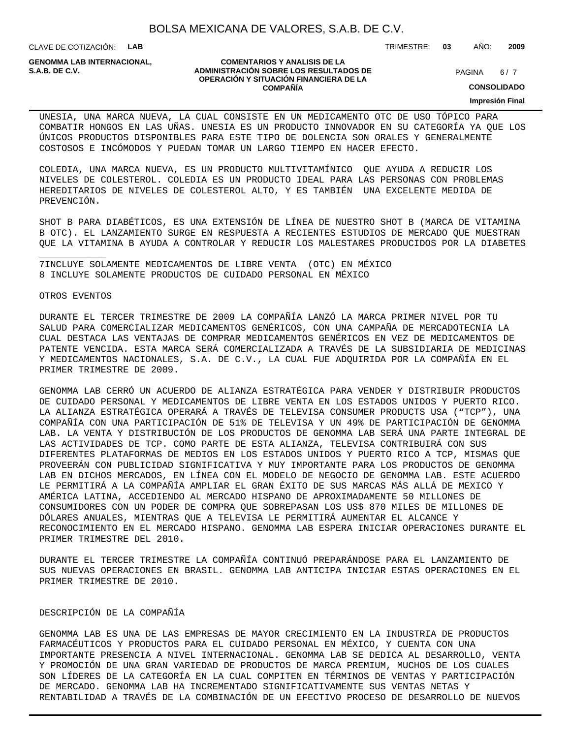UNESIA, UNA MARCA NUEVA, LA CUAL CONSISTE EN UN MEDICAMENTO OTC DE USO TÓPICO PARA COMBATIR HONGOS EN LAS UÑAS. UNESIA ES UN PRODUCTO INNOVADOR EN SU CATEGORÍA YA QUE LOS ÚNICOS PRODUCTOS DISPONIBLES PARA ESTE TIPO DE DOLENCIA SON ORALES Y GENERALMENTE COSTOSOS E INCÓMODOS Y PUEDAN TOMAR UN LARGO TIEMPO EN HACER EFECTO.

COLEDIA, UNA MARCA NUEVA, ES UN PRODUCTO MULTIVITAMÍNICO QUE AYUDA A REDUCIR LOS NIVELES DE COLESTEROL. COLEDIA ES UN PRODUCTO IDEAL PARA LAS PERSONAS CON PROBLEMAS HEREDITARIOS DE NIVELES DE COLESTEROL ALTO, Y ES TAMBIÉN UNA EXCELENTE MEDIDA DE PREVENCIÓN.

SHOT B PARA DIABÉTICOS, ES UNA EXTENSIÓN DE LÍNEA DE NUESTRO SHOT B (MARCA DE VITAMINA B OTC). EL LANZAMIENTO SURGE EN RESPUESTA A RECIENTES ESTUDIOS DE MERCADO QUE MUESTRAN QUE LA VITAMINA B AYUDA A CONTROLAR Y REDUCIR LOS MALESTARES PRODUCIDOS POR LA DIABETES

---

7INCLUYE SOLAMENTE MEDICAMENTOS DE LIBRE VENTA (OTC) EN MÉXICO
8 INCLUYE SOLAMENTE PRODUCTOS DE CUIDADO PERSONAL EN MÉXICO

OTROS EVENTOS

DURANTE EL TERCER TRIMESTRE DE 2009 LA COMPAÑÍA LANZÓ LA MARCA PRIMER NIVEL POR TU SALUD PARA COMERCIALIZAR MEDICAMENTOS GENÉRICOS, CON UNA CAMPAÑA DE MERCADOTECNIA LA CUAL DESTACA LAS VENTAJAS DE COMPRAR MEDICAMENTOS GENÉRICOS EN VEZ DE MEDICAMENTOS DE PATENTE VENCIDA. ESTA MARCA SERÁ COMERCIALIZADA A TRAVÉS DE LA SUBSIDIARIA DE MEDICINAS Y MEDICAMENTOS NACIONALES, S.A. DE C.V., LA CUAL FUE ADQUIRIDA POR LA COMPAÑÍA EN EL PRIMER TRIMESTRE DE 2009.

GENOMMA LAB CERRÓ UN ACUERDO DE ALIANZA ESTRATÉGICA PARA VENDER Y DISTRIBUIR PRODUCTOS DE CUIDADO PERSONAL Y MEDICAMENTOS DE LIBRE VENTA EN LOS ESTADOS UNIDOS Y PUERTO RICO. LA ALIANZA ESTRATÉGICA OPERARÁ A TRAVÉS DE TELEVISA CONSUMER PRODUCTS USA (“TCP”), UNA COMPAÑÍA CON UNA PARTICIPACIÓN DE 51% DE TELEVISA Y UN 49% DE PARTICIPACIÓN DE GENOMMA LAB. LA VENTA Y DISTRIBUCIÓN DE LOS PRODUCTOS DE GENOMMA LAB SERÁ UNA PARTE INTEGRAL DE LAS ACTIVIDADES DE TCP. COMO PARTE DE ESTA ALIANZA, TELEVISA CONTRIBUIRÁ CON SUS DIFERENTES PLATAFORMAS DE MEDIOS EN LOS ESTADOS UNIDOS Y PUERTO RICO A TCP, MISMAS QUE PROVEERÁN CON PUBLICIDAD SIGNIFICATIVA Y MUY IMPORTANTE PARA LOS PRODUCTOS DE GENOMMA LAB EN DICHOS MERCADOS, EN LÍNEA CON EL MODELO DE NEGOCIO DE GENOMMA LAB. ESTE ACUERDO LE PERMITIRÁ A LA COMPAÑÍA AMPLIAR EL GRAN ÉXITO DE SUS MARCAS MÁS ALLÁ DE MEXICO Y AMÉRICA LATINA, ACCEDIENDO AL MERCADO HISPANO DE APROXIMADAMENTE 50 MILLONES DE CONSUMIDORES CON UN PODER DE COMPRA QUE SOBREPASAN LOS US$ 870 MILES DE MILLONES DE DÓLARES ANUALES, MIENTRAS QUE A TELEVISA LE PERMITIRÁ AUMENTAR EL ALCANCE Y RECONOCIMIENTO EN EL MERCADO HISPANO. GENOMMA LAB ESPERA INICIAR OPERACIONES DURANTE EL PRIMER TRIMESTRE DEL 2010.

DURANTE EL TERCER TRIMESTRE LA COMPAÑÍA CONTINUÓ PREPARÁNDOSE PARA EL LANZAMIENTO DE SUS NUEVAS OPERACIONES EN BRASIL. GENOMMA LAB ANTICIPA INICIAR ESTAS OPERACIONES EN EL PRIMER TRIMESTRE DE 2010.

DESCRIPCIÓN DE LA COMPAÑÍA

GENOMMA LAB ES UNA DE LAS EMPRESAS DE MAYOR CRECIMIENTO EN LA INDUSTRIA DE PRODUCTOS FARMACÉUTICOS Y PRODUCTOS PARA EL CUIDADO PERSONAL EN MÉXICO, Y CUENTA CON UNA IMPORTANTE PRESENCIA A NIVEL INTERNACIONAL. GENOMMA LAB SE DEDICA AL DESARROLLO, VENTA Y PROMOCIÓN DE UNA GRAN VARIEDAD DE PRODUCTOS DE MARCA PREMIUM, MUCHOS DE LOS CUALES SON LÍDERES DE LA CATEGORÍA EN LA CUAL COMPITEN EN TÉRMINOS DE VENTAS Y PARTICIPACIÓN DE MERCADO. GENOMMA LAB HA INCREMENTADO SIGNIFICATIVAMENTE SUS VENTAS NETAS Y RENTABILIDAD A TRAVÉS DE LA COMBINACIÓN DE UN EFECTIVO PROCESO DE DESARROLLO DE NUEVOS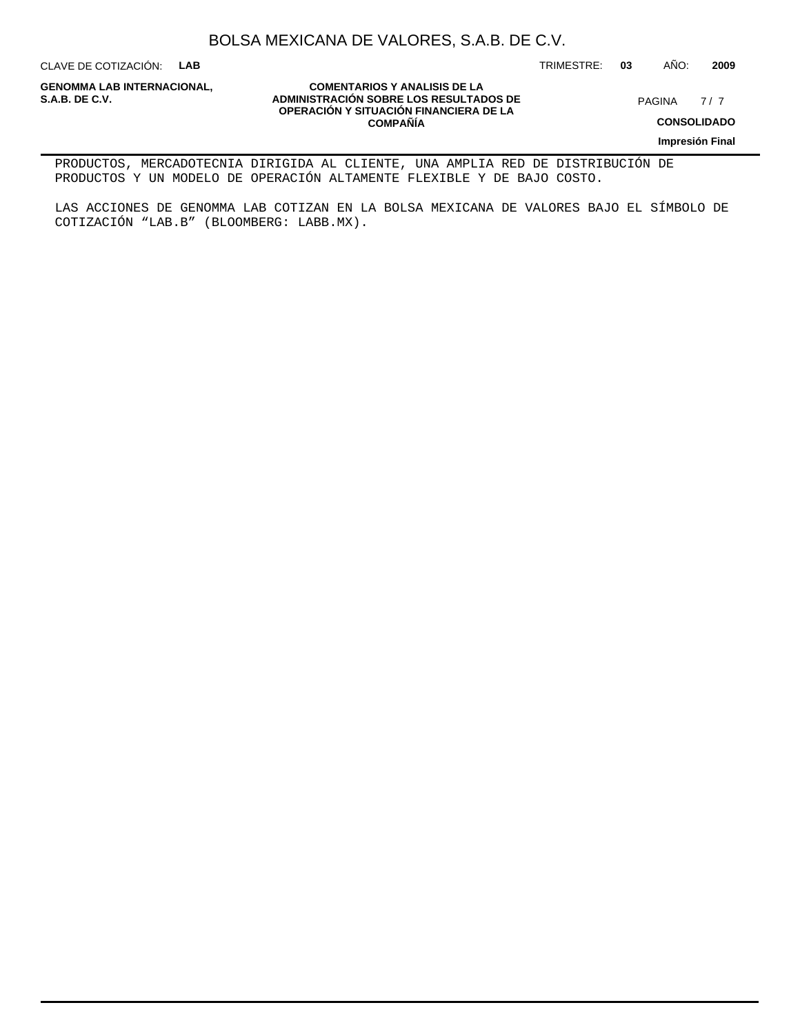PRODUCTOS, MERCADOTECNIA DIRIGIDA AL CLIENTE, UNA AMPLIA RED DE DISTRIBUCIÓN DE PRODUCTOS Y UN MODELO DE OPERACIÓN ALTAMENTE FLEXIBLE Y DE BAJO COSTO.

LAS ACCIONES DE GENOMMA LAB COTIZAN EN LA BOLSA MEXICANA DE VALORES BAJO EL SÍMBOLO DE COTIZACIÓN "LAB.B" (BLOOMBERG: LABB.MX).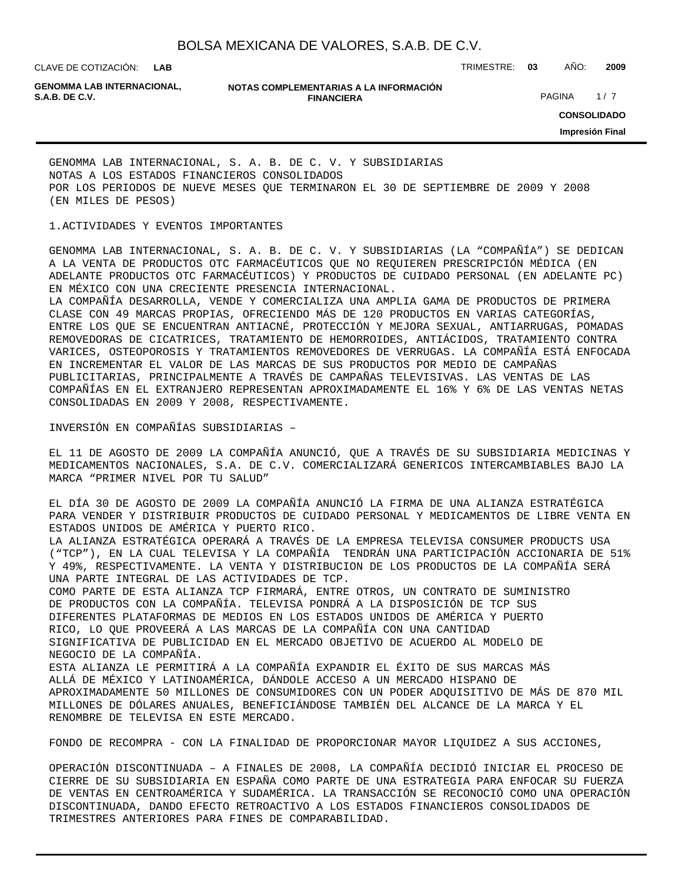GENOMMA LAB INTERNACIONAL, S. A. B. DE C. V. Y SUBSIDIARIAS
NOTAS A LOS ESTADOS FINANCIEROS CONSOLIDADOS
POR LOS PERIODOS DE NUEVE MESES QUE TERMINARON EL 30 DE SEPTIEMBRE DE 2009 Y 2008
(EN MILES DE PESOS)

1.ACTIVIDADES Y EVENTOS IMPORTANTES

GENOMMA LAB INTERNACIONAL, S. A. B. DE C. V. Y SUBSIDIARIAS (LA “COMPAÑÍA”) SE DEDICAN A LA VENTA DE PRODUCTOS OTC FARMACÉUTICOS QUE NO REQUIEREN PRESCRIPCIÓN MÉDICA (EN ADELANTE PRODUCTOS OTC FARMACÉUTICOS) Y PRODUCTOS DE CUIDADO PERSONAL (EN ADELANTE PC) EN MÉXICO CON UNA CRECIENTE PRESENCIA INTERNACIONAL.
LA COMPAÑÍA DESARROLLA, VENDE Y COMERCIALIZA UNA AMPLIA GAMA DE PRODUCTOS DE PRIMERA CLASE CON 49 MARCAS PROPIAS, OFRECIENDO MÁS DE 120 PRODUCTOS EN VARIAS CATEGORÍAS, ENTRE LOS QUE SE ENCUENTRAN ANTIACNÉ, PROTECCIÓN Y MEJORA SEXUAL, ANTIARRUGAS, POMADAS REMOVEDORAS DE CICATRICES, TRATAMIENTO DE HEMORROIDES, ANTIÁCIDOS, TRATAMIENTO CONTRA VARICES, OSTEOPOROSIS Y TRATAMIENTOS REMOVEDORES DE VERRUGAS. LA COMPAÑÍA ESTÁ ENFOCADA EN INCREMENTAR EL VALOR DE LAS MARCAS DE SUS PRODUCTOS POR MEDIO DE CAMPAÑAS PUBLICITARIAS, PRINCIPALMENTE A TRAVÉS DE CAMPAÑAS TELEVISIVAS. LAS VENTAS DE LAS COMPAÑÍAS EN EL EXTRANJERO REPRESENTAN APROXIMADAMENTE EL 16% Y 6% DE LAS VENTAS NETAS CONSOLIDADAS EN 2009 Y 2008, RESPECTIVAMENTE.

INVERSIÓN EN COMPAÑÍAS SUBSIDIARIAS –

EL 11 DE AGOSTO DE 2009 LA COMPAÑÍA ANUNCIÓ, QUE A TRAVÉS DE SU SUBSIDIARIA MEDICINAS Y MEDICAMENTOS NACIONALES, S.A. DE C.V. COMERCIALIZARÁ GENERICOS INTERCAMBIABLES BAJO LA MARCA “PRIMER NIVEL POR TU SALUD”

EL DÍA 30 DE AGOSTO DE 2009 LA COMPAÑÍA ANUNCIÓ LA FIRMA DE UNA ALIANZA ESTRATÉGICA PARA VENDER Y DISTRIBUIR PRODUCTOS DE CUIDADO PERSONAL Y MEDICAMENTOS DE LIBRE VENTA EN ESTADOS UNIDOS DE AMÉRICA Y PUERTO RICO.
LA ALIANZA ESTRATÉGICA OPERARÁ A TRAVÉS DE LA EMPRESA TELEVISA CONSUMER PRODUCTS USA (“TCP”), EN LA CUAL TELEVISA Y LA COMPAÑÍA TENDRÁN UNA PARTICIPACIÓN ACCIONARIA DE 51% Y 49%, RESPECTIVAMENTE. LA VENTA Y DISTRIBUCION DE LOS PRODUCTOS DE LA COMPAÑÍA SERÁ UNA PARTE INTEGRAL DE LAS ACTIVIDADES DE TCP.
COMO PARTE DE ESTA ALIANZA TCP FIRMARÁ, ENTRE OTROS, UN CONTRATO DE SUMINISTRO DE PRODUCTOS CON LA COMPAÑÍA. TELEVISA PONDRÁ A LA DISPOSICIÓN DE TCP SUS DIFERENTES PLATAFORMAS DE MEDIOS EN LOS ESTADOS UNIDOS DE AMÉRICA Y PUERTO RICO, LO QUE PROVEERÁ A LAS MARCAS DE LA COMPAÑÍA CON UNA CANTIDAD SIGNIFICATIVA DE PUBLICIDAD EN EL MERCADO OBJETIVO DE ACUERDO AL MODELO DE NEGOCIO DE LA COMPAÑÍA.
ESTA ALIANZA LE PERMITIRÁ A LA COMPAÑÍA EXPANDIR EL ÉXITO DE SUS MARCAS MÁS ALLÁ DE MÉXICO Y LATINOAMÉRICA, DÁNDOLE ACCESO A UN MERCADO HISPANO DE APROXIMADAMENTE 50 MILLONES DE CONSUMIDORES CON UN PODER ADQUISITIVO DE MÁS DE 870 MIL MILLONES DE DÓLARES ANUALES, BENEFICIÁNDOSE TAMBIÉN DEL ALCANCE DE LA MARCA Y EL RENOMBRE DE TELEVISA EN ESTE MERCADO.

FONDO DE RECOMPRA - CON LA FINALIDAD DE PROPORCIONAR MAYOR LIQUIDEZ A SUS ACCIONES,

OPERACIÓN DISCONTINUADA – A FINALES DE 2008, LA COMPAÑÍA DECIDIÓ INICIAR EL PROCESO DE CIERRE DE SU SUBSIDIARIA EN ESPAÑA COMO PARTE DE UNA ESTRATEGIA PARA ENFOCAR SU FUERZA DE VENTAS EN CENTROAMÉRICA Y SUDAMÉRICA. LA TRANSACCIÓN SE RECONOCIÓ COMO UNA OPERACIÓN DISCONTINUADA, DANDO EFECTO RETROACTIVO A LOS ESTADOS FINANCIEROS CONSOLIDADOS DE TRIMESTRES ANTERIORES PARA FINES DE COMPARABILIDAD.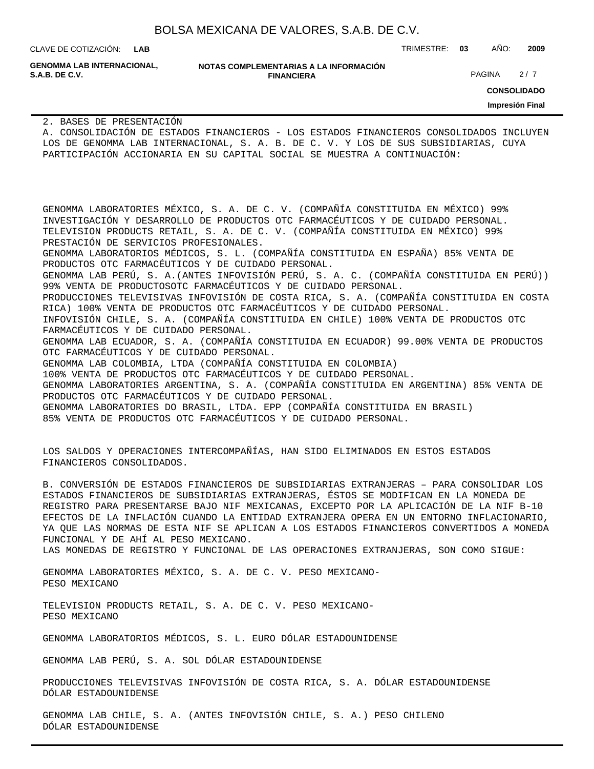2. BASES DE PRESENTACIÓN

A. CONSOLIDACIÓN DE ESTADOS FINANCIEROS - LOS ESTADOS FINANCIEROS CONSOLIDADOS INCLUYEN LOS DE GENOMMA LAB INTERNACIONAL, S. A. B. DE C. V. Y LOS DE SUS SUBSIDIARIAS, CUYA PARTICIPACIÓN ACCIONARIA EN SU CAPITAL SOCIAL SE MUESTRA A CONTINUACIÓN:

GENOMMA LABORATORIES MÉXICO, S. A. DE C. V. (COMPAÑÍA CONSTITUIDA EN MÉXICO) 99% INVESTIGACIÓN Y DESARROLLO DE PRODUCTOS OTC FARMACÉUTICOS Y DE CUIDADO PERSONAL.
TELEVISION PRODUCTS RETAIL, S. A. DE C. V. (COMPAÑÍA CONSTITUIDA EN MÉXICO) 99% PRESTACIÓN DE SERVICIOS PROFESIONALES.
GENOMMA LABORATORIOS MÉDICOS, S. L. (COMPAÑÍA CONSTITUIDA EN ESPAÑA) 85% VENTA DE PRODUCTOS OTC FARMACÉUTICOS Y DE CUIDADO PERSONAL.
GENOMMA LAB PERÚ, S. A.(ANTES INFOVISIÓN PERÚ, S. A. C. (COMPAÑÍA CONSTITUIDA EN PERÚ)) 99% VENTA DE PRODUCTOSOTC FARMACÉUTICOS Y DE CUIDADO PERSONAL.
PRODUCCIONES TELEVISIVAS INFOVISIÓN DE COSTA RICA, S. A. (COMPAÑÍA CONSTITUIDA EN COSTA RICA) 100% VENTA DE PRODUCTOS OTC FARMACÉUTICOS Y DE CUIDADO PERSONAL.
INFOVISIÓN CHILE, S. A. (COMPAÑÍA CONSTITUIDA EN CHILE) 100% VENTA DE PRODUCTOS OTC FARMACÉUTICOS Y DE CUIDADO PERSONAL.
GENOMMA LAB ECUADOR, S. A. (COMPAÑÍA CONSTITUIDA EN ECUADOR) 99.00% VENTA DE PRODUCTOS OTC FARMACÉUTICOS Y DE CUIDADO PERSONAL.
GENOMMA LAB COLOMBIA, LTDA (COMPAÑÍA CONSTITUIDA EN COLOMBIA)
100% VENTA DE PRODUCTOS OTC FARMACÉUTICOS Y DE CUIDADO PERSONAL.
GENOMMA LABORATORIES ARGENTINA, S. A. (COMPAÑÍA CONSTITUIDA EN ARGENTINA) 85% VENTA DE PRODUCTOS OTC FARMACÉUTICOS Y DE CUIDADO PERSONAL.
GENOMMA LABORATORIES DO BRASIL, LTDA. EPP (COMPAÑÍA CONSTITUIDA EN BRASIL)
85% VENTA DE PRODUCTOS OTC FARMACÉUTICOS Y DE CUIDADO PERSONAL.

LOS SALDOS Y OPERACIONES INTERCOMPAÑÍAS, HAN SIDO ELIMINADOS EN ESTOS ESTADOS FINANCIEROS CONSOLIDADOS.

B. CONVERSIÓN DE ESTADOS FINANCIEROS DE SUBSIDIARIAS EXTRANJERAS – PARA CONSOLIDAR LOS ESTADOS FINANCIEROS DE SUBSIDIARIAS EXTRANJERAS, ÉSTOS SE MODIFICAN EN LA MONEDA DE REGISTRO PARA PRESENTARSE BAJO NIF MEXICANAS, EXCEPTO POR LA APLICACIÓN DE LA NIF B-10 EFECTOS DE LA INFLACIÓN CUANDO LA ENTIDAD EXTRANJERA OPERA EN UN ENTORNO INFLACIONARIO, YA QUE LAS NORMAS DE ESTA NIF SE APLICAN A LOS ESTADOS FINANCIEROS CONVERTIDOS A MONEDA FUNCIONAL Y DE AHÍ AL PESO MEXICANO.
LAS MONEDAS DE REGISTRO Y FUNCIONAL DE LAS OPERACIONES EXTRANJERAS, SON COMO SIGUE:

GENOMMA LABORATORIES MÉXICO, S. A. DE C. V. PESO MEXICANO-
PESO MEXICANO

TELEVISION PRODUCTS RETAIL, S. A. DE C. V. PESO MEXICANO-
PESO MEXICANO

GENOMMA LABORATORIOS MÉDICOS, S. L. EURO DÓLAR ESTADOUNIDENSE

GENOMMA LAB PERÚ, S. A. SOL DÓLAR ESTADOUNIDENSE

PRODUCCIONES TELEVISIVAS INFOVISIÓN DE COSTA RICA, S. A. DÓLAR ESTADOUNIDENSE
DÓLAR ESTADOUNIDENSE

GENOMMA LAB CHILE, S. A. (ANTES INFOVISIÓN CHILE, S. A.) PESO CHILENO
DÓLAR ESTADOUNIDENSE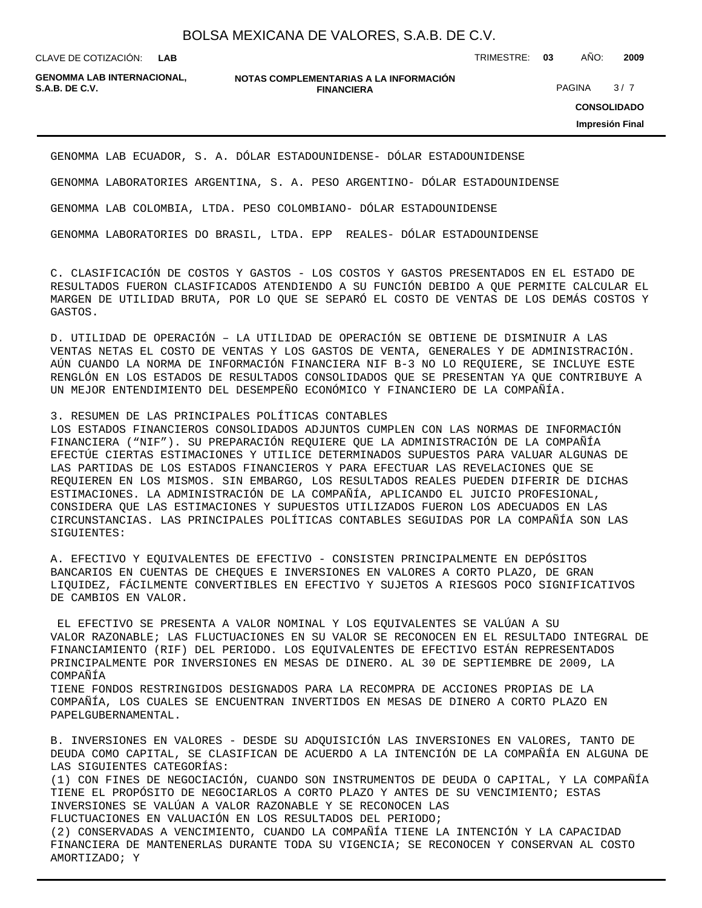GENOMMA LAB ECUADOR, S. A. DÓLAR ESTADOUNIDENSE- DÓLAR ESTADOUNIDENSE

GENOMMA LABORATORIES ARGENTINA, S. A. PESO ARGENTINO- DÓLAR ESTADOUNIDENSE

GENOMMA LAB COLOMBIA, LTDA. PESO COLOMBIANO- DÓLAR ESTADOUNIDENSE

GENOMMA LABORATORIES DO BRASIL, LTDA. EPP REALES- DÓLAR ESTADOUNIDENSE

C. CLASIFICACIÓN DE COSTOS Y GASTOS - LOS COSTOS Y GASTOS PRESENTADOS EN EL ESTADO DE RESULTADOS FUERON CLASIFICADOS ATENDIENDO A SU FUNCIÓN DEBIDO A QUE PERMITE CALCULAR EL MARGEN DE UTILIDAD BRUTA, POR LO QUE SE SEPARÓ EL COSTO DE VENTAS DE LOS DEMÁS COSTOS Y GASTOS.

D. UTILIDAD DE OPERACIÓN – LA UTILIDAD DE OPERACIÓN SE OBTIENE DE DISMINUIR A LAS VENTAS NETAS EL COSTO DE VENTAS Y LOS GASTOS DE VENTA, GENERALES Y DE ADMINISTRACIÓN. AÚN CUANDO LA NORMA DE INFORMACIÓN FINANCIERA NIF B-3 NO LO REQUIERE, SE INCLUYE ESTE RENGLÓN EN LOS ESTADOS DE RESULTADOS CONSOLIDADOS QUE SE PRESENTAN YA QUE CONTRIBUYE A UN MEJOR ENTENDIMIENTO DEL DESEMPEÑO ECONÓMICO Y FINANCIERO DE LA COMPAÑÍA.

3. RESUMEN DE LAS PRINCIPALES POLÍTICAS CONTABLES
LOS ESTADOS FINANCIEROS CONSOLIDADOS ADJUNTOS CUMPLEN CON LAS NORMAS DE INFORMACIÓN FINANCIERA (“NIF”). SU PREPARACIÓN REQUIERE QUE LA ADMINISTRACIÓN DE LA COMPAÑÍA EFECTÚE CIERTAS ESTIMACIONES Y UTILICE DETERMINADOS SUPUESTOS PARA VALUAR ALGUNAS DE LAS PARTIDAS DE LOS ESTADOS FINANCIEROS Y PARA EFECTUAR LAS REVELACIONES QUE SE REQUIEREN EN LOS MISMOS. SIN EMBARGO, LOS RESULTADOS REALES PUEDEN DIFERIR DE DICHAS ESTIMACIONES. LA ADMINISTRACIÓN DE LA COMPAÑÍA, APLICANDO EL JUICIO PROFESIONAL, CONSIDERA QUE LAS ESTIMACIONES Y SUPUESTOS UTILIZADOS FUERON LOS ADECUADOS EN LAS CIRCUNSTANCIAS. LAS PRINCIPALES POLÍTICAS CONTABLES SEGUIDAS POR LA COMPAÑÍA SON LAS SIGUIENTES:

A. EFECTIVO Y EQUIVALENTES DE EFECTIVO - CONSISTEN PRINCIPALMENTE EN DEPÓSITOS BANCARIOS EN CUENTAS DE CHEQUES E INVERSIONES EN VALORES A CORTO PLAZO, DE GRAN LIQUIDEZ, FÁCILMENTE CONVERTIBLES EN EFECTIVO Y SUJETOS A RIESGOS POCO SIGNIFICATIVOS DE CAMBIOS EN VALOR.

EL EFECTIVO SE PRESENTA A VALOR NOMINAL Y LOS EQUIVALENTES SE VALÚAN A SU VALOR RAZONABLE; LAS FLUCTUACIONES EN SU VALOR SE RECONOCEN EN EL RESULTADO INTEGRAL DE FINANCIAMIENTO (RIF) DEL PERIODO. LOS EQUIVALENTES DE EFECTIVO ESTÁN REPRESENTADOS PRINCIPALMENTE POR INVERSIONES EN MESAS DE DINERO. AL 30 DE SEPTIEMBRE DE 2009, LA COMPAÑÍA
TIENE FONDOS RESTRINGIDOS DESIGNADOS PARA LA RECOMPRA DE ACCIONES PROPIAS DE LA COMPAÑÍA, LOS CUALES SE ENCUENTRAN INVERTIDOS EN MESAS DE DINERO A CORTO PLAZO EN PAPELGUBERNAMENTAL.

B. INVERSIONES EN VALORES - DESDE SU ADQUISICIÓN LAS INVERSIONES EN VALORES, TANTO DE DEUDA COMO CAPITAL, SE CLASIFICAN DE ACUERDO A LA INTENCIÓN DE LA COMPAÑÍA EN ALGUNA DE LAS SIGUIENTES CATEGORÍAS:
(1) CON FINES DE NEGOCIACIÓN, CUANDO SON INSTRUMENTOS DE DEUDA O CAPITAL, Y LA COMPAÑÍA TIENE EL PROPÓSITO DE NEGOCIARLOS A CORTO PLAZO Y ANTES DE SU VENCIMIENTO; ESTAS INVERSIONES SE VALÚAN A VALOR RAZONABLE Y SE RECONOCEN LAS
FLUCTUACIONES EN VALUACIÓN EN LOS RESULTADOS DEL PERIODO;
(2) CONSERVADAS A VENCIMIENTO, CUANDO LA COMPAÑÍA TIENE LA INTENCIÓN Y LA CAPACIDAD FINANCIERA DE MANTENERLAS DURANTE TODA SU VIGENCIA; SE RECONOCEN Y CONSERVAN AL COSTO AMORTIZADO; Y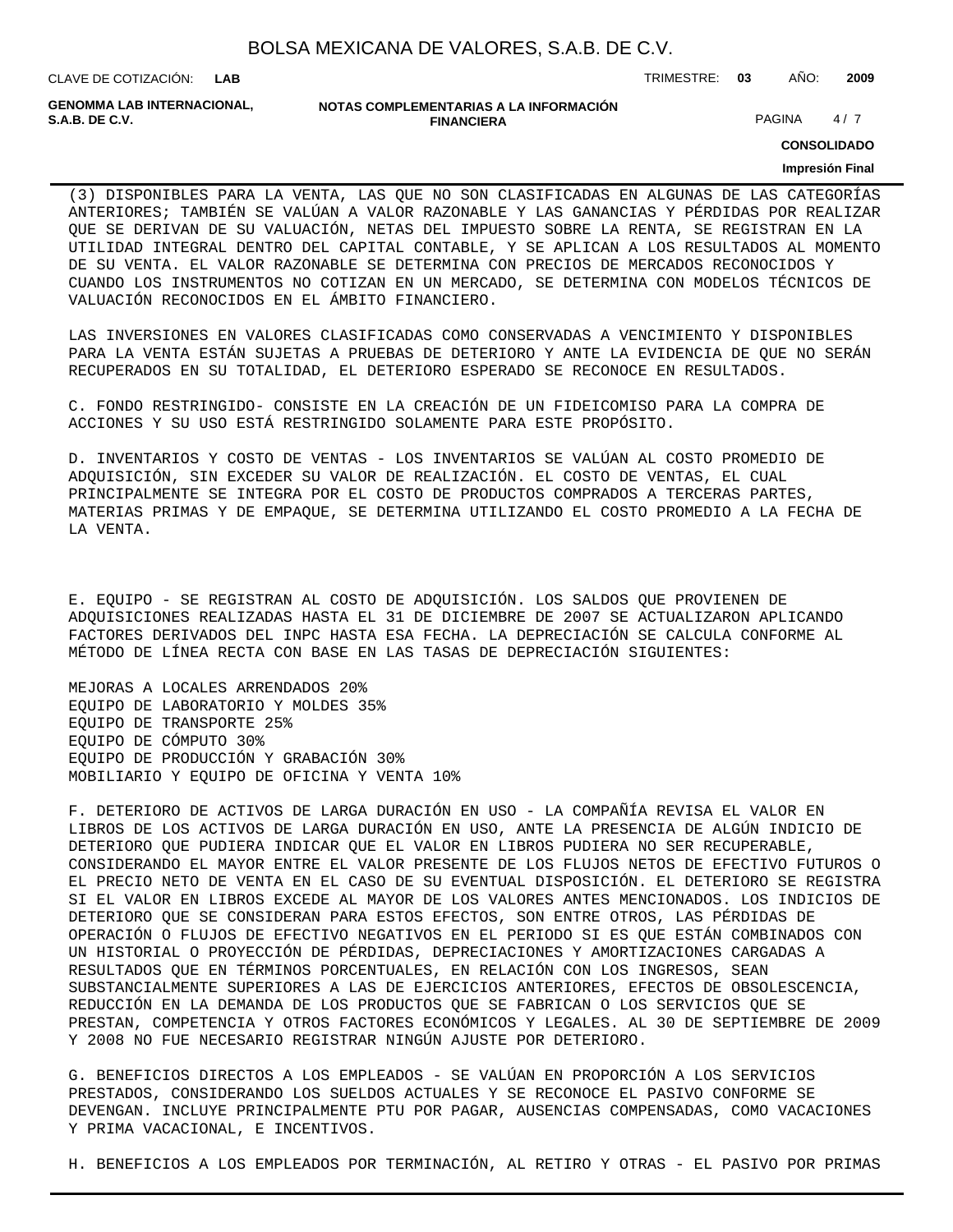(3) DISPONIBLES PARA LA VENTA, LAS QUE NO SON CLASIFICADAS EN ALGUNAS DE LAS CATEGORÍAS ANTERIORES; TAMBIÉN SE VALÚAN A VALOR RAZONABLE Y LAS GANANCIAS Y PÉRDIDAS POR REALIZAR QUE SE DERIVAN DE SU VALUACIÓN, NETAS DEL IMPUESTO SOBRE LA RENTA, SE REGISTRAN EN LA UTILIDAD INTEGRAL DENTRO DEL CAPITAL CONTABLE, Y SE APLICAN A LOS RESULTADOS AL MOMENTO DE SU VENTA. EL VALOR RAZONABLE SE DETERMINA CON PRECIOS DE MERCADOS RECONOCIDOS Y CUANDO LOS INSTRUMENTOS NO COTIZAN EN UN MERCADO, SE DETERMINA CON MODELOS TÉCNICOS DE VALUACIÓN RECONOCIDOS EN EL ÁMBITO FINANCIERO.

LAS INVERSIONES EN VALORES CLASIFICADAS COMO CONSERVADAS A VENCIMIENTO Y DISPONIBLES PARA LA VENTA ESTÁN SUJETAS A PRUEBAS DE DETERIORO Y ANTE LA EVIDENCIA DE QUE NO SERÁN RECUPERADOS EN SU TOTALIDAD, EL DETERIORO ESPERADO SE RECONOCE EN RESULTADOS.

C. FONDO RESTRINGIDO- CONSISTE EN LA CREACIÓN DE UN FIDEICOMISO PARA LA COMPRA DE ACCIONES Y SU USO ESTÁ RESTRINGIDO SOLAMENTE PARA ESTE PROPÓSITO.

D. INVENTARIOS Y COSTO DE VENTAS - LOS INVENTARIOS SE VALÚAN AL COSTO PROMEDIO DE ADQUISICIÓN, SIN EXCEDER SU VALOR DE REALIZACIÓN. EL COSTO DE VENTAS, EL CUAL PRINCIPALMENTE SE INTEGRA POR EL COSTO DE PRODUCTOS COMPRADOS A TERCERAS PARTES, MATERIAS PRIMAS Y DE EMPAQUE, SE DETERMINA UTILIZANDO EL COSTO PROMEDIO A LA FECHA DE LA VENTA.

E. EQUIPO - SE REGISTRAN AL COSTO DE ADQUISICIÓN. LOS SALDOS QUE PROVIENEN DE ADQUISICIONES REALIZADAS HASTA EL 31 DE DICIEMBRE DE 2007 SE ACTUALIZARON APLICANDO FACTORES DERIVADOS DEL INPC HASTA ESA FECHA. LA DEPRECIACIÓN SE CALCULA CONFORME AL MÉTODO DE LÍNEA RECTA CON BASE EN LAS TASAS DE DEPRECIACIÓN SIGUIENTES:

MEJORAS A LOCALES ARRENDADOS 20%
EQUIPO DE LABORATORIO Y MOLDES 35%
EQUIPO DE TRANSPORTE 25%
EQUIPO DE CÓMPUTO 30%
EQUIPO DE PRODUCCIÓN Y GRABACIÓN 30%
MOBILIARIO Y EQUIPO DE OFICINA Y VENTA 10%

F. DETERIORO DE ACTIVOS DE LARGA DURACIÓN EN USO - LA COMPAÑÍA REVISA EL VALOR EN LIBROS DE LOS ACTIVOS DE LARGA DURACIÓN EN USO, ANTE LA PRESENCIA DE ALGÚN INDICIO DE DETERIORO QUE PUDIERA INDICAR QUE EL VALOR EN LIBROS PUDIERA NO SER RECUPERABLE, CONSIDERANDO EL MAYOR ENTRE EL VALOR PRESENTE DE LOS FLUJOS NETOS DE EFECTIVO FUTUROS O EL PRECIO NETO DE VENTA EN EL CASO DE SU EVENTUAL DISPOSICIÓN. EL DETERIORO SE REGISTRA SI EL VALOR EN LIBROS EXCEDE AL MAYOR DE LOS VALORES ANTES MENCIONADOS. LOS INDICIOS DE DETERIORO QUE SE CONSIDERAN PARA ESTOS EFECTOS, SON ENTRE OTROS, LAS PÉRDIDAS DE OPERACIÓN O FLUJOS DE EFECTIVO NEGATIVOS EN EL PERIODO SI ES QUE ESTÁN COMBINADOS CON UN HISTORIAL O PROYECCIÓN DE PÉRDIDAS, DEPRECIACIONES Y AMORTIZACIONES CARGADAS A RESULTADOS QUE EN TÉRMINOS PORCENTUALES, EN RELACIÓN CON LOS INGRESOS, SEAN SUBSTANCIALMENTE SUPERIORES A LAS DE EJERCICIOS ANTERIORES, EFECTOS DE OBSOLESCENCIA, REDUCCIÓN EN LA DEMANDA DE LOS PRODUCTOS QUE SE FABRICAN O LOS SERVICIOS QUE SE PRESTAN, COMPETENCIA Y OTROS FACTORES ECONÓMICOS Y LEGALES. AL 30 DE SEPTIEMBRE DE 2009 Y 2008 NO FUE NECESARIO REGISTRAR NINGÚN AJUSTE POR DETERIORO.

G. BENEFICIOS DIRECTOS A LOS EMPLEADOS - SE VALÚAN EN PROPORCIÓN A LOS SERVICIOS PRESTADOS, CONSIDERANDO LOS SUELDOS ACTUALES Y SE RECONOCE EL PASIVO CONFORME SE DEVENGAN. INCLUYE PRINCIPALMENTE PTU POR PAGAR, AUSENCIAS COMPENSADAS, COMO VACACIONES Y PRIMA VACACIONAL, E INCENTIVOS.

H. BENEFICIOS A LOS EMPLEADOS POR TERMINACIÓN, AL RETIRO Y OTRAS - EL PASIVO POR PRIMAS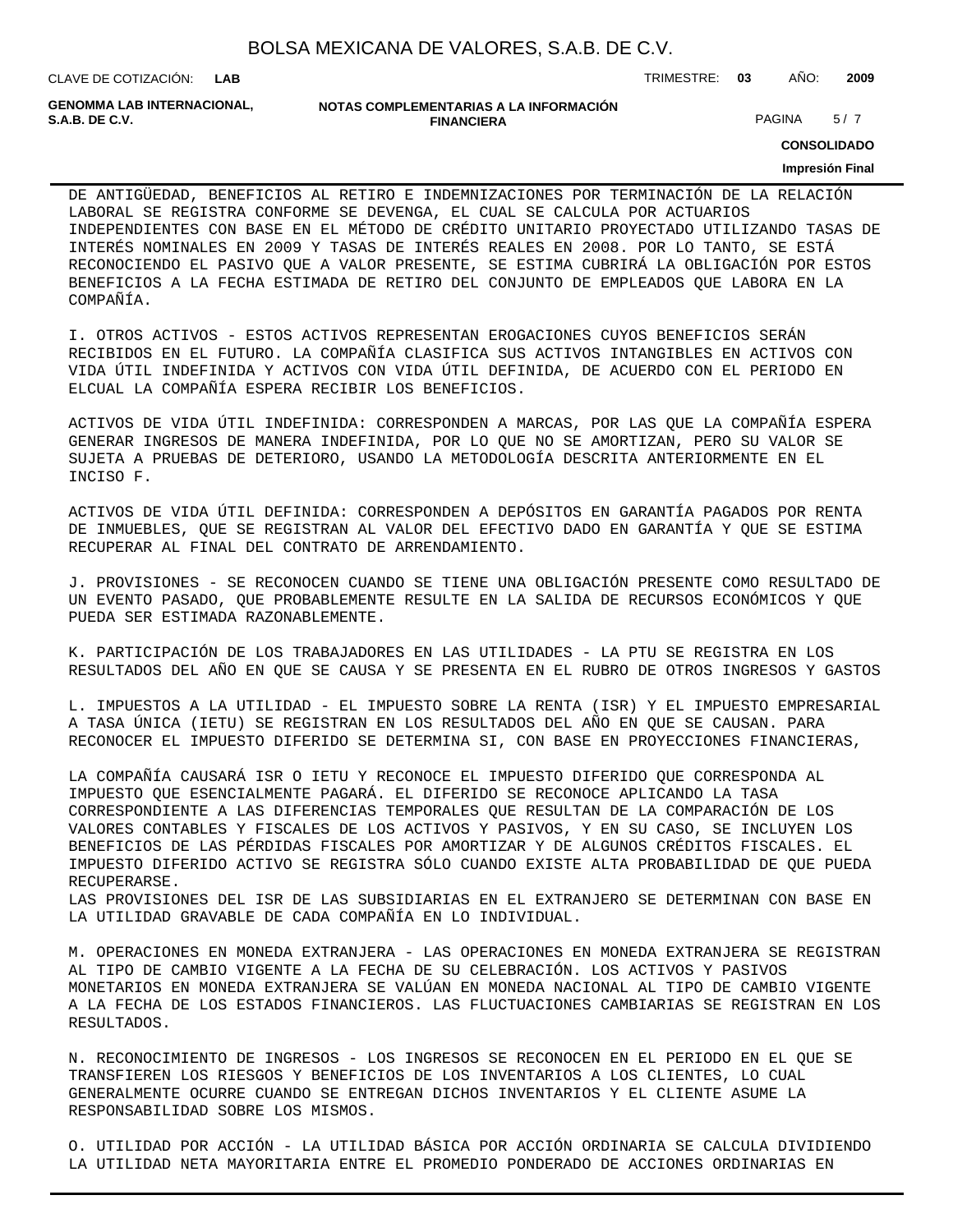DE ANTIGÜEDAD, BENEFICIOS AL RETIRO E INDEMNIZACIONES POR TERMINACIÓN DE LA RELACIÓN LABORAL SE REGISTRA CONFORME SE DEVENGA, EL CUAL SE CALCULA POR ACTUARIOS INDEPENDIENTES CON BASE EN EL MÉTODO DE CRÉDITO UNITARIO PROYECTADO UTILIZANDO TASAS DE INTERÉS NOMINALES EN 2009 Y TASAS DE INTERÉS REALES EN 2008. POR LO TANTO, SE ESTÁ RECONOCIENDO EL PASIVO QUE A VALOR PRESENTE, SE ESTIMA CUBRIRÁ LA OBLIGACIÓN POR ESTOS BENEFICIOS A LA FECHA ESTIMADA DE RETIRO DEL CONJUNTO DE EMPLEADOS QUE LABORA EN LA COMPAÑÍA.

I. OTROS ACTIVOS - ESTOS ACTIVOS REPRESENTAN EROGACIONES CUYOS BENEFICIOS SERÁN RECIBIDOS EN EL FUTURO. LA COMPAÑÍA CLASIFICA SUS ACTIVOS INTANGIBLES EN ACTIVOS CON VIDA ÚTIL INDEFINIDA Y ACTIVOS CON VIDA ÚTIL DEFINIDA, DE ACUERDO CON EL PERIODO EN ELCUAL LA COMPAÑÍA ESPERA RECIBIR LOS BENEFICIOS.

ACTIVOS DE VIDA ÚTIL INDEFINIDA: CORRESPONDEN A MARCAS, POR LAS QUE LA COMPAÑÍA ESPERA GENERAR INGRESOS DE MANERA INDEFINIDA, POR LO QUE NO SE AMORTIZAN, PERO SU VALOR SE SUJETA A PRUEBAS DE DETERIORO, USANDO LA METODOLOGÍA DESCRITA ANTERIORMENTE EN EL INCISO F.

ACTIVOS DE VIDA ÚTIL DEFINIDA: CORRESPONDEN A DEPÓSITOS EN GARANTÍA PAGADOS POR RENTA DE INMUEBLES, QUE SE REGISTRAN AL VALOR DEL EFECTIVO DADO EN GARANTÍA Y QUE SE ESTIMA RECUPERAR AL FINAL DEL CONTRATO DE ARRENDAMIENTO.

J. PROVISIONES - SE RECONOCEN CUANDO SE TIENE UNA OBLIGACIÓN PRESENTE COMO RESULTADO DE UN EVENTO PASADO, QUE PROBABLEMENTE RESULTE EN LA SALIDA DE RECURSOS ECONÓMICOS Y QUE PUEDA SER ESTIMADA RAZONABLEMENTE.

K. PARTICIPACIÓN DE LOS TRABAJADORES EN LAS UTILIDADES - LA PTU SE REGISTRA EN LOS RESULTADOS DEL AÑO EN QUE SE CAUSA Y SE PRESENTA EN EL RUBRO DE OTROS INGRESOS Y GASTOS

L. IMPUESTOS A LA UTILIDAD - EL IMPUESTO SOBRE LA RENTA (ISR) Y EL IMPUESTO EMPRESARIAL A TASA ÚNICA (IETU) SE REGISTRAN EN LOS RESULTADOS DEL AÑO EN QUE SE CAUSAN. PARA RECONOCER EL IMPUESTO DIFERIDO SE DETERMINA SI, CON BASE EN PROYECCIONES FINANCIERAS,

LA COMPAÑÍA CAUSARÁ ISR O IETU Y RECONOCE EL IMPUESTO DIFERIDO QUE CORRESPONDA AL IMPUESTO QUE ESENCIALMENTE PAGARÁ. EL DIFERIDO SE RECONOCE APLICANDO LA TASA CORRESPONDIENTE A LAS DIFERENCIAS TEMPORALES QUE RESULTAN DE LA COMPARACIÓN DE LOS VALORES CONTABLES Y FISCALES DE LOS ACTIVOS Y PASIVOS, Y EN SU CASO, SE INCLUYEN LOS BENEFICIOS DE LAS PÉRDIDAS FISCALES POR AMORTIZAR Y DE ALGUNOS CRÉDITOS FISCALES. EL IMPUESTO DIFERIDO ACTIVO SE REGISTRA SÓLO CUANDO EXISTE ALTA PROBABILIDAD DE QUE PUEDA RECUPERARSE.
LAS PROVISIONES DEL ISR DE LAS SUBSIDIARIAS EN EL EXTRANJERO SE DETERMINAN CON BASE EN LA UTILIDAD GRAVABLE DE CADA COMPAÑÍA EN LO INDIVIDUAL.

M. OPERACIONES EN MONEDA EXTRANJERA - LAS OPERACIONES EN MONEDA EXTRANJERA SE REGISTRAN AL TIPO DE CAMBIO VIGENTE A LA FECHA DE SU CELEBRACIÓN. LOS ACTIVOS Y PASIVOS MONETARIOS EN MONEDA EXTRANJERA SE VALÚAN EN MONEDA NACIONAL AL TIPO DE CAMBIO VIGENTE A LA FECHA DE LOS ESTADOS FINANCIEROS. LAS FLUCTUACIONES CAMBIARIAS SE REGISTRAN EN LOS RESULTADOS.

N. RECONOCIMIENTO DE INGRESOS - LOS INGRESOS SE RECONOCEN EN EL PERIODO EN EL QUE SE TRANSFIEREN LOS RIESGOS Y BENEFICIOS DE LOS INVENTARIOS A LOS CLIENTES, LO CUAL GENERALMENTE OCURRE CUANDO SE ENTREGAN DICHOS INVENTARIOS Y EL CLIENTE ASUME LA RESPONSABILIDAD SOBRE LOS MISMOS.

O. UTILIDAD POR ACCIÓN - LA UTILIDAD BÁSICA POR ACCIÓN ORDINARIA SE CALCULA DIVIDIENDO LA UTILIDAD NETA MAYORITARIA ENTRE EL PROMEDIO PONDERADO DE ACCIONES ORDINARIAS EN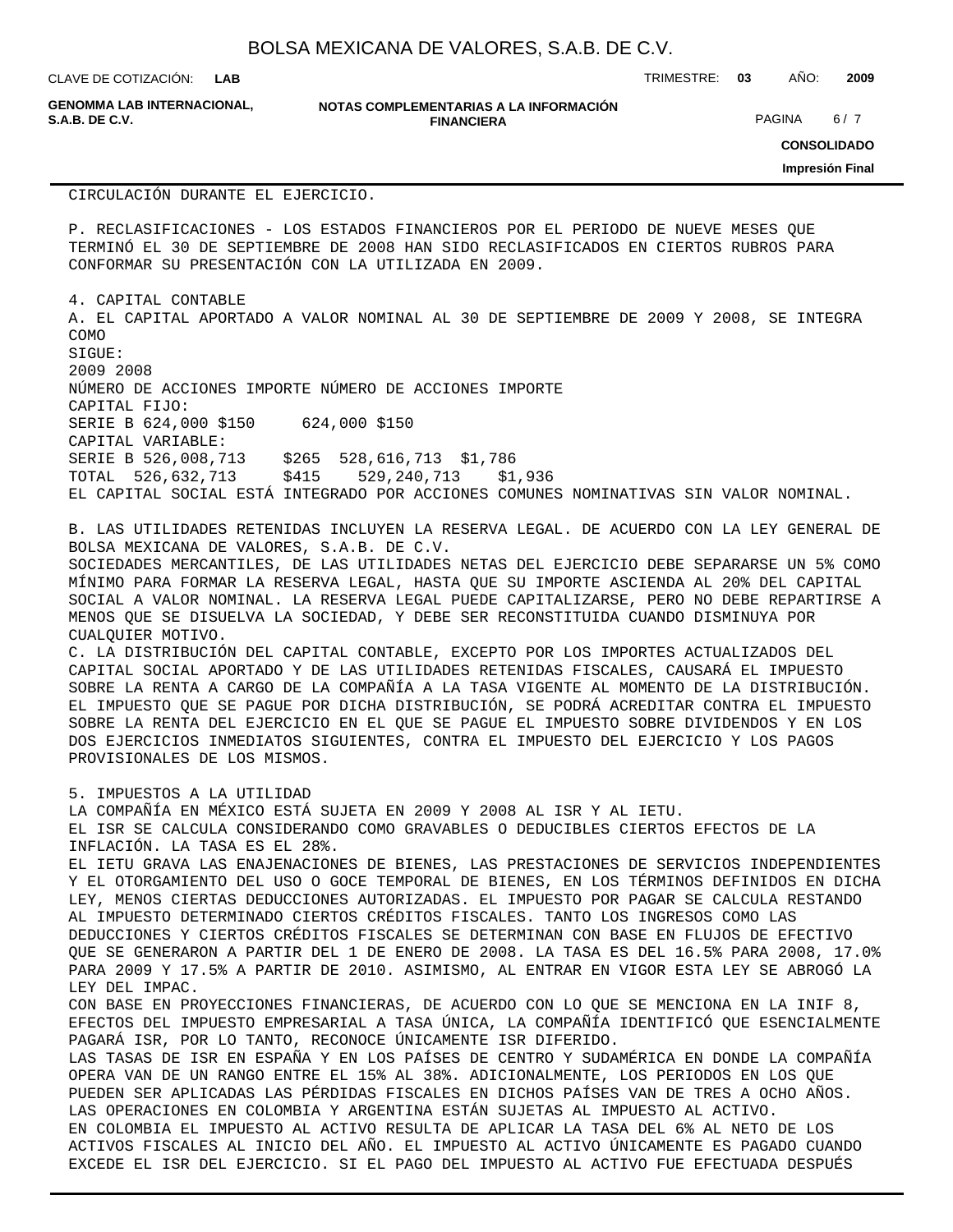CIRCULACIÓN DURANTE EL EJERCICIO.

P. RECLASIFICACIONES - LOS ESTADOS FINANCIEROS POR EL PERIODO DE NUEVE MESES QUE TERMINÓ EL 30 DE SEPTIEMBRE DE 2008 HAN SIDO RECLASIFICADOS EN CIERTOS RUBROS PARA CONFORMAR SU PRESENTACIÓN CON LA UTILIZADA EN 2009.

4. CAPITAL CONTABLE

A. EL CAPITAL APORTADO A VALOR NOMINAL AL 30 DE SEPTIEMBRE DE 2009 Y 2008, SE INTEGRA COMO SIGUE:

| | 2009 | | 2008 | |
|---|---|---|---|---|
| | NÚMERO DE ACCIONES | IMPORTE | NÚMERO DE ACCIONES | IMPORTE |
| CAPITAL FIJO: | | | | |
| SERIE B | 624,000 | $150 | 624,000 | $150 |
| CAPITAL VARIABLE: | | | | |
| SERIE B | 526,008,713 | $265 | 528,616,713 | $1,786 |
| TOTAL | 526,632,713 | $415 | 529,240,713 | $1,936 |

EL CAPITAL SOCIAL ESTÁ INTEGRADO POR ACCIONES COMUNES NOMINATIVAS SIN VALOR NOMINAL.

B. LAS UTILIDADES RETENIDAS INCLUYEN LA RESERVA LEGAL. DE ACUERDO CON LA LEY GENERAL DE SOCIEDADES MERCANTILES, DE LAS UTILIDADES NETAS DEL EJERCICIO DEBE SEPARARSE UN 5% COMO MÍNIMO PARA FORMAR LA RESERVA LEGAL, HASTA QUE SU IMPORTE ASCIENDA AL 20% DEL CAPITAL SOCIAL A VALOR NOMINAL. LA RESERVA LEGAL PUEDE CAPITALIZARSE, PERO NO DEBE REPARTIRSE A MENOS QUE SE DISUELVA LA SOCIEDAD, Y DEBE SER RECONSTITUIDA CUANDO DISMINUYA POR CUALQUIER MOTIVO.

C. LA DISTRIBUCIÓN DEL CAPITAL CONTABLE, EXCEPTO POR LOS IMPORTES ACTUALIZADOS DEL CAPITAL SOCIAL APORTADO Y DE LAS UTILIDADES RETENIDAS FISCALES, CAUSARÁ EL IMPUESTO SOBRE LA RENTA A CARGO DE LA COMPAÑÍA A LA TASA VIGENTE AL MOMENTO DE LA DISTRIBUCIÓN. EL IMPUESTO QUE SE PAGUE POR DICHA DISTRIBUCIÓN, SE PODRÁ ACREDITAR CONTRA EL IMPUESTO SOBRE LA RENTA DEL EJERCICIO EN EL QUE SE PAGUE EL IMPUESTO SOBRE DIVIDENDOS Y EN LOS DOS EJERCICIOS INMEDIATOS SIGUIENTES, CONTRA EL IMPUESTO DEL EJERCICIO Y LOS PAGOS PROVISIONALES DE LOS MISMOS.

5. IMPUESTOS A LA UTILIDAD

LA COMPAÑÍA EN MÉXICO ESTÁ SUJETA EN 2009 Y 2008 AL ISR Y AL IETU.

EL ISR SE CALCULA CONSIDERANDO COMO GRAVABLES O DEDUCIBLES CIERTOS EFECTOS DE LA INFLACIÓN. LA TASA ES EL 28%.

EL IETU GRAVA LAS ENAJENACIONES DE BIENES, LAS PRESTACIONES DE SERVICIOS INDEPENDIENTES Y EL OTORGAMIENTO DEL USO O GOCE TEMPORAL DE BIENES, EN LOS TÉRMINOS DEFINIDOS EN DICHA LEY, MENOS CIERTAS DEDUCCIONES AUTORIZADAS. EL IMPUESTO POR PAGAR SE CALCULA RESTANDO AL IMPUESTO DETERMINADO CIERTOS CRÉDITOS FISCALES. TANTO LOS INGRESOS COMO LAS DEDUCCIONES Y CIERTOS CRÉDITOS FISCALES SE DETERMINAN CON BASE EN FLUJOS DE EFECTIVO QUE SE GENERARON A PARTIR DEL 1 DE ENERO DE 2008. LA TASA ES DEL 16.5% PARA 2008, 17.0% PARA 2009 Y 17.5% A PARTIR DE 2010. ASIMISMO, AL ENTRAR EN VIGOR ESTA LEY SE ABROGÓ LA LEY DEL IMPAC.

CON BASE EN PROYECCIONES FINANCIERAS, DE ACUERDO CON LO QUE SE MENCIONA EN LA INIF 8, EFECTOS DEL IMPUESTO EMPRESARIAL A TASA ÚNICA, LA COMPAÑÍA IDENTIFICÓ QUE ESENCIALMENTE PAGARÁ ISR, POR LO TANTO, RECONOCE ÚNICAMENTE ISR DIFERIDO.

LAS TASAS DE ISR EN ESPAÑA Y EN LOS PAÍSES DE CENTRO Y SUDAMÉRICA EN DONDE LA COMPAÑÍA OPERA VAN DE UN RANGO ENTRE EL 15% AL 38%. ADICIONALMENTE, LOS PERIODOS EN LOS QUE PUEDEN SER APLICADAS LAS PÉRDIDAS FISCALES EN DICHOS PAÍSES VAN DE TRES A OCHO AÑOS. LAS OPERACIONES EN COLOMBIA Y ARGENTINA ESTÁN SUJETAS AL IMPUESTO AL ACTIVO.

EN COLOMBIA EL IMPUESTO AL ACTIVO RESULTA DE APLICAR LA TASA DEL 6% AL NETO DE LOS ACTIVOS FISCALES AL INICIO DEL AÑO. EL IMPUESTO AL ACTIVO ÚNICAMENTE ES PAGADO CUANDO EXCEDE EL ISR DEL EJERCICIO. SI EL PAGO DEL IMPUESTO AL ACTIVO FUE EFECTUADA DESPUÉS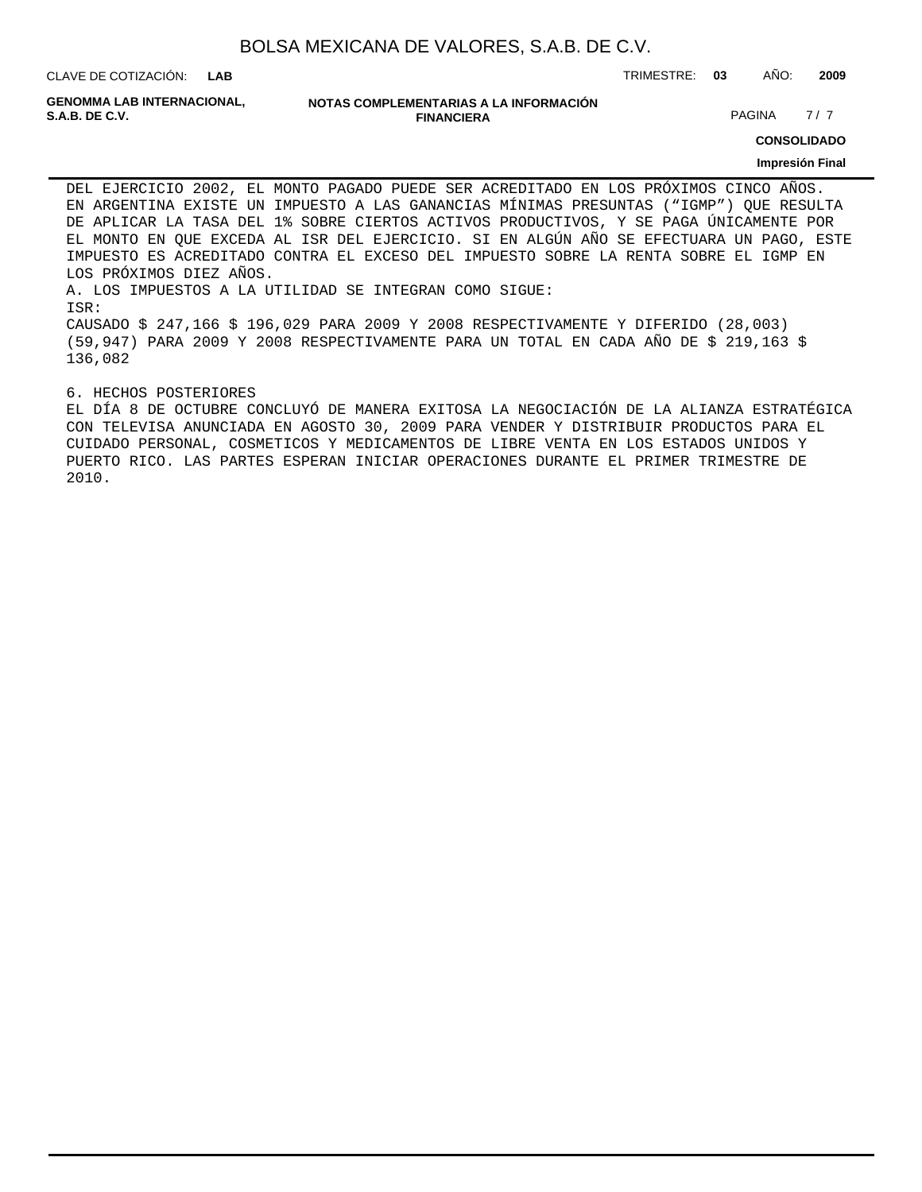DEL EJERCICIO 2002, EL MONTO PAGADO PUEDE SER ACREDITADO EN LOS PRÓXIMOS CINCO AÑOS.
EN ARGENTINA EXISTE UN IMPUESTO A LAS GANANCIAS MÍNIMAS PRESUNTAS ("IGMP") QUE RESULTA DE APLICAR LA TASA DEL 1% SOBRE CIERTOS ACTIVOS PRODUCTIVOS, Y SE PAGA ÚNICAMENTE POR EL MONTO EN QUE EXCEDA AL ISR DEL EJERCICIO. SI EN ALGÚN AÑO SE EFECTUARA UN PAGO, ESTE IMPUESTO ES ACREDITADO CONTRA EL EXCESO DEL IMPUESTO SOBRE LA RENTA SOBRE EL IGMP EN LOS PRÓXIMOS DIEZ AÑOS.

A. LOS IMPUESTOS A LA UTILIDAD SE INTEGRAN COMO SIGUE:

ISR:

CAUSADO $ 247,166 $ 196,029 PARA 2009 Y 2008 RESPECTIVAMENTE Y DIFERIDO (28,003) (59,947) PARA 2009 Y 2008 RESPECTIVAMENTE PARA UN TOTAL EN CADA AÑO DE $ 219,163 $ 136,082

6. HECHOS POSTERIORES

EL DÍA 8 DE OCTUBRE CONCLUYÓ DE MANERA EXITOSA LA NEGOCIACIÓN DE LA ALIANZA ESTRATÉGICA CON TELEVISA ANUNCIADA EN AGOSTO 30, 2009 PARA VENDER Y DISTRIBUIR PRODUCTOS PARA EL CUIDADO PERSONAL, COSMETICOS Y MEDICAMENTOS DE LIBRE VENTA EN LOS ESTADOS UNIDOS Y PUERTO RICO. LAS PARTES ESPERAN INICIAR OPERACIONES DURANTE EL PRIMER TRIMESTRE DE 2010.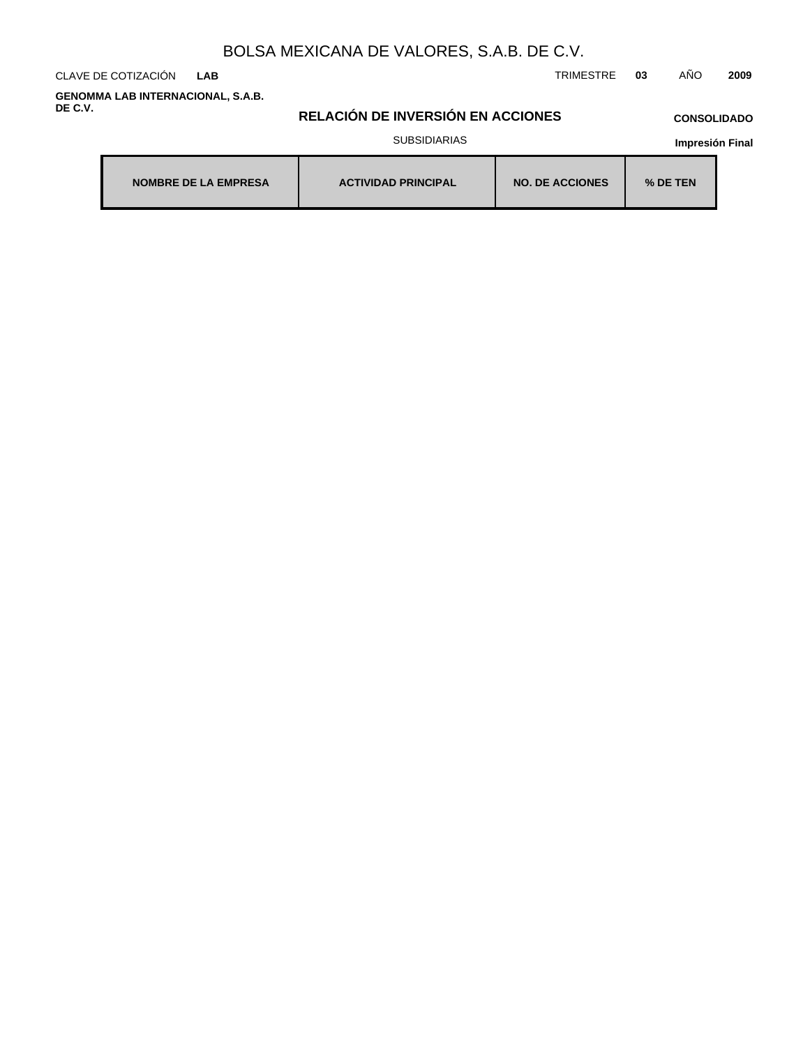# BOLSA MEXICANA DE VALORES, S.A.B. DE C.V.

CLAVE DE COTIZACIÓN **LAB**

TRIMESTRE **03** AÑO **2009**

**GENOMMA LAB INTERNACIONAL, S.A.B. DE C.V.**

## RELACIÓN DE INVERSIÓN EN ACCIONES

**CONSOLIDADO**

SUBSIDIARIAS

**Impresión Final**

| NOMBRE DE LA EMPRESA | ACTIVIDAD PRINCIPAL | NO. DE ACCIONES | % DE TEN |
|---|---|---|---|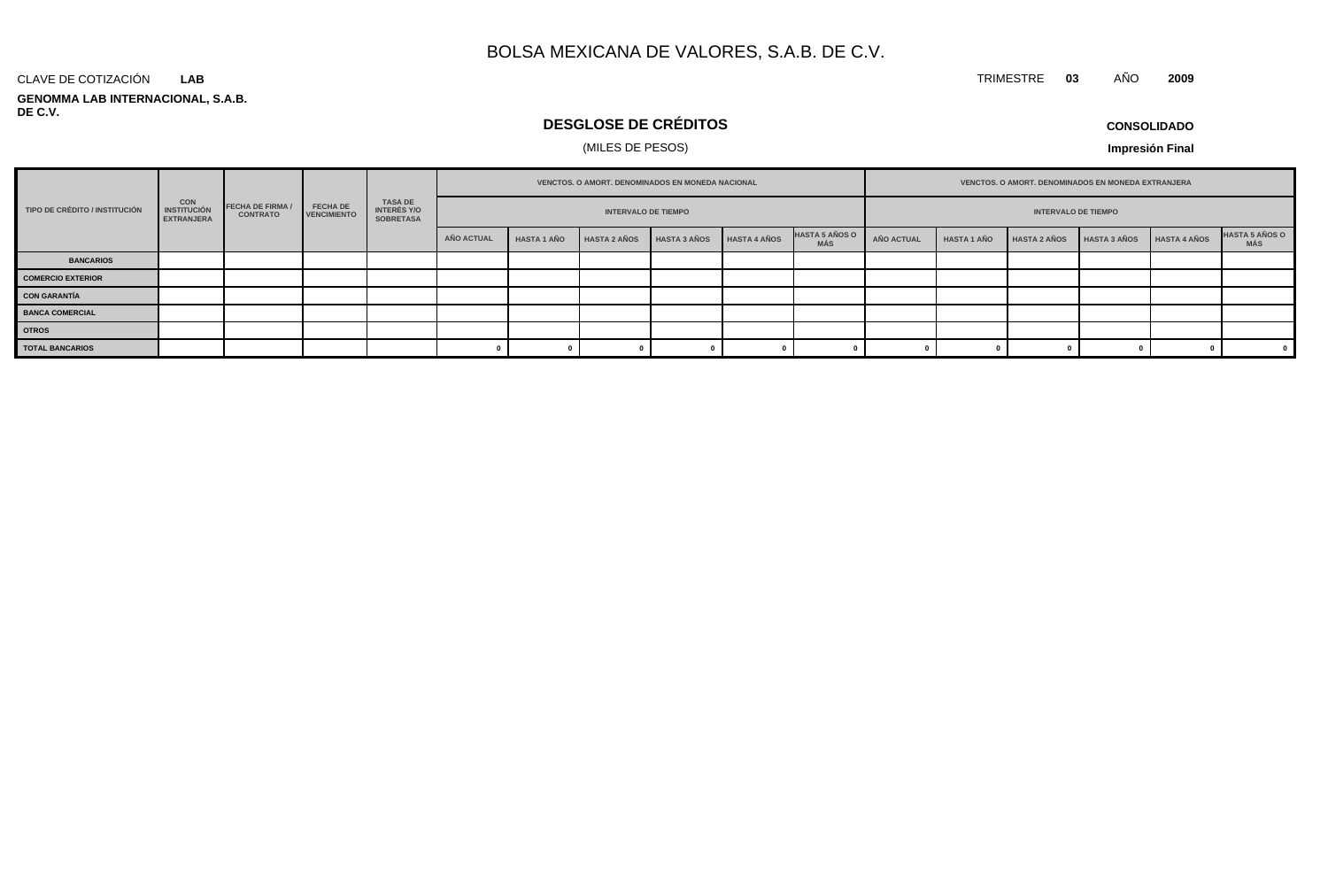# BOLSA MEXICANA DE VALORES, S.A.B. DE C.V.

CLAVE DE COTIZACIÓN **LAB**

TRIMESTRE **03** AÑO **2009**

**GENOMMA LAB INTERNACIONAL, S.A.B. DE C.V.**

## DESGLOSE DE CRÉDITOS

(MILES DE PESOS)

**CONSOLIDADO**

**Impresión Final**

| TIPO DE CRÉDITO / INSTITUCIÓN | CON INSTITUCIÓN EXTRANJERA | FECHA DE FIRMA / CONTRATO | FECHA DE VENCIMIENTO | TASA DE INTERÉS Y/O SOBRETASA | VENCTOS. O AMORT. DENOMINADOS EN MONEDA NACIONAL | | | | | | VENCTOS. O AMORT. DENOMINADOS EN MONEDA EXTRANJERA | | | | | |
|---|---|---|---|---|---|---|---|---|---|---|---|---|---|---|---|---|
| | | | | | INTERVALO DE TIEMPO | | | | | | INTERVALO DE TIEMPO | | | | | |
| | | | | | AÑO ACTUAL | HASTA 1 AÑO | HASTA 2 AÑOS | HASTA 3 AÑOS | HASTA 4 AÑOS | HASTA 5 AÑOS O MÁS | AÑO ACTUAL | HASTA 1 AÑO | HASTA 2 AÑOS | HASTA 3 AÑOS | HASTA 4 AÑOS | HASTA 5 AÑOS O MÁS |
| **BANCARIOS** | | | | | | | | | | | | | | | | |
| **COMERCIO EXTERIOR** | | | | | | | | | | | | | | | | |
| **CON GARANTÍA** | | | | | | | | | | | | | | | | |
| **BANCA COMERCIAL** | | | | | | | | | | | | | | | | |
| **OTROS** | | | | | | | | | | | | | | | | |
| **TOTAL BANCARIOS** | | | | | 0 | 0 | 0 | 0 | 0 | 0 | 0 | 0 | 0 | 0 | 0 | 0 |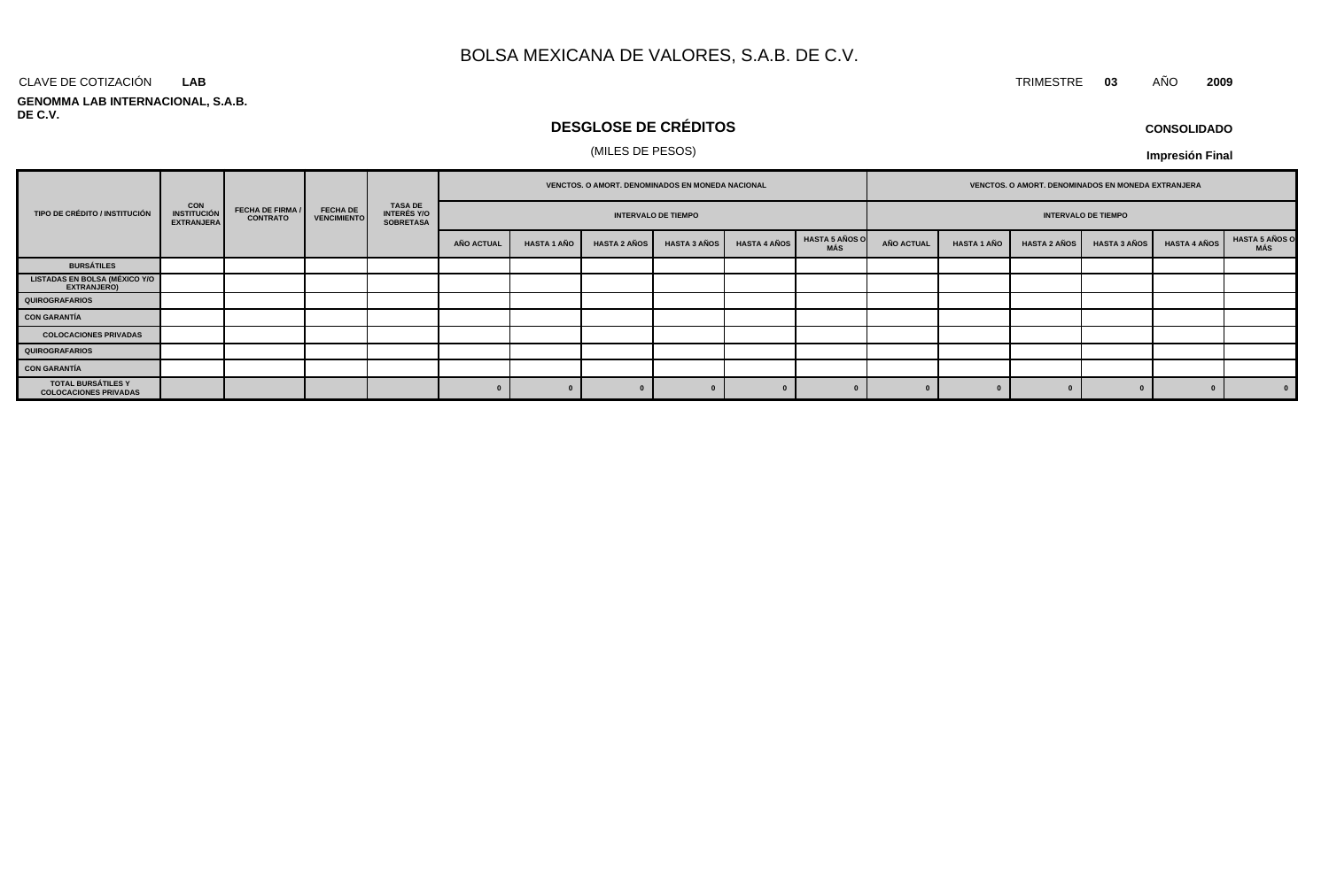# BOLSA MEXICANA DE VALORES, S.A.B. DE C.V.

CLAVE DE COTIZACIÓN **LAB**

TRIMESTRE **03** AÑO **2009**

**GENOMMA LAB INTERNACIONAL, S.A.B. DE C.V.**

## DESGLOSE DE CRÉDITOS

(MILES DE PESOS)

**CONSOLIDADO**

**Impresión Final**

| TIPO DE CRÉDITO / INSTITUCIÓN | CON INSTITUCIÓN EXTRANJERA | FECHA DE FIRMA / CONTRATO | FECHA DE VENCIMIENTO | TASA DE INTERÉS Y/O SOBRETASA | VENCTOS. O AMORT. DENOMINADOS EN MONEDA NACIONAL | | | | | | VENCTOS. O AMORT. DENOMINADOS EN MONEDA EXTRANJERA | | | | | |
|---|---|---|---|---|---|---|---|---|---|---|---|---|---|---|---|---|
| | | | | | INTERVALO DE TIEMPO | | | | | | INTERVALO DE TIEMPO | | | | | |
| | | | | | AÑO ACTUAL | HASTA 1 AÑO | HASTA 2 AÑOS | HASTA 3 AÑOS | HASTA 4 AÑOS | HASTA 5 AÑOS O MÁS | AÑO ACTUAL | HASTA 1 AÑO | HASTA 2 AÑOS | HASTA 3 AÑOS | HASTA 4 AÑOS | HASTA 5 AÑOS O MÁS |
| BURSÁTILES | | | | | | | | | | | | | | | | |
| LISTADAS EN BOLSA (MÉXICO Y/O EXTRANJERO) | | | | | | | | | | | | | | | | |
| QUIROGRAFARIOS | | | | | | | | | | | | | | | | |
| CON GARANTÍA | | | | | | | | | | | | | | | | |
| COLOCACIONES PRIVADAS | | | | | | | | | | | | | | | | |
| QUIROGRAFARIOS | | | | | | | | | | | | | | | | |
| CON GARANTÍA | | | | | | | | | | | | | | | | |
| TOTAL BURSÁTILES Y COLOCACIONES PRIVADAS | | | | | 0 | 0 | 0 | 0 | 0 | 0 | 0 | 0 | 0 | 0 | 0 | 0 |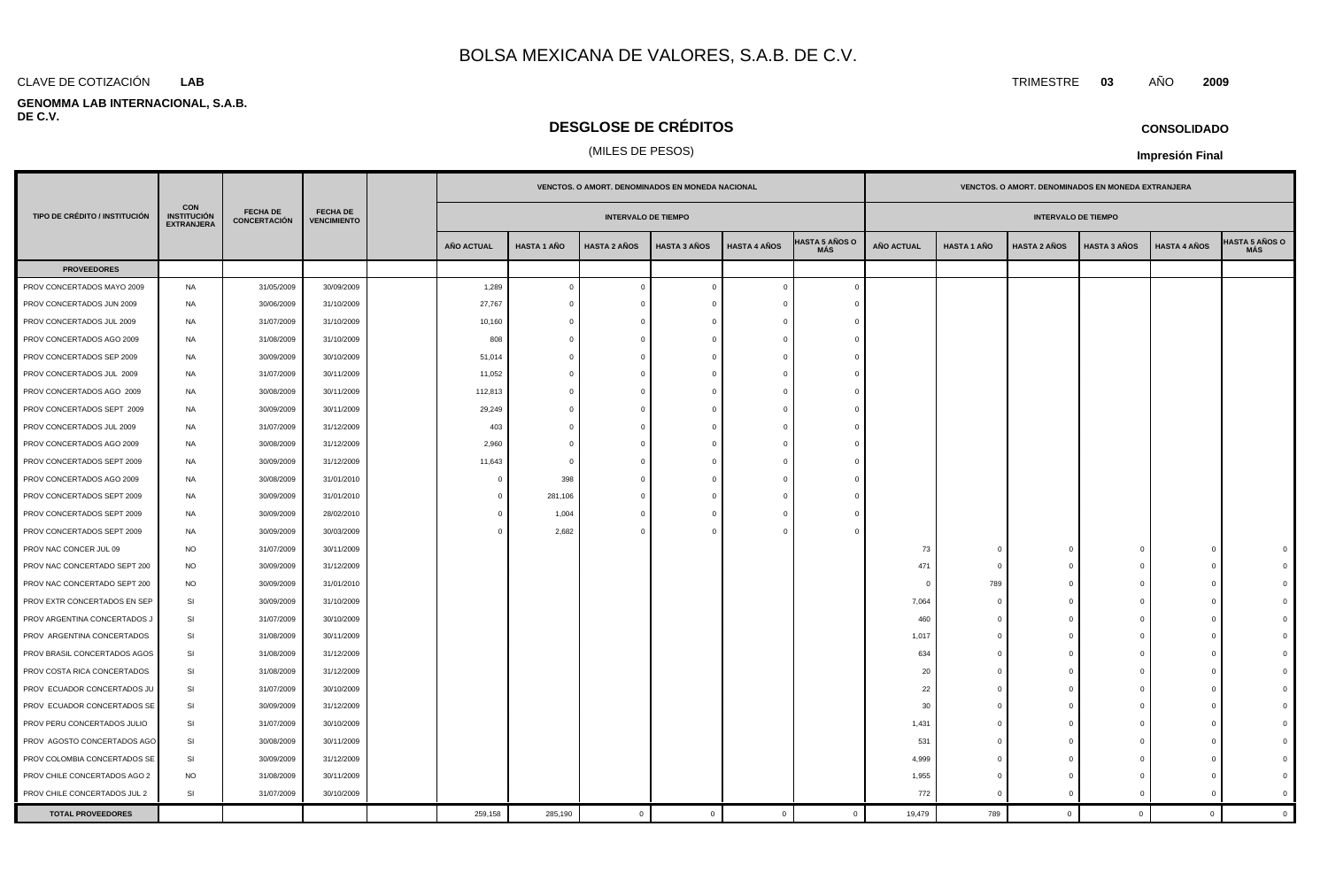# BOLSA MEXICANA DE VALORES, S.A.B. DE C.V.

CLAVE DE COTIZACIÓN **LAB**

TRIMESTRE **03** AÑO **2009**

**GENOMMA LAB INTERNACIONAL, S.A.B. DE C.V.**

## DESGLOSE DE CRÉDITOS

(MILES DE PESOS)

**CONSOLIDADO**

**Impresión Final**

| TIPO DE CRÉDITO / INSTITUCIÓN | CON INSTITUCIÓN EXTRANJERA | FECHA DE CONCERTACIÓN | FECHA DE VENCIMIENTO | | VENCTOS. O AMORT. DENOMINADOS EN MONEDA NACIONAL | | | | | | VENCTOS. O AMORT. DENOMINADOS EN MONEDA EXTRANJERA | | | | | |
|---|---|---|---|---|---|---|---|---|---|---|---|---|---|---|---|---|
| | | | | | INTERVALO DE TIEMPO | | | | | | INTERVALO DE TIEMPO | | | | | |
| | | | | | AÑO ACTUAL | HASTA 1 AÑO | HASTA 2 AÑOS | HASTA 3 AÑOS | HASTA 4 AÑOS | HASTA 5 AÑOS O MÁS | AÑO ACTUAL | HASTA 1 AÑO | HASTA 2 AÑOS | HASTA 3 AÑOS | HASTA 4 AÑOS | HASTA 5 AÑOS O MÁS |
| **PROVEEDORES** | | | | | | | | | | | | | | | | |
| PROV CONCERTADOS MAYO 2009 | NA | 31/05/2009 | 30/09/2009 | | 1,289 | 0 | 0 | 0 | 0 | 0 | | | | | | |
| PROV CONCERTADOS JUN 2009 | NA | 30/06/2009 | 31/10/2009 | | 27,767 | 0 | 0 | 0 | 0 | 0 | | | | | | |
| PROV CONCERTADOS JUL 2009 | NA | 31/07/2009 | 31/10/2009 | | 10,160 | 0 | 0 | 0 | 0 | 0 | | | | | | |
| PROV CONCERTADOS AGO 2009 | NA | 31/08/2009 | 31/10/2009 | | 808 | 0 | 0 | 0 | 0 | 0 | | | | | | |
| PROV CONCERTADOS SEP 2009 | NA | 30/09/2009 | 30/10/2009 | | 51,014 | 0 | 0 | 0 | 0 | 0 | | | | | | |
| PROV CONCERTADOS JUL 2009 | NA | 31/07/2009 | 30/11/2009 | | 11,052 | 0 | 0 | 0 | 0 | 0 | | | | | | |
| PROV CONCERTADOS AGO 2009 | NA | 30/08/2009 | 30/11/2009 | | 112,813 | 0 | 0 | 0 | 0 | 0 | | | | | | |
| PROV CONCERTADOS SEPT 2009 | NA | 30/09/2009 | 30/11/2009 | | 29,249 | 0 | 0 | 0 | 0 | 0 | | | | | | |
| PROV CONCERTADOS JUL 2009 | NA | 31/07/2009 | 31/12/2009 | | 403 | 0 | 0 | 0 | 0 | 0 | | | | | | |
| PROV CONCERTADOS AGO 2009 | NA | 30/08/2009 | 31/12/2009 | | 2,960 | 0 | 0 | 0 | 0 | 0 | | | | | | |
| PROV CONCERTADOS SEPT 2009 | NA | 30/09/2009 | 31/12/2009 | | 11,643 | 0 | 0 | 0 | 0 | 0 | | | | | | |
| PROV CONCERTADOS AGO 2009 | NA | 30/08/2009 | 31/01/2010 | | 0 | 398 | 0 | 0 | 0 | 0 | | | | | | |
| PROV CONCERTADOS SEPT 2009 | NA | 30/09/2009 | 31/01/2010 | | 0 | 281,106 | 0 | 0 | 0 | 0 | | | | | | |
| PROV CONCERTADOS SEPT 2009 | NA | 30/09/2009 | 28/02/2010 | | 0 | 1,004 | 0 | 0 | 0 | 0 | | | | | | |
| PROV CONCERTADOS SEPT 2009 | NA | 30/09/2009 | 30/03/2009 | | 0 | 2,682 | 0 | 0 | 0 | 0 | | | | | | |
| PROV NAC CONCER JUL 09 | NO | 31/07/2009 | 30/11/2009 | | | | | | | | 73 | 0 | 0 | 0 | 0 | 0 |
| PROV NAC CONCERTADO SEPT 200 | NO | 30/09/2009 | 31/12/2009 | | | | | | | | 471 | 0 | 0 | 0 | 0 | 0 |
| PROV NAC CONCERTADO SEPT 200 | NO | 30/09/2009 | 31/01/2010 | | | | | | | | 0 | 789 | 0 | 0 | 0 | 0 |
| PROV EXTR CONCERTADOS EN SEP | SI | 30/09/2009 | 31/10/2009 | | | | | | | | 7,064 | 0 | 0 | 0 | 0 | 0 |
| PROV ARGENTINA CONCERTADOS J | SI | 31/07/2009 | 30/10/2009 | | | | | | | | 460 | 0 | 0 | 0 | 0 | 0 |
| PROV ARGENTINA CONCERTADOS | SI | 31/08/2009 | 30/11/2009 | | | | | | | | 1,017 | 0 | 0 | 0 | 0 | 0 |
| PROV BRASIL CONCERTADOS AGOS | SI | 31/08/2009 | 31/12/2009 | | | | | | | | 634 | 0 | 0 | 0 | 0 | 0 |
| PROV COSTA RICA CONCERTADOS | SI | 31/08/2009 | 31/12/2009 | | | | | | | | 20 | 0 | 0 | 0 | 0 | 0 |
| PROV ECUADOR CONCERTADOS JU | SI | 31/07/2009 | 30/10/2009 | | | | | | | | 22 | 0 | 0 | 0 | 0 | 0 |
| PROV ECUADOR CONCERTADOS SE | SI | 30/09/2009 | 31/12/2009 | | | | | | | | 30 | 0 | 0 | 0 | 0 | 0 |
| PROV PERU CONCERTADOS JULIO | SI | 31/07/2009 | 30/10/2009 | | | | | | | | 1,431 | 0 | 0 | 0 | 0 | 0 |
| PROV AGOSTO CONCERTADOS AGO | SI | 30/08/2009 | 30/11/2009 | | | | | | | | 531 | 0 | 0 | 0 | 0 | 0 |
| PROV COLOMBIA CONCERTADOS SE | SI | 30/09/2009 | 31/12/2009 | | | | | | | | 4,999 | 0 | 0 | 0 | 0 | 0 |
| PROV CHILE CONCERTADOS AGO 2 | NO | 31/08/2009 | 30/11/2009 | | | | | | | | 1,955 | 0 | 0 | 0 | 0 | 0 |
| PROV CHILE CONCERTADOS JUL 2 | SI | 31/07/2009 | 30/10/2009 | | | | | | | | 772 | 0 | 0 | 0 | 0 | 0 |
| **TOTAL PROVEEDORES** | | | | | 259,158 | 285,190 | 0 | 0 | 0 | 0 | 19,479 | 789 | 0 | 0 | 0 | 0 |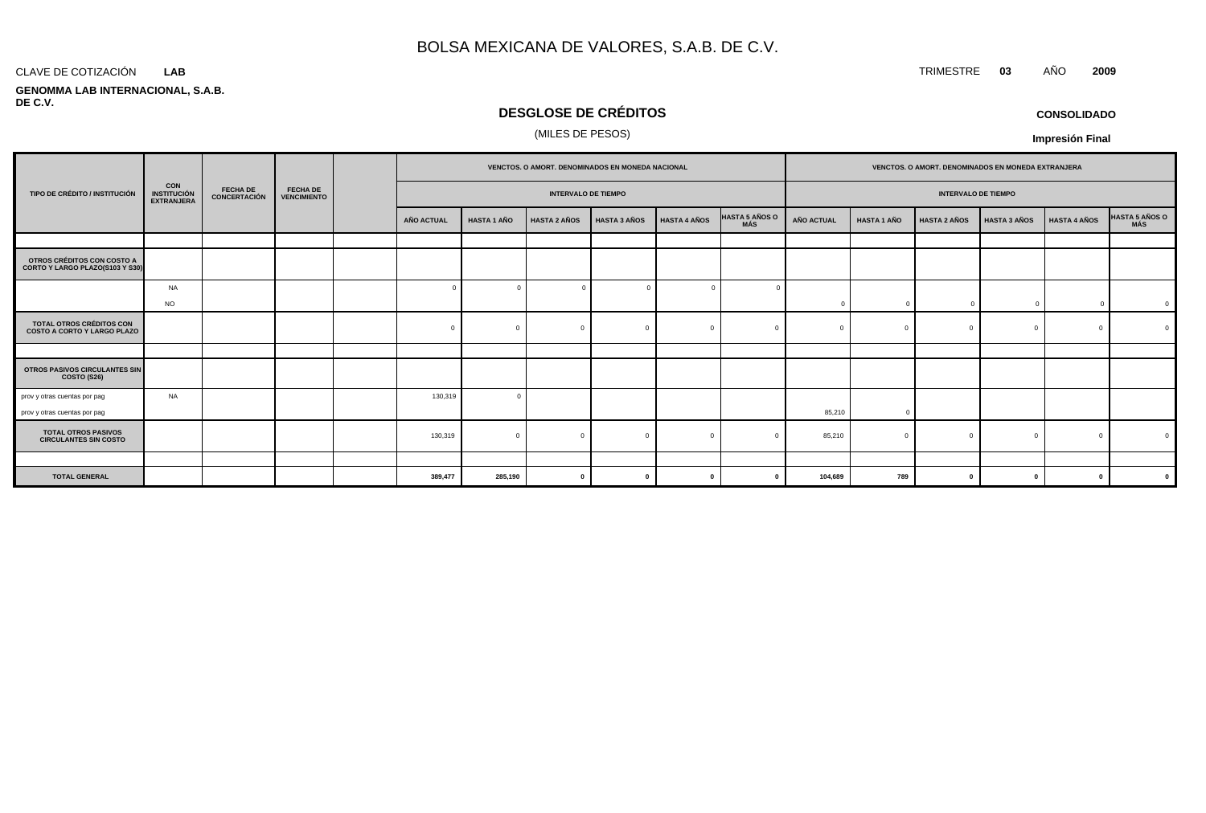# BOLSA MEXICANA DE VALORES, S.A.B. DE C.V.

CLAVE DE COTIZACIÓN **LAB**

TRIMESTRE **03** AÑO **2009**

**GENOMMA LAB INTERNACIONAL, S.A.B. DE C.V.**

## DESGLOSE DE CRÉDITOS

(MILES DE PESOS)

**CONSOLIDADO**

**Impresión Final**

| TIPO DE CRÉDITO / INSTITUCIÓN | CON INSTITUCIÓN EXTRANJERA | FECHA DE CONCERTACIÓN | FECHA DE VENCIMIENTO | | VENCTOS. O AMORT. DENOMINADOS EN MONEDA NACIONAL | | | | | | VENCTOS. O AMORT. DENOMINADOS EN MONEDA EXTRANJERA | | | | | |
|---|---|---|---|---|---|---|---|---|---|---|---|---|---|---|---|---|
| | | | | | INTERVALO DE TIEMPO | | | | | | INTERVALO DE TIEMPO | | | | | |
| | | | | | AÑO ACTUAL | HASTA 1 AÑO | HASTA 2 AÑOS | HASTA 3 AÑOS | HASTA 4 AÑOS | HASTA 5 AÑOS O MÁS | AÑO ACTUAL | HASTA 1 AÑO | HASTA 2 AÑOS | HASTA 3 AÑOS | HASTA 4 AÑOS | HASTA 5 AÑOS O MÁS |
| | | | | | | | | | | | | | | | | |
| **OTROS CRÉDITOS CON COSTO A CORTO Y LARGO PLAZO(S103 Y S30)** | | | | | | | | | | | | | | | | |
| | NA | | | | 0 | 0 | 0 | 0 | 0 | 0 | | | | | | |
| | NO | | | | | | | | | | 0 | 0 | 0 | 0 | 0 | 0 |
| **TOTAL OTROS CRÉDITOS CON COSTO A CORTO Y LARGO PLAZO** | | | | | 0 | 0 | 0 | 0 | 0 | 0 | 0 | 0 | 0 | 0 | 0 | 0 |
| | | | | | | | | | | | | | | | | |
| **OTROS PASIVOS CIRCULANTES SIN COSTO (S26)** | | | | | | | | | | | | | | | | |
| prov y otras cuentas por pag | NA | | | | 130,319 | 0 | | | | | | | | | | |
| prov y otras cuentas por pag | | | | | | | | | | | 85,210 | 0 | | | | |
| **TOTAL OTROS PASIVOS CIRCULANTES SIN COSTO** | | | | | 130,319 | 0 | 0 | 0 | 0 | 0 | 85,210 | 0 | 0 | 0 | 0 | 0 |
| | | | | | | | | | | | | | | | | |
| **TOTAL GENERAL** | | | | | **389,477** | **285,190** | **0** | **0** | **0** | **0** | **104,689** | **789** | **0** | **0** | **0** | **0** |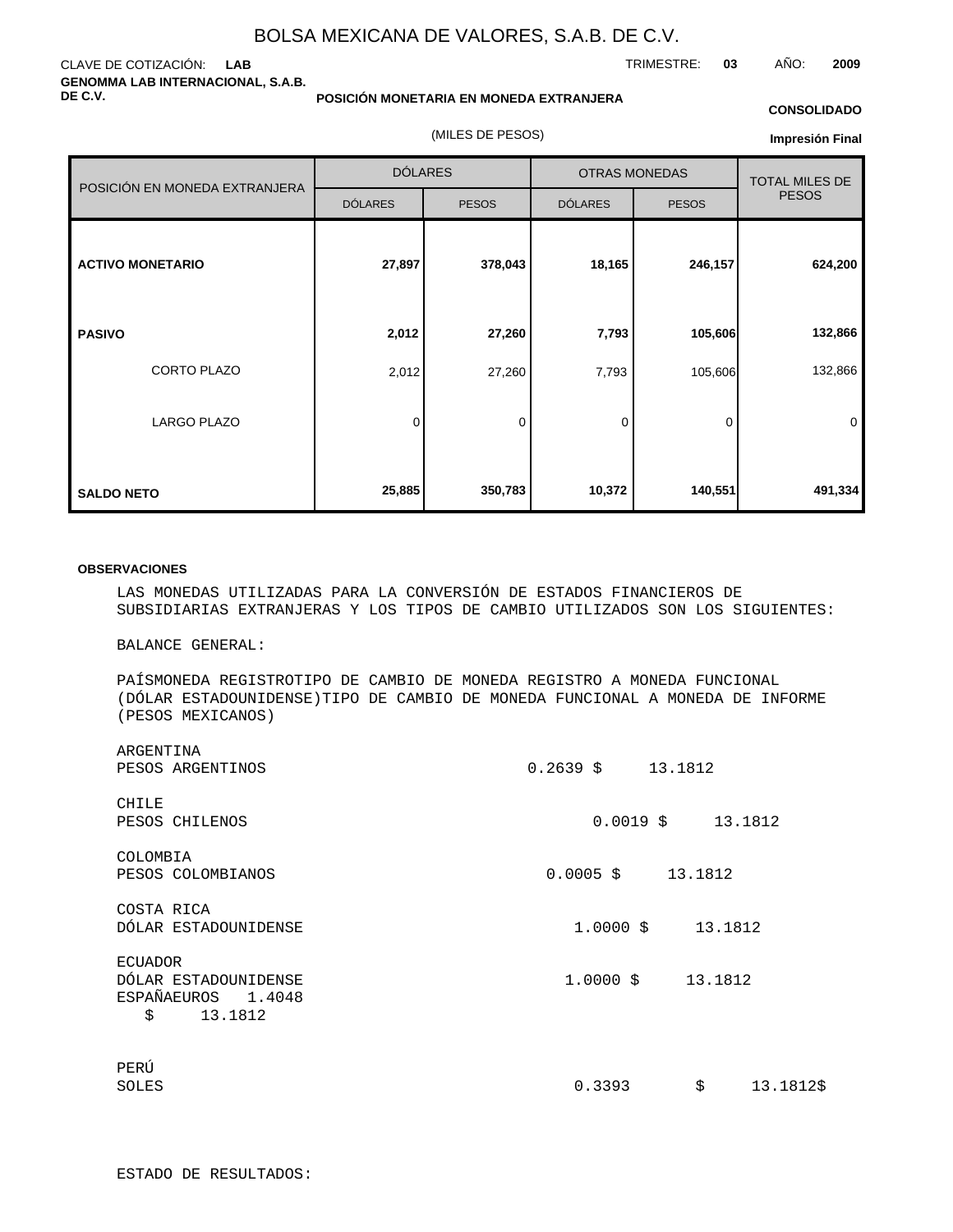# BOLSA MEXICANA DE VALORES, S.A.B. DE C.V.

CLAVE DE COTIZACIÓN: **LAB**

TRIMESTRE: **03** AÑO: **2009**

**GENOMMA LAB INTERNACIONAL, S.A.B. DE C.V.**

**POSICIÓN MONETARIA EN MONEDA EXTRANJERA**

**CONSOLIDADO**

(MILES DE PESOS)

**Impresión Final**

| POSICIÓN EN MONEDA EXTRANJERA | DÓLARES | | OTRAS MONEDAS | | TOTAL MILES DE PESOS |
|---|---|---|---|---|---|
| | DÓLARES | PESOS | DÓLARES | PESOS | |
| **ACTIVO MONETARIO** | **27,897** | **378,043** | **18,165** | **246,157** | **624,200** |
| **PASIVO** | **2,012** | **27,260** | **7,793** | **105,606** | **132,866** |
| CORTO PLAZO | 2,012 | 27,260 | 7,793 | 105,606 | 132,866 |
| LARGO PLAZO | 0 | 0 | 0 | 0 | 0 |
| **SALDO NETO** | **25,885** | **350,783** | **10,372** | **140,551** | **491,334** |

**OBSERVACIONES**

LAS MONEDAS UTILIZADAS PARA LA CONVERSIÓN DE ESTADOS FINANCIEROS DE SUBSIDIARIAS EXTRANJERAS Y LOS TIPOS DE CAMBIO UTILIZADOS SON LOS SIGUIENTES:

BALANCE GENERAL:

PAÍSMONEDA REGISTROTIPO DE CAMBIO DE MONEDA REGISTRO A MONEDA FUNCIONAL (DÓLAR ESTADOUNIDENSE)TIPO DE CAMBIO DE MONEDA FUNCIONAL A MONEDA DE INFORME (PESOS MEXICANOS)

ARGENTINA
PESOS ARGENTINOS 0.2639 $ 13.1812

CHILE
PESOS CHILENOS 0.0019 $ 13.1812

COLOMBIA
PESOS COLOMBIANOS 0.0005 $ 13.1812

COSTA RICA
DÓLAR ESTADOUNIDENSE 1.0000 $ 13.1812

ECUADOR
DÓLAR ESTADOUNIDENSE 1.0000 $ 13.1812
ESPAÑAEUROS 1.4048
$ 13.1812

PERÚ
SOLES 0.3393 $ 13.1812$

ESTADO DE RESULTADOS: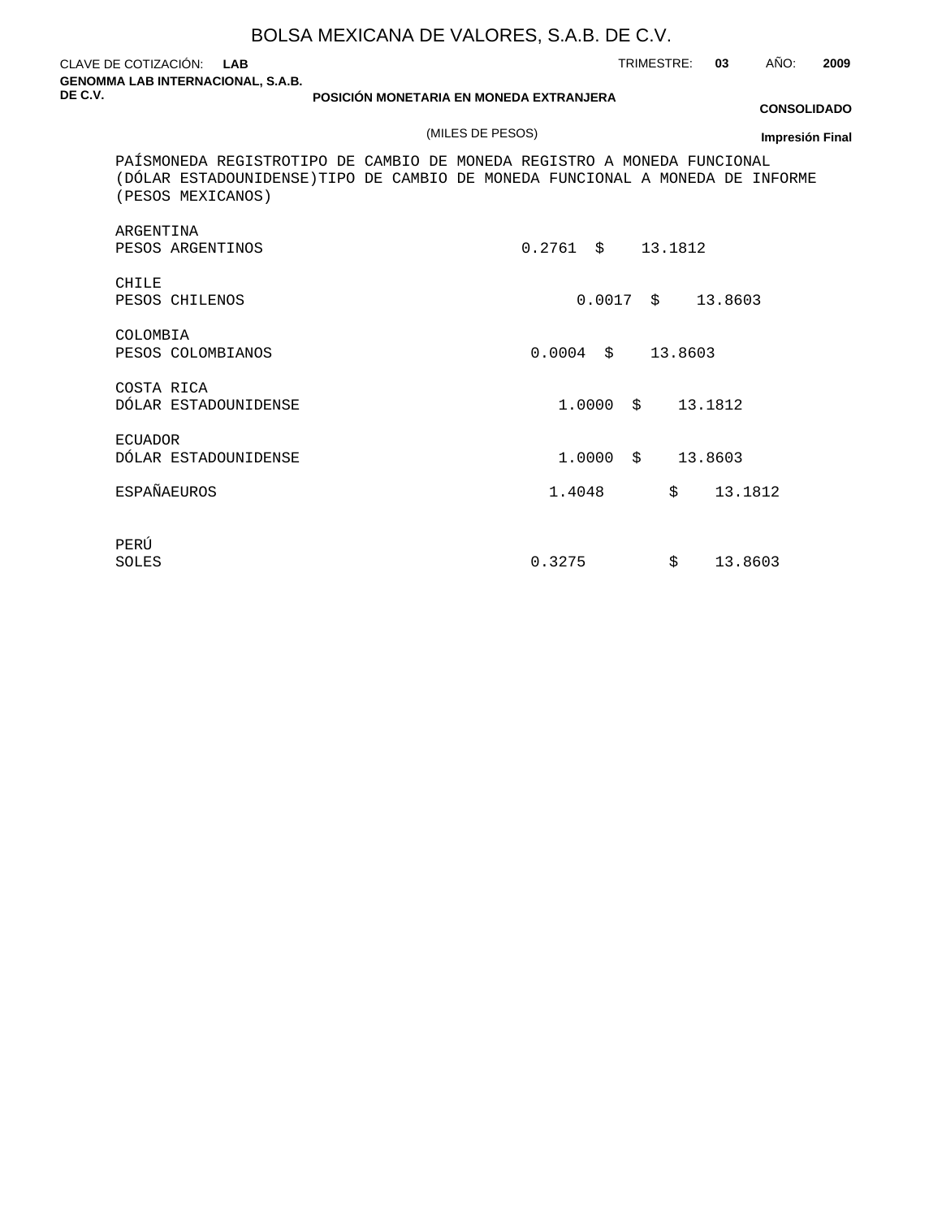# BOLSA MEXICANA DE VALORES, S.A.B. DE C.V.

CLAVE DE COTIZACIÓN: **LAB** TRIMESTRE: **03** AÑO: **2009**

**GENOMMA LAB INTERNACIONAL, S.A.B. DE C.V.**

**POSICIÓN MONETARIA EN MONEDA EXTRANJERA**

**CONSOLIDADO**

(MILES DE PESOS)

**Impresión Final**

| PAÍS | MONEDA REGISTRO | TIPO DE CAMBIO DE MONEDA REGISTRO A MONEDA FUNCIONAL (DÓLAR ESTADOUNIDENSE) | TIPO DE CAMBIO DE MONEDA FUNCIONAL A MONEDA DE INFORME (PESOS MEXICANOS) |
|---|---|---|---|
| ARGENTINA | PESOS ARGENTINOS | 0.2761 | $ 13.1812 |
| CHILE | PESOS CHILENOS | 0.0017 | $ 13.8603 |
| COLOMBIA | PESOS COLOMBIANOS | 0.0004 | $ 13.8603 |
| COSTA RICA | DÓLAR ESTADOUNIDENSE | 1.0000 | $ 13.1812 |
| ECUADOR | DÓLAR ESTADOUNIDENSE | 1.0000 | $ 13.8603 |
| ESPAÑA | EUROS | 1.4048 | $ 13.1812 |
| PERÚ | SOLES | 0.3275 | $ 13.8603 |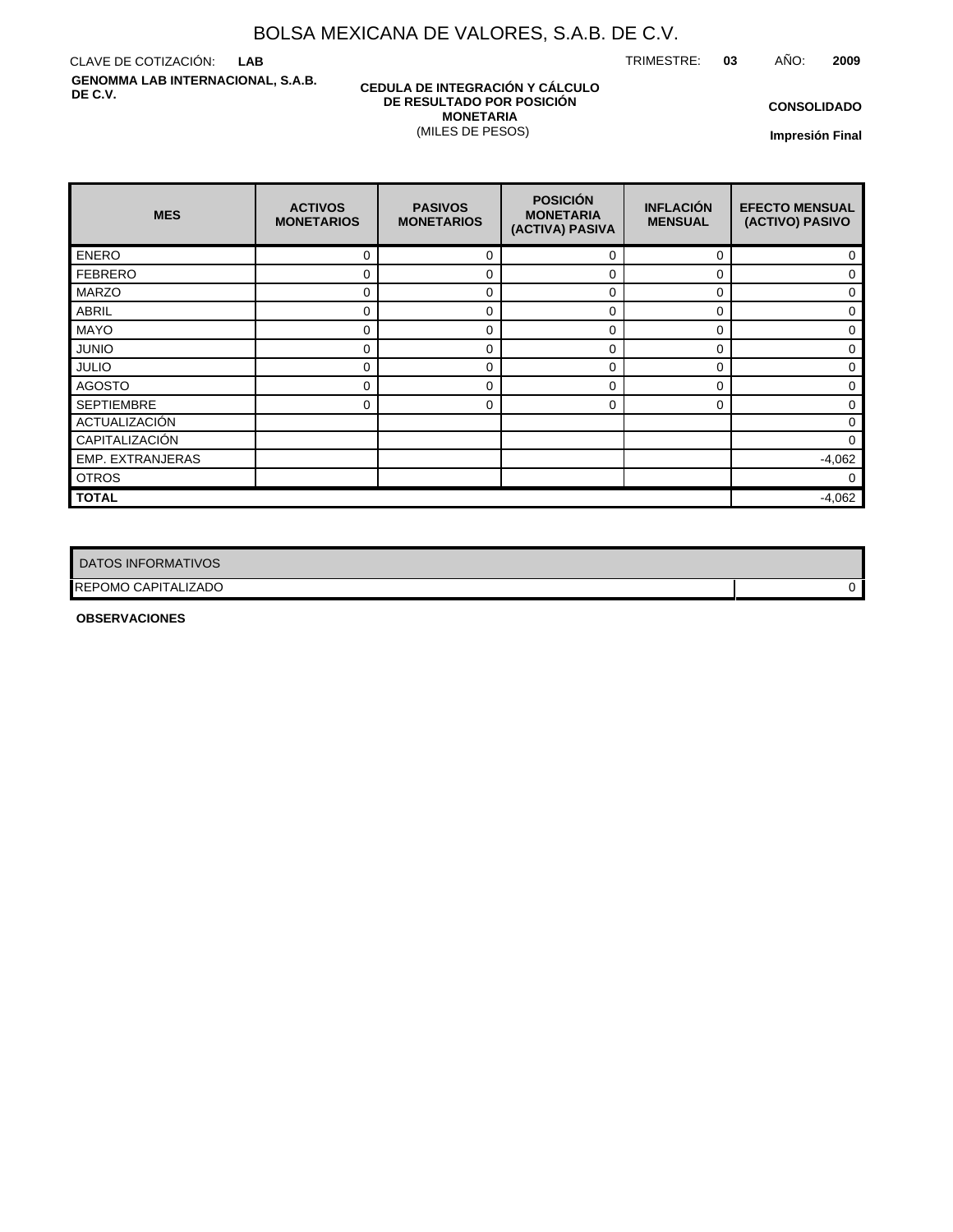# BOLSA MEXICANA DE VALORES, S.A.B. DE C.V.

CLAVE DE COTIZACIÓN: **LAB**

TRIMESTRE: **03** AÑO: **2009**

**GENOMMA LAB INTERNACIONAL, S.A.B. DE C.V.**

**CEDULA DE INTEGRACIÓN Y CÁLCULO DE RESULTADO POR POSICIÓN MONETARIA**
(MILES DE PESOS)

**CONSOLIDADO**

**Impresión Final**

| MES | ACTIVOS MONETARIOS | PASIVOS MONETARIOS | POSICIÓN MONETARIA (ACTIVA) PASIVA | INFLACIÓN MENSUAL | EFECTO MENSUAL (ACTIVO) PASIVO |
|---|---|---|---|---|---|
| ENERO | 0 | 0 | 0 | 0 | 0 |
| FEBRERO | 0 | 0 | 0 | 0 | 0 |
| MARZO | 0 | 0 | 0 | 0 | 0 |
| ABRIL | 0 | 0 | 0 | 0 | 0 |
| MAYO | 0 | 0 | 0 | 0 | 0 |
| JUNIO | 0 | 0 | 0 | 0 | 0 |
| JULIO | 0 | 0 | 0 | 0 | 0 |
| AGOSTO | 0 | 0 | 0 | 0 | 0 |
| SEPTIEMBRE | 0 | 0 | 0 | 0 | 0 |
| ACTUALIZACIÓN | | | | | 0 |
| CAPITALIZACIÓN | | | | | 0 |
| EMP. EXTRANJERAS | | | | | -4,062 |
| OTROS | | | | | 0 |
| **TOTAL** | | | | | -4,062 |

| DATOS INFORMATIVOS | |
|---|---|
| REPOMO CAPITALIZADO | 0 |

**OBSERVACIONES**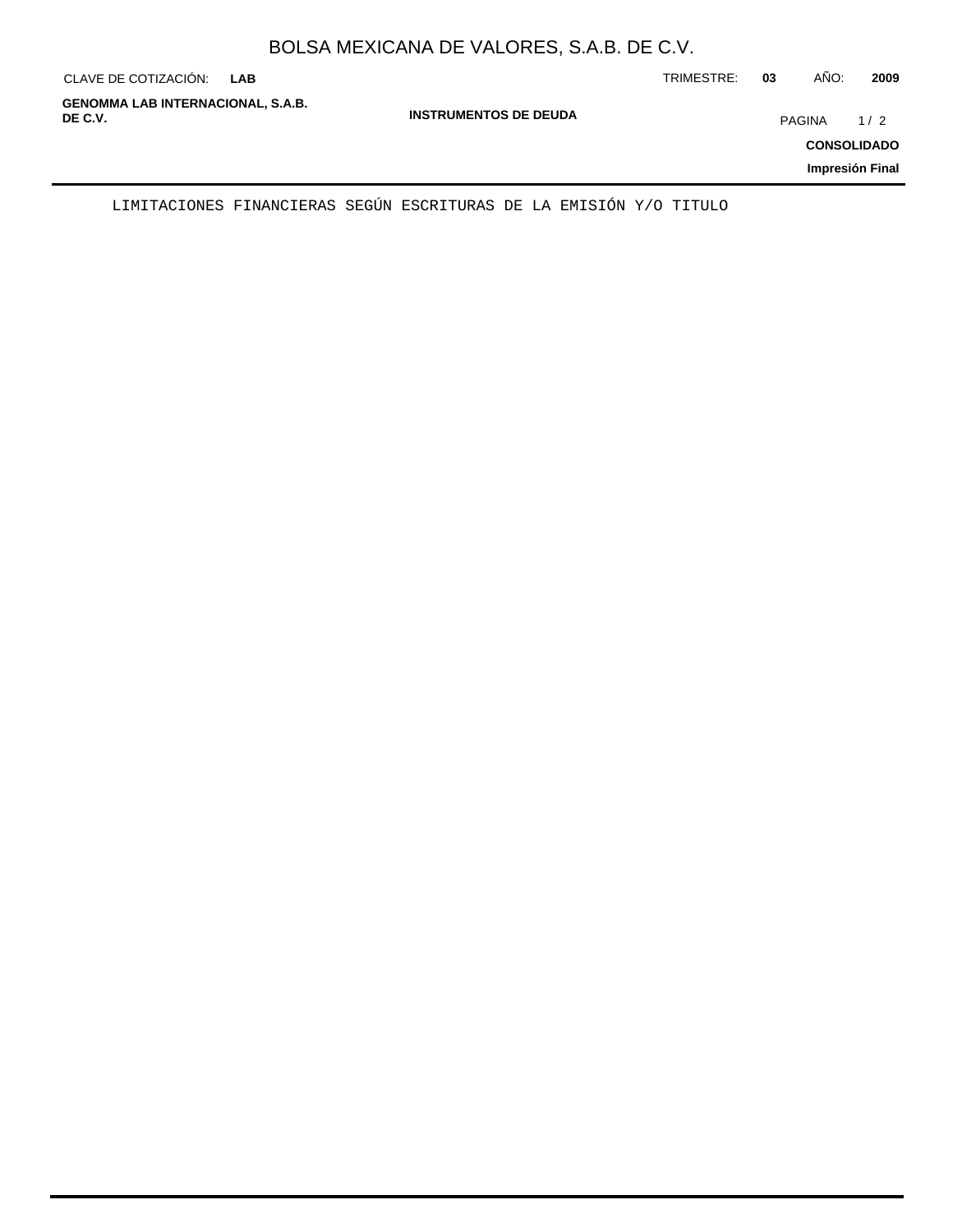LIMITACIONES FINANCIERAS SEGÚN ESCRITURAS DE LA EMISIÓN Y/O TITULO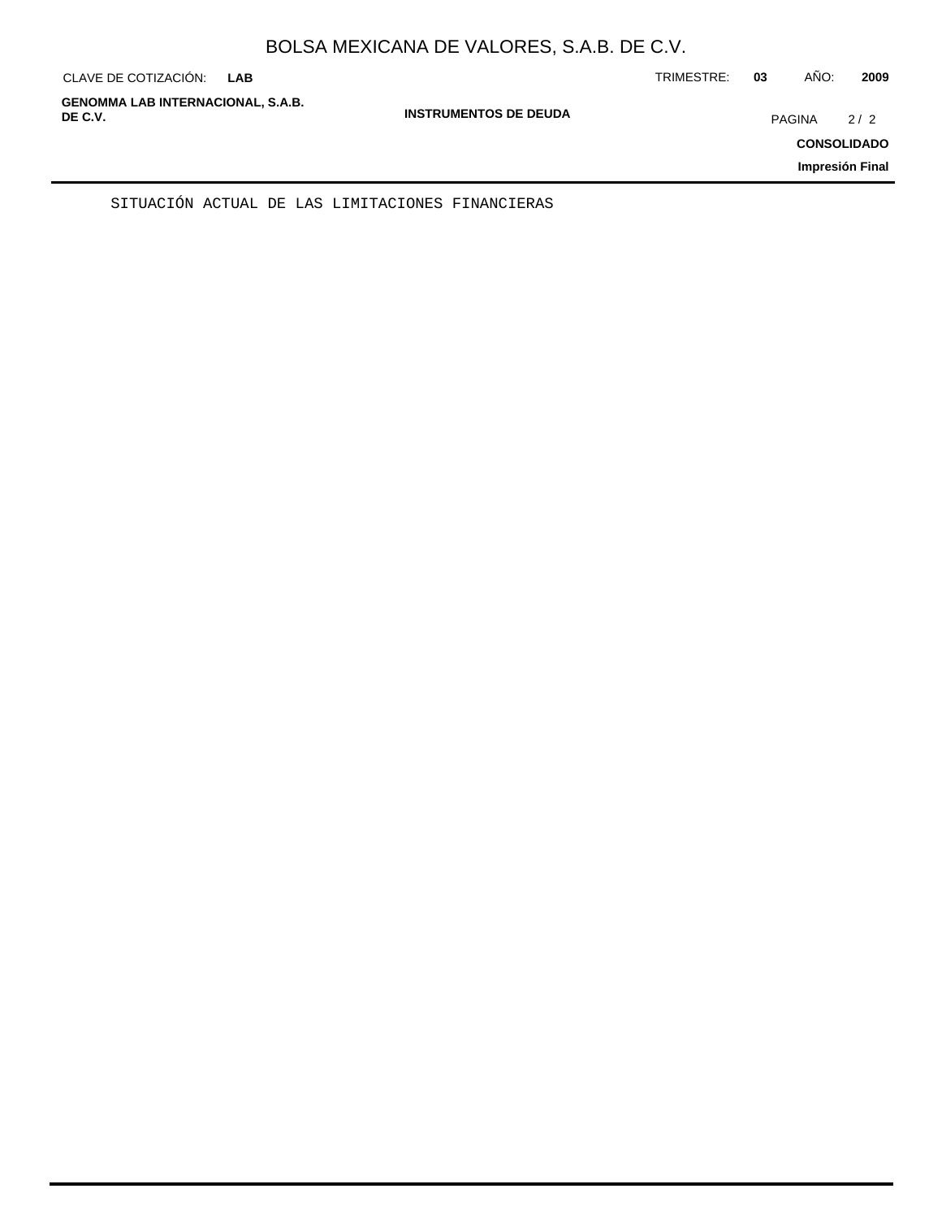SITUACIÓN ACTUAL DE LAS LIMITACIONES FINANCIERAS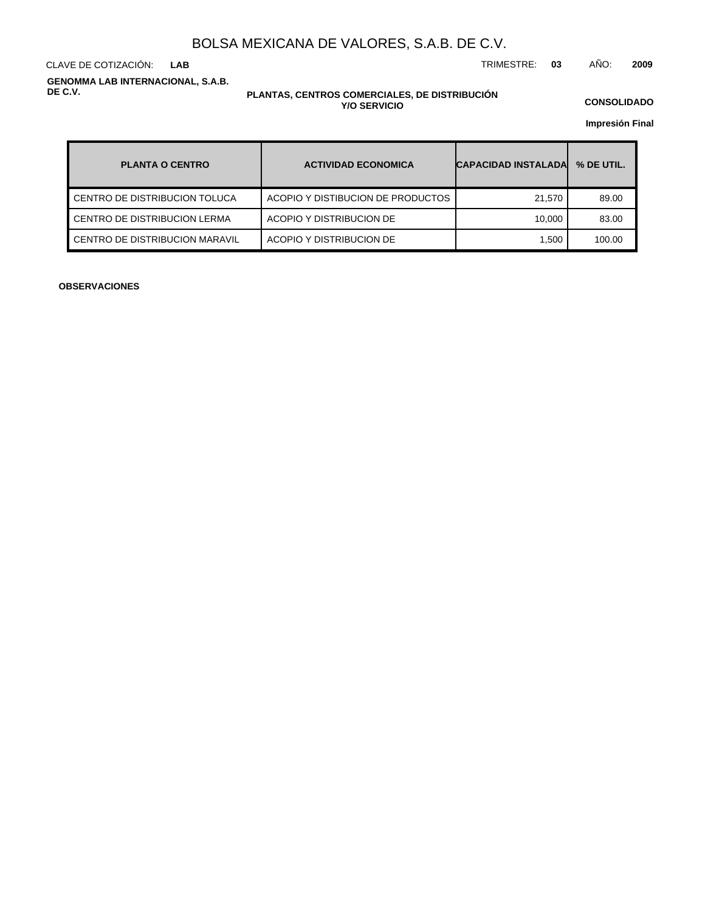# BOLSA MEXICANA DE VALORES, S.A.B. DE C.V.

CLAVE DE COTIZACIÓN: **LAB**

TRIMESTRE: **03** AÑO: **2009**

**GENOMMA LAB INTERNACIONAL, S.A.B. DE C.V.**

## PLANTAS, CENTROS COMERCIALES, DE DISTRIBUCIÓN Y/O SERVICIO

**CONSOLIDADO**

**Impresión Final**

| PLANTA O CENTRO | ACTIVIDAD ECONOMICA | CAPACIDAD INSTALADA | % DE UTIL. |
|---|---|---|---|
| CENTRO DE DISTRIBUCION TOLUCA | ACOPIO Y DISTIBUCION DE PRODUCTOS | 21,570 | 89.00 |
| CENTRO DE DISTRIBUCION LERMA | ACOPIO Y DISTRIBUCION DE | 10,000 | 83.00 |
| CENTRO DE DISTRIBUCION MARAVIL | ACOPIO Y DISTRIBUCION DE | 1,500 | 100.00 |

**OBSERVACIONES**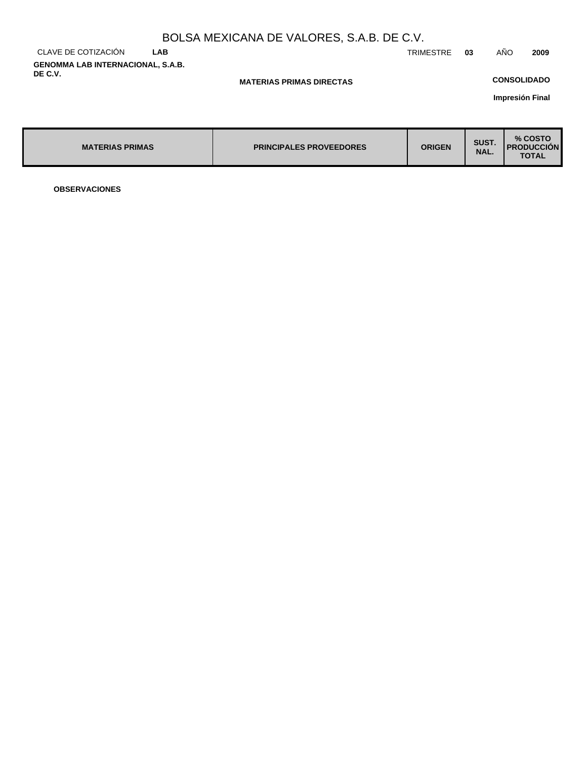# BOLSA MEXICANA DE VALORES, S.A.B. DE C.V.

CLAVE DE COTIZACIÓN **LAB** TRIMESTRE **03** AÑO **2009**

**GENOMMA LAB INTERNACIONAL, S.A.B. DE C.V.**

**MATERIAS PRIMAS DIRECTAS**

**CONSOLIDADO**

**Impresión Final**

| MATERIAS PRIMAS | PRINCIPALES PROVEEDORES | ORIGEN | SUST. NAL. | % COSTO PRODUCCIÓN TOTAL |
|---|---|---|---|---|

**OBSERVACIONES**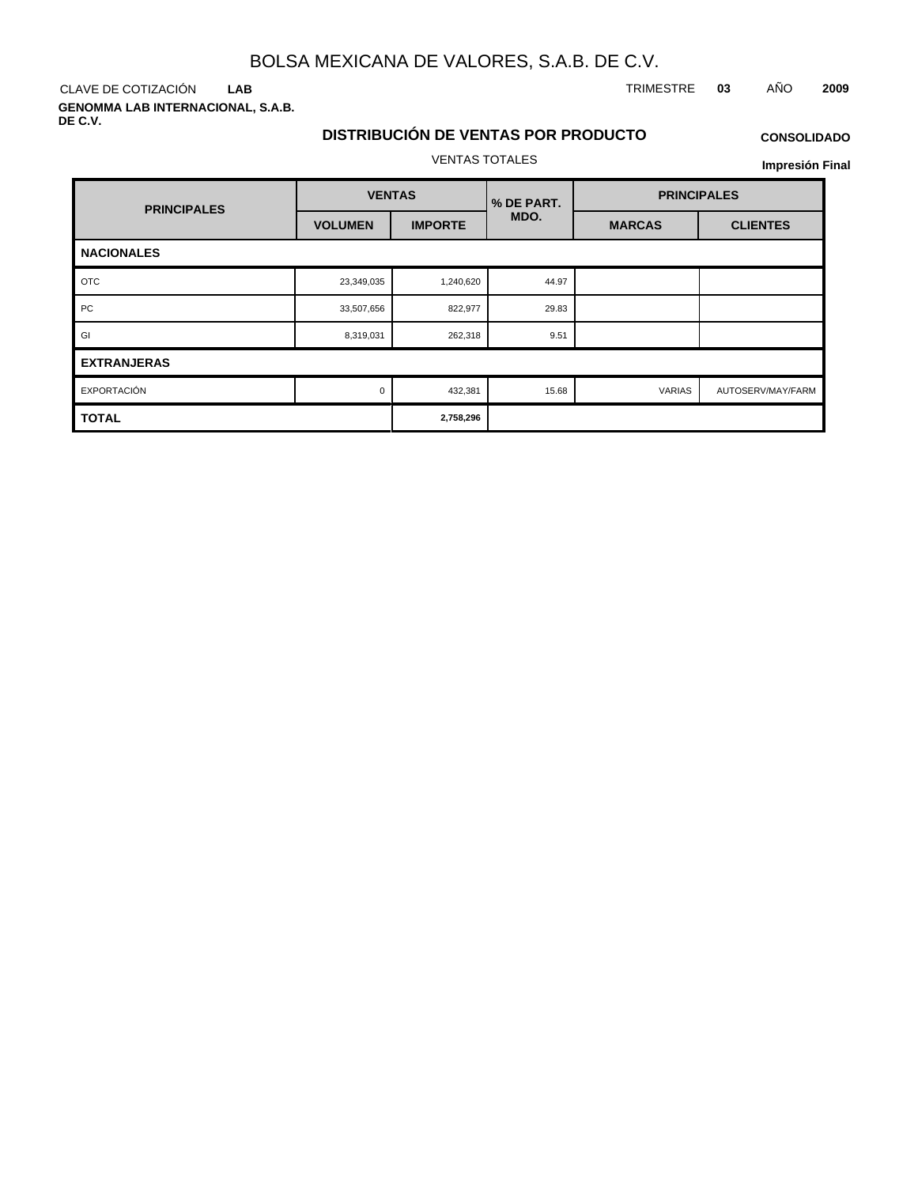# BOLSA MEXICANA DE VALORES, S.A.B. DE C.V.

CLAVE DE COTIZACIÓN **LAB**

TRIMESTRE **03** AÑO **2009**

**GENOMMA LAB INTERNACIONAL, S.A.B. DE C.V.**

## DISTRIBUCIÓN DE VENTAS POR PRODUCTO

**CONSOLIDADO**

VENTAS TOTALES

**Impresión Final**

| PRINCIPALES | VENTAS | | % DE PART. MDO. | PRINCIPALES | |
|---|---|---|---|---|---|
| | VOLUMEN | IMPORTE | | MARCAS | CLIENTES |
| **NACIONALES** | | | | | |
| OTC | 23,349,035 | 1,240,620 | 44.97 | | |
| PC | 33,507,656 | 822,977 | 29.83 | | |
| GI | 8,319,031 | 262,318 | 9.51 | | |
| **EXTRANJERAS** | | | | | |
| EXPORTACIÓN | 0 | 432,381 | 15.68 | VARIAS | AUTOSERV/MAY/FARM |
| **TOTAL** | | **2,758,296** | | | |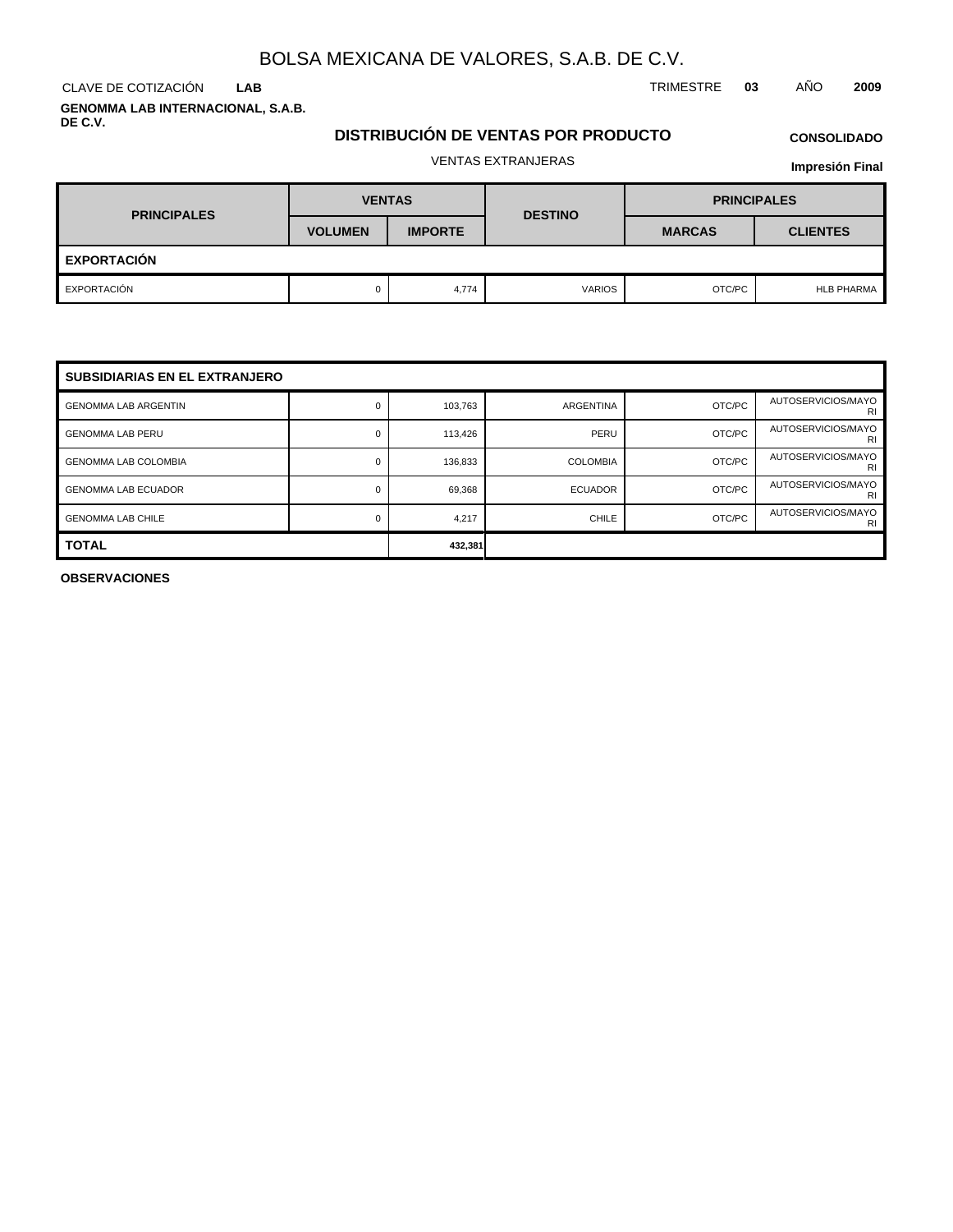# BOLSA MEXICANA DE VALORES, S.A.B. DE C.V.

CLAVE DE COTIZACIÓN **LAB**

TRIMESTRE **03** AÑO **2009**

**GENOMMA LAB INTERNACIONAL, S.A.B. DE C.V.**

## DISTRIBUCIÓN DE VENTAS POR PRODUCTO

**CONSOLIDADO**

VENTAS EXTRANJERAS

**Impresión Final**

| PRINCIPALES | VENTAS | | DESTINO | PRINCIPALES | |
|---|---|---|---|---|---|
| | VOLUMEN | IMPORTE | | MARCAS | CLIENTES |
| **EXPORTACIÓN** | | | | | |
| EXPORTACIÓN | 0 | 4,774 | VARIOS | OTC/PC | HLB PHARMA |

| SUBSIDIARIAS EN EL EXTRANJERO | | | | | |
|---|---|---|---|---|---|
| GENOMMA LAB ARGENTIN | 0 | 103,763 | ARGENTINA | OTC/PC | AUTOSERVICIOS/MAYORI |
| GENOMMA LAB PERU | 0 | 113,426 | PERU | OTC/PC | AUTOSERVICIOS/MAYORI |
| GENOMMA LAB COLOMBIA | 0 | 136,833 | COLOMBIA | OTC/PC | AUTOSERVICIOS/MAYORI |
| GENOMMA LAB ECUADOR | 0 | 69,368 | ECUADOR | OTC/PC | AUTOSERVICIOS/MAYORI |
| GENOMMA LAB CHILE | 0 | 4,217 | CHILE | OTC/PC | AUTOSERVICIOS/MAYORI |
| **TOTAL** | | **432,381** | | | |

**OBSERVACIONES**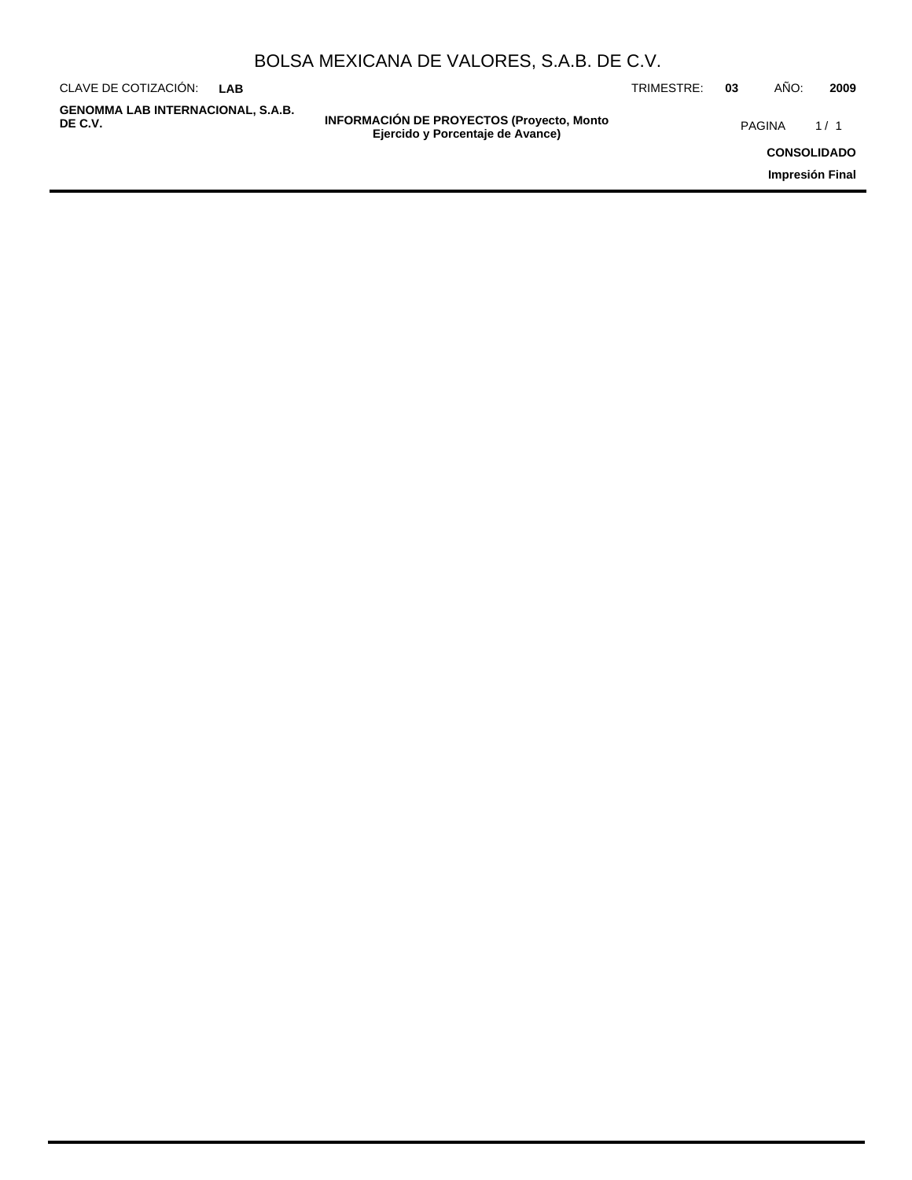# BOLSA MEXICANA DE VALORES, S.A.B. DE C.V.

CLAVE DE COTIZACIÓN: **LAB**

TRIMESTRE: **03** AÑO: **2009**

**GENOMMA LAB INTERNACIONAL, S.A.B. DE C.V.**

**INFORMACIÓN DE PROYECTOS (Proyecto, Monto Ejercido y Porcentaje de Avance)**

**CONSOLIDADO**

**Impresión Final**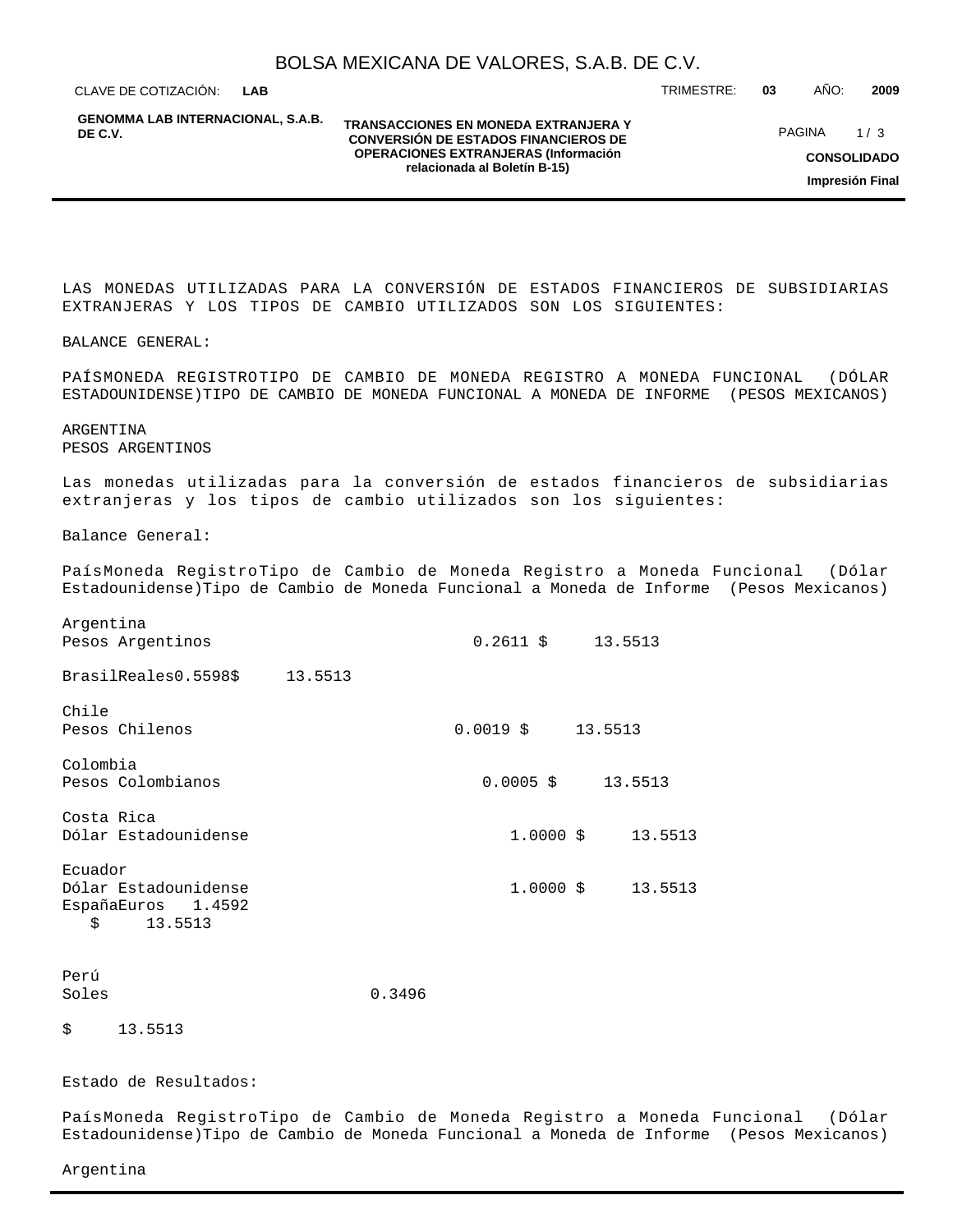LAS MONEDAS UTILIZADAS PARA LA CONVERSIÓN DE ESTADOS FINANCIEROS DE SUBSIDIARIAS EXTRANJERAS Y LOS TIPOS DE CAMBIO UTILIZADOS SON LOS SIGUIENTES:

BALANCE GENERAL:

PAÍSMONEDA REGISTROTIPO DE CAMBIO DE MONEDA REGISTRO A MONEDA FUNCIONAL (DÓLAR ESTADOUNIDENSE)TIPO DE CAMBIO DE MONEDA FUNCIONAL A MONEDA DE INFORME (PESOS MEXICANOS)

ARGENTINA
PESOS ARGENTINOS

Las monedas utilizadas para la conversión de estados financieros de subsidiarias extranjeras y los tipos de cambio utilizados son los siguientes:

Balance General:

PaísMoneda RegistroTipo de Cambio de Moneda Registro a Moneda Funcional (Dólar Estadounidense)Tipo de Cambio de Moneda Funcional a Moneda de Informe (Pesos Mexicanos)

Argentina
Pesos Argentinos 0.2611 $ 13.5513

BrasilReales0.5598$ 13.5513

Chile
Pesos Chilenos 0.0019 $ 13.5513

Colombia
Pesos Colombianos 0.0005 $ 13.5513

Costa Rica
Dólar Estadounidense 1.0000 $ 13.5513

Ecuador
Dólar Estadounidense 1.0000 $ 13.5513
EspañaEuros 1.4592
$ 13.5513

Perú
Soles 0.3496

$ 13.5513

Estado de Resultados:

PaísMoneda RegistroTipo de Cambio de Moneda Registro a Moneda Funcional (Dólar Estadounidense)Tipo de Cambio de Moneda Funcional a Moneda de Informe (Pesos Mexicanos)

Argentina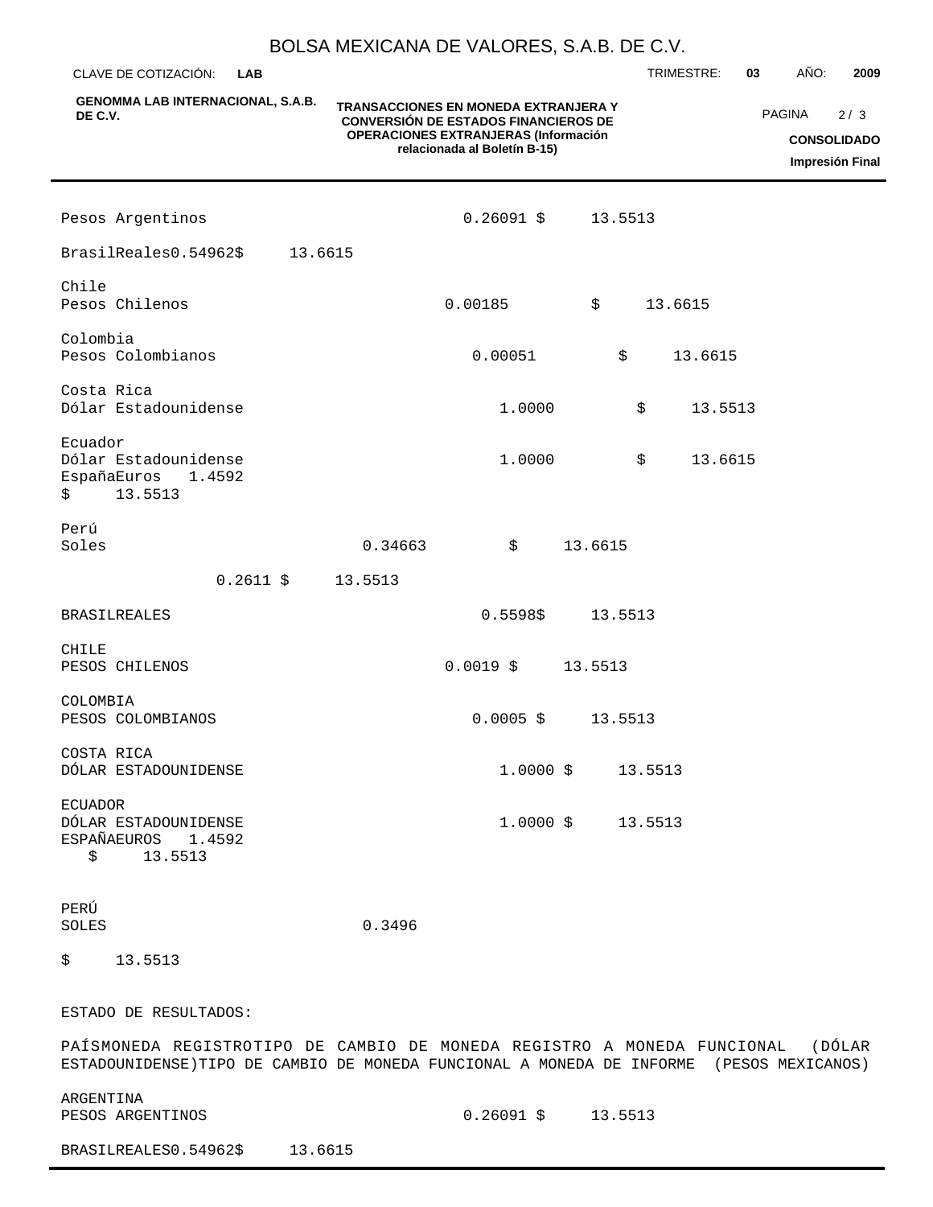Pesos Argentinos 0.26091 $ 13.5513

BrasilReales0.54962$ 13.6615

Chile
Pesos Chilenos 0.00185 $ 13.6615

Colombia
Pesos Colombianos 0.00051 $ 13.6615

Costa Rica
Dólar Estadounidense 1.0000 $ 13.5513

Ecuador
Dólar Estadounidense 1.0000 $ 13.6615
EspañaEuros 1.4592
$ 13.5513

Perú
Soles 0.34663 $ 13.6615

0.2611 $ 13.5513

BRASILREALES 0.5598$ 13.5513

CHILE
PESOS CHILENOS 0.0019 $ 13.5513

COLOMBIA
PESOS COLOMBIANOS 0.0005 $ 13.5513

COSTA RICA
DÓLAR ESTADOUNIDENSE 1.0000 $ 13.5513

ECUADOR
DÓLAR ESTADOUNIDENSE 1.0000 $ 13.5513
ESPAÑAEUROS 1.4592
$ 13.5513

PERÚ
SOLES 0.3496

$ 13.5513

ESTADO DE RESULTADOS:

PAÍSMONEDA REGISTROTIPO DE CAMBIO DE MONEDA REGISTRO A MONEDA FUNCIONAL (DÓLAR ESTADOUNIDENSE)TIPO DE CAMBIO DE MONEDA FUNCIONAL A MONEDA DE INFORME (PESOS MEXICANOS)

ARGENTINA
PESOS ARGENTINOS 0.26091 $ 13.5513

BRASILREALES0.54962$ 13.6615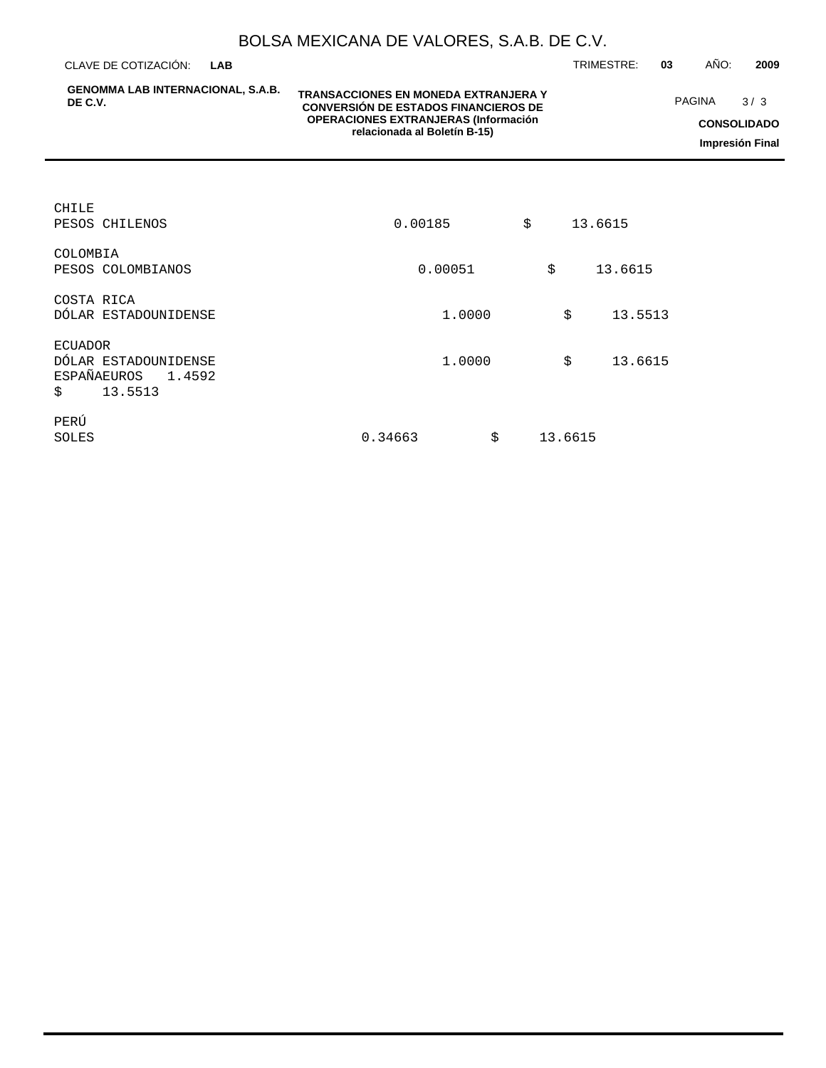CHILE
PESOS CHILENOS 0.00185 $ 13.6615

COLOMBIA
PESOS COLOMBIANOS 0.00051 $ 13.6615

COSTA RICA
DÓLAR ESTADOUNIDENSE 1.0000 $ 13.5513

ECUADOR
DÓLAR ESTADOUNIDENSE 1.0000 $ 13.6615
ESPAÑAEUROS 1.4592
$ 13.5513

PERÚ
SOLES 0.34663 $ 13.6615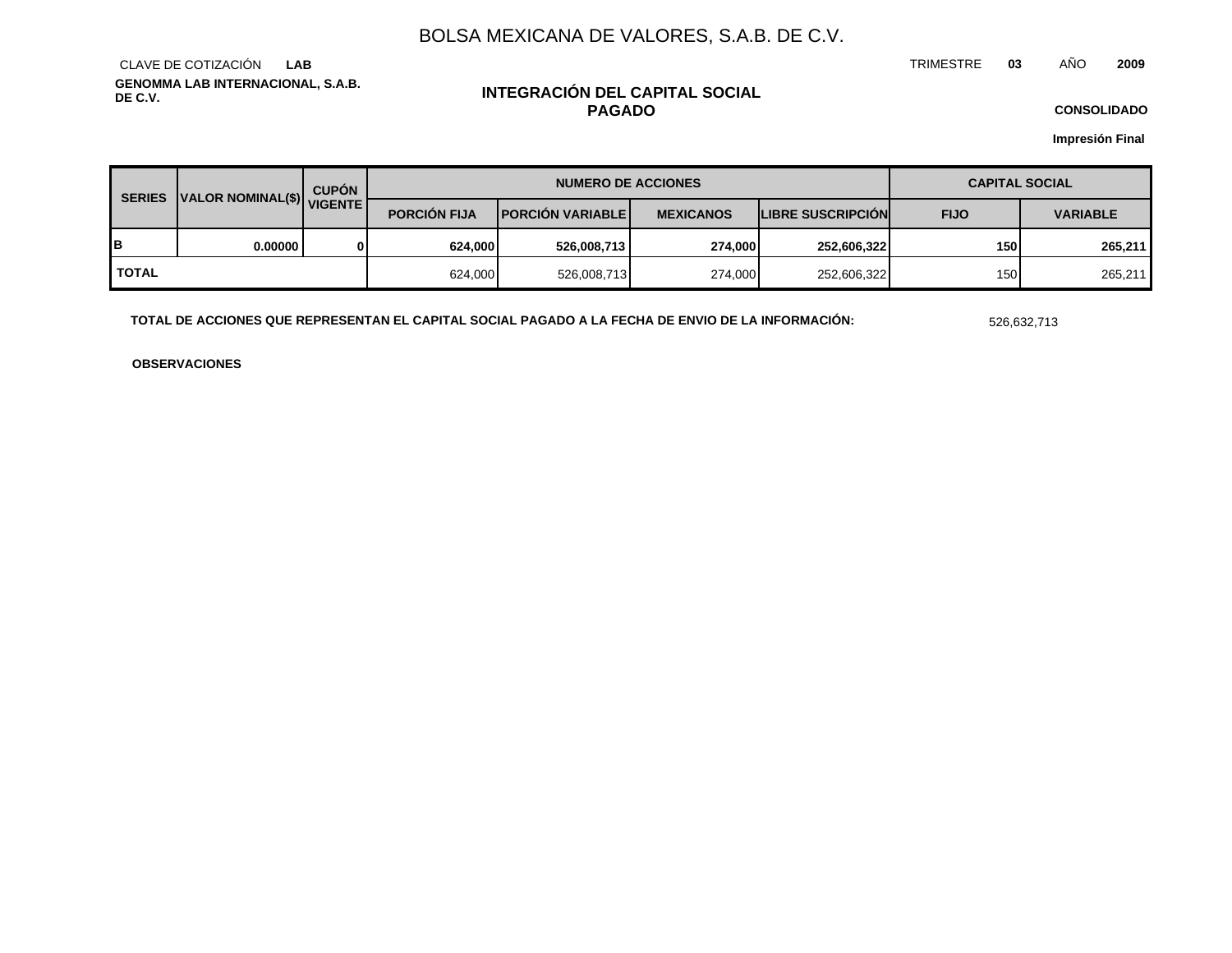# BOLSA MEXICANA DE VALORES, S.A.B. DE C.V.

CLAVE DE COTIZACIÓN **LAB**

TRIMESTRE **03** AÑO **2009**

**GENOMMA LAB INTERNACIONAL, S.A.B. DE C.V.**

## INTEGRACIÓN DEL CAPITAL SOCIAL PAGADO

**CONSOLIDADO**

**Impresión Final**

| SERIES | VALOR NOMINAL($) | CUPÓN VIGENTE | NUMERO DE ACCIONES | | | | CAPITAL SOCIAL | |
|---|---|---|---|---|---|---|---|---|
| | | | PORCIÓN FIJA | PORCIÓN VARIABLE | MEXICANOS | LIBRE SUSCRIPCIÓN | FIJO | VARIABLE |
| **B** | **0.00000** | **0** | **624,000** | **526,008,713** | **274,000** | **252,606,322** | **150** | **265,211** |
| **TOTAL** | | | 624,000 | 526,008,713 | 274,000 | 252,606,322 | 150 | 265,211 |

**TOTAL DE ACCIONES QUE REPRESENTAN EL CAPITAL SOCIAL PAGADO A LA FECHA DE ENVIO DE LA INFORMACIÓN:** 526,632,713

**OBSERVACIONES**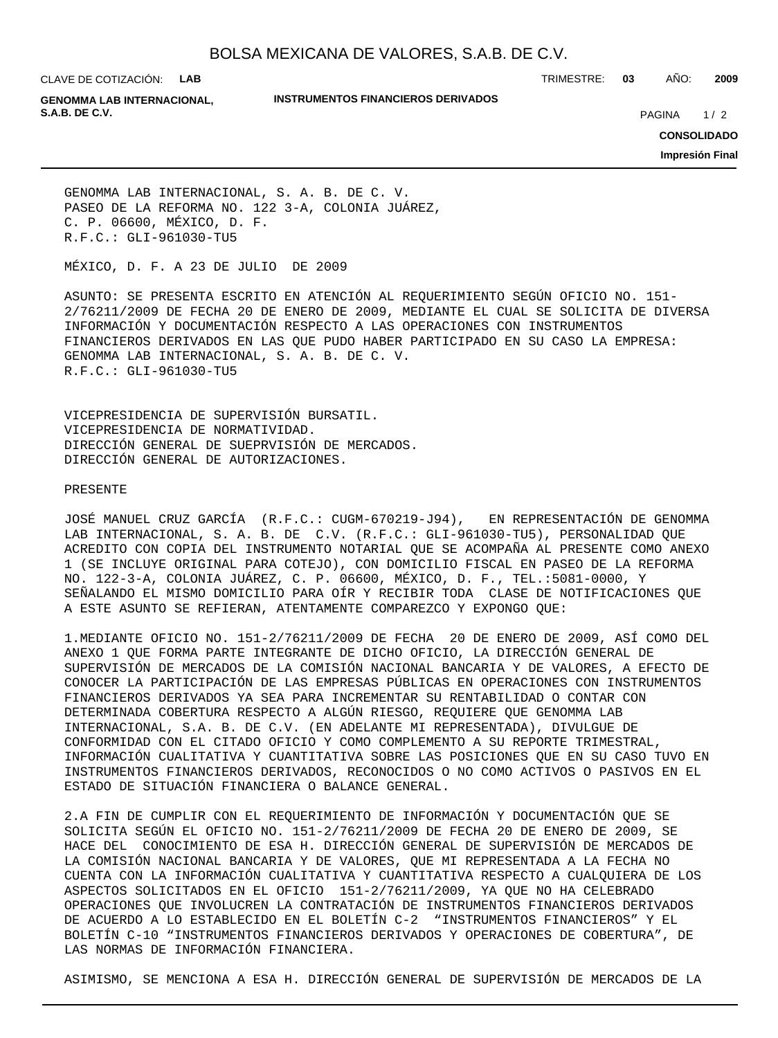GENOMMA LAB INTERNACIONAL, S. A. B. DE C. V.
PASEO DE LA REFORMA NO. 122 3-A, COLONIA JUÁREZ,
C. P. 06600, MÉXICO, D. F.
R.F.C.: GLI-961030-TU5

MÉXICO, D. F. A 23 DE JULIO DE 2009

ASUNTO: SE PRESENTA ESCRITO EN ATENCIÓN AL REQUERIMIENTO SEGÚN OFICIO NO. 151-2/76211/2009 DE FECHA 20 DE ENERO DE 2009, MEDIANTE EL CUAL SE SOLICITA DE DIVERSA INFORMACIÓN Y DOCUMENTACIÓN RESPECTO A LAS OPERACIONES CON INSTRUMENTOS FINANCIEROS DERIVADOS EN LAS QUE PUDO HABER PARTICIPADO EN SU CASO LA EMPRESA: GENOMMA LAB INTERNACIONAL, S. A. B. DE C. V.
R.F.C.: GLI-961030-TU5

VICEPRESIDENCIA DE SUPERVISIÓN BURSATIL.
VICEPRESIDENCIA DE NORMATIVIDAD.
DIRECCIÓN GENERAL DE SUEPRVISIÓN DE MERCADOS.
DIRECCIÓN GENERAL DE AUTORIZACIONES.

PRESENTE

JOSÉ MANUEL CRUZ GARCÍA (R.F.C.: CUGM-670219-J94), EN REPRESENTACIÓN DE GENOMMA LAB INTERNACIONAL, S. A. B. DE C.V. (R.F.C.: GLI-961030-TU5), PERSONALIDAD QUE ACREDITO CON COPIA DEL INSTRUMENTO NOTARIAL QUE SE ACOMPAÑA AL PRESENTE COMO ANEXO 1 (SE INCLUYE ORIGINAL PARA COTEJO), CON DOMICILIO FISCAL EN PASEO DE LA REFORMA NO. 122-3-A, COLONIA JUÁREZ, C. P. 06600, MÉXICO, D. F., TEL.:5081-0000, Y SEÑALANDO EL MISMO DOMICILIO PARA OÍR Y RECIBIR TODA CLASE DE NOTIFICACIONES QUE A ESTE ASUNTO SE REFIERAN, ATENTAMENTE COMPAREZCO Y EXPONGO QUE:

1.MEDIANTE OFICIO NO. 151-2/76211/2009 DE FECHA 20 DE ENERO DE 2009, ASÍ COMO DEL ANEXO 1 QUE FORMA PARTE INTEGRANTE DE DICHO OFICIO, LA DIRECCIÓN GENERAL DE SUPERVISIÓN DE MERCADOS DE LA COMISIÓN NACIONAL BANCARIA Y DE VALORES, A EFECTO DE CONOCER LA PARTICIPACIÓN DE LAS EMPRESAS PÚBLICAS EN OPERACIONES CON INSTRUMENTOS FINANCIEROS DERIVADOS YA SEA PARA INCREMENTAR SU RENTABILIDAD O CONTAR CON DETERMINADA COBERTURA RESPECTO A ALGÚN RIESGO, REQUIERE QUE GENOMMA LAB INTERNACIONAL, S.A. B. DE C.V. (EN ADELANTE MI REPRESENTADA), DIVULGUE DE CONFORMIDAD CON EL CITADO OFICIO Y COMO COMPLEMENTO A SU REPORTE TRIMESTRAL, INFORMACIÓN CUALITATIVA Y CUANTITATIVA SOBRE LAS POSICIONES QUE EN SU CASO TUVO EN INSTRUMENTOS FINANCIEROS DERIVADOS, RECONOCIDOS O NO COMO ACTIVOS O PASIVOS EN EL ESTADO DE SITUACIÓN FINANCIERA O BALANCE GENERAL.

2.A FIN DE CUMPLIR CON EL REQUERIMIENTO DE INFORMACIÓN Y DOCUMENTACIÓN QUE SE SOLICITA SEGÚN EL OFICIO NO. 151-2/76211/2009 DE FECHA 20 DE ENERO DE 2009, SE HACE DEL CONOCIMIENTO DE ESA H. DIRECCIÓN GENERAL DE SUPERVISIÓN DE MERCADOS DE LA COMISIÓN NACIONAL BANCARIA Y DE VALORES, QUE MI REPRESENTADA A LA FECHA NO CUENTA CON LA INFORMACIÓN CUALITATIVA Y CUANTITATIVA RESPECTO A CUALQUIERA DE LOS ASPECTOS SOLICITADOS EN EL OFICIO 151-2/76211/2009, YA QUE NO HA CELEBRADO OPERACIONES QUE INVOLUCREN LA CONTRATACIÓN DE INSTRUMENTOS FINANCIEROS DERIVADOS DE ACUERDO A LO ESTABLECIDO EN EL BOLETÍN C-2 “INSTRUMENTOS FINANCIEROS” Y EL BOLETÍN C-10 “INSTRUMENTOS FINANCIEROS DERIVADOS Y OPERACIONES DE COBERTURA”, DE LAS NORMAS DE INFORMACIÓN FINANCIERA.

ASIMISMO, SE MENCIONA A ESA H. DIRECCIÓN GENERAL DE SUPERVISIÓN DE MERCADOS DE LA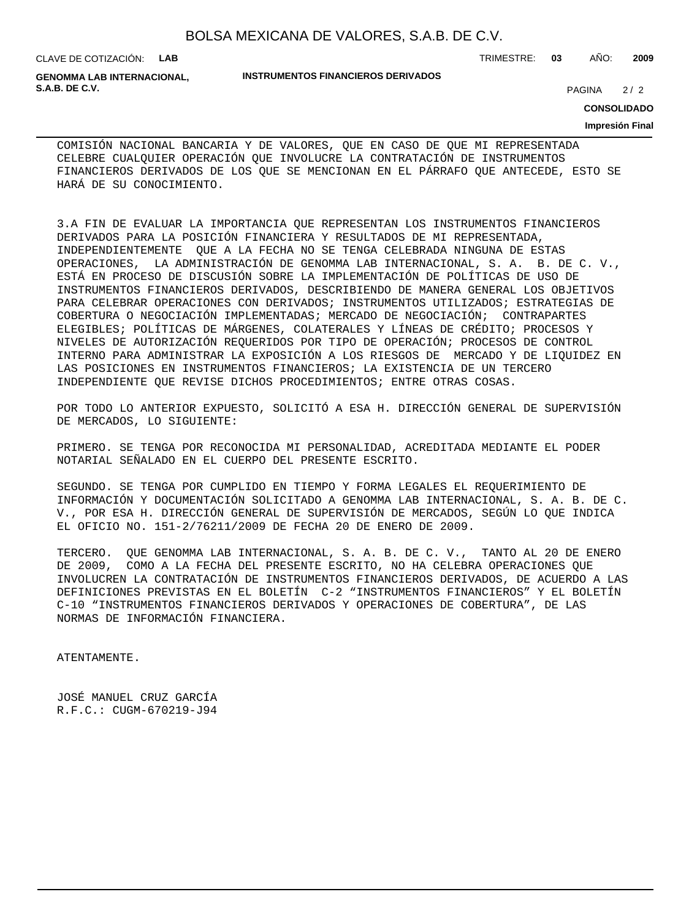COMISIÓN NACIONAL BANCARIA Y DE VALORES, QUE EN CASO DE QUE MI REPRESENTADA CELEBRE CUALQUIER OPERACIÓN QUE INVOLUCRE LA CONTRATACIÓN DE INSTRUMENTOS FINANCIEROS DERIVADOS DE LOS QUE SE MENCIONAN EN EL PÁRRAFO QUE ANTECEDE, ESTO SE HARÁ DE SU CONOCIMIENTO.

3.A FIN DE EVALUAR LA IMPORTANCIA QUE REPRESENTAN LOS INSTRUMENTOS FINANCIEROS DERIVADOS PARA LA POSICIÓN FINANCIERA Y RESULTADOS DE MI REPRESENTADA, INDEPENDIENTEMENTE QUE A LA FECHA NO SE TENGA CELEBRADA NINGUNA DE ESTAS OPERACIONES, LA ADMINISTRACIÓN DE GENOMMA LAB INTERNACIONAL, S. A. B. DE C. V., ESTÁ EN PROCESO DE DISCUSIÓN SOBRE LA IMPLEMENTACIÓN DE POLÍTICAS DE USO DE INSTRUMENTOS FINANCIEROS DERIVADOS, DESCRIBIENDO DE MANERA GENERAL LOS OBJETIVOS PARA CELEBRAR OPERACIONES CON DERIVADOS; INSTRUMENTOS UTILIZADOS; ESTRATEGIAS DE COBERTURA O NEGOCIACIÓN IMPLEMENTADAS; MERCADO DE NEGOCIACIÓN; CONTRAPARTES ELEGIBLES; POLÍTICAS DE MÁRGENES, COLATERALES Y LÍNEAS DE CRÉDITO; PROCESOS Y NIVELES DE AUTORIZACIÓN REQUERIDOS POR TIPO DE OPERACIÓN; PROCESOS DE CONTROL INTERNO PARA ADMINISTRAR LA EXPOSICIÓN A LOS RIESGOS DE MERCADO Y DE LIQUIDEZ EN LAS POSICIONES EN INSTRUMENTOS FINANCIEROS; LA EXISTENCIA DE UN TERCERO INDEPENDIENTE QUE REVISE DICHOS PROCEDIMIENTOS; ENTRE OTRAS COSAS.

POR TODO LO ANTERIOR EXPUESTO, SOLICITÓ A ESA H. DIRECCIÓN GENERAL DE SUPERVISIÓN DE MERCADOS, LO SIGUIENTE:

PRIMERO. SE TENGA POR RECONOCIDA MI PERSONALIDAD, ACREDITADA MEDIANTE EL PODER NOTARIAL SEÑALADO EN EL CUERPO DEL PRESENTE ESCRITO.

SEGUNDO. SE TENGA POR CUMPLIDO EN TIEMPO Y FORMA LEGALES EL REQUERIMIENTO DE INFORMACIÓN Y DOCUMENTACIÓN SOLICITADO A GENOMMA LAB INTERNACIONAL, S. A. B. DE C. V., POR ESA H. DIRECCIÓN GENERAL DE SUPERVISIÓN DE MERCADOS, SEGÚN LO QUE INDICA EL OFICIO NO. 151-2/76211/2009 DE FECHA 20 DE ENERO DE 2009.

TERCERO. QUE GENOMMA LAB INTERNACIONAL, S. A. B. DE C. V., TANTO AL 20 DE ENERO DE 2009, COMO A LA FECHA DEL PRESENTE ESCRITO, NO HA CELEBRA OPERACIONES QUE INVOLUCREN LA CONTRATACIÓN DE INSTRUMENTOS FINANCIEROS DERIVADOS, DE ACUERDO A LAS DEFINICIONES PREVISTAS EN EL BOLETÍN C-2 “INSTRUMENTOS FINANCIEROS” Y EL BOLETÍN C-10 “INSTRUMENTOS FINANCIEROS DERIVADOS Y OPERACIONES DE COBERTURA”, DE LAS NORMAS DE INFORMACIÓN FINANCIERA.

ATENTAMENTE.

JOSÉ MANUEL CRUZ GARCÍA
R.F.C.: CUGM-670219-J94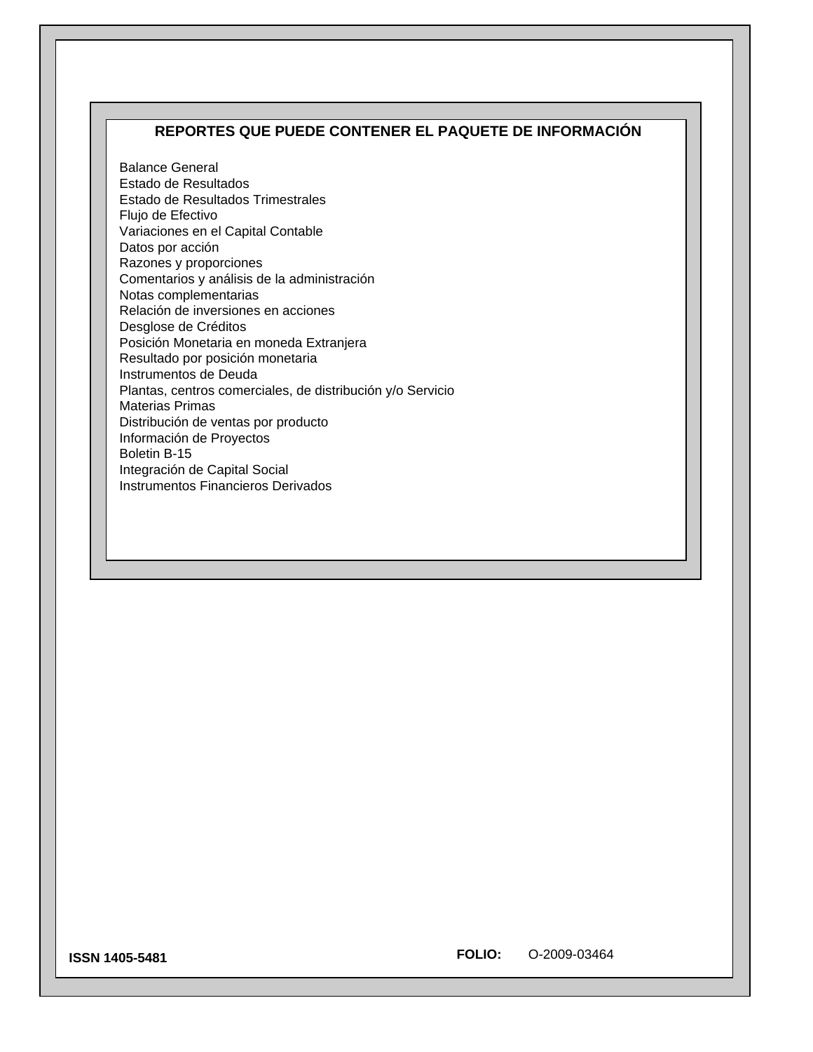## REPORTES QUE PUEDE CONTENER EL PAQUETE DE INFORMACIÓN

Balance General
Estado de Resultados
Estado de Resultados Trimestrales
Flujo de Efectivo
Variaciones en el Capital Contable
Datos por acción
Razones y proporciones
Comentarios y análisis de la administración
Notas complementarias
Relación de inversiones en acciones
Desglose de Créditos
Posición Monetaria en moneda Extranjera
Resultado por posición monetaria
Instrumentos de Deuda
Plantas, centros comerciales, de distribución y/o Servicio
Materias Primas
Distribución de ventas por producto
Información de Proyectos
Boletin B-15
Integración de Capital Social
Instrumentos Financieros Derivados

**ISSN 1405-5481**

**FOLIO:** O-2009-03464